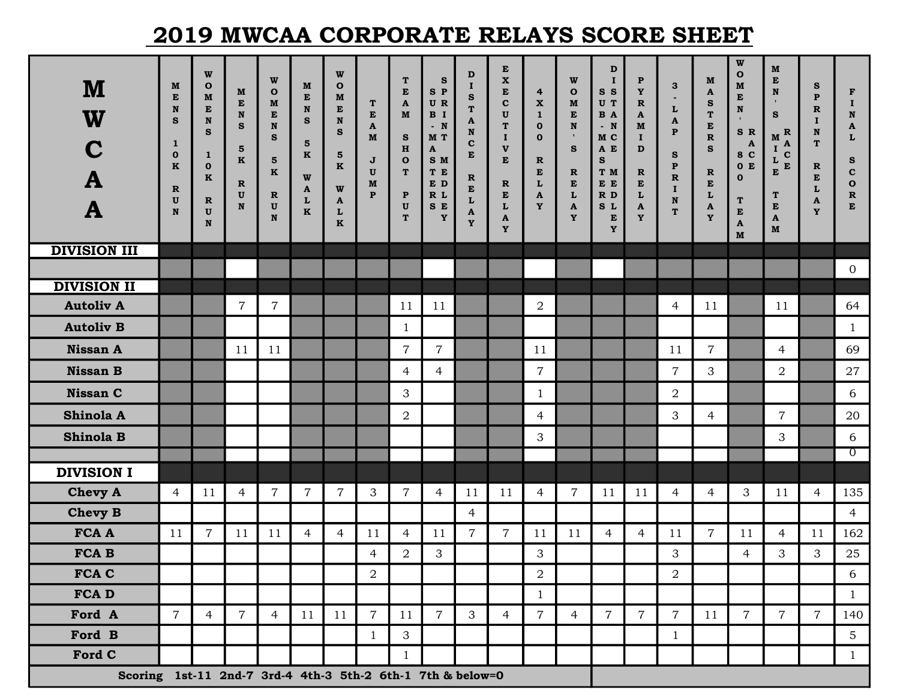# 2019 MWCAA CORPORATE RELAYS SCORE SHEET

| MWCAA | MENS 10K RUN | WOMENS 10K RUN | MENS 5K RUN | WOMENS 5K RUN | MENS 5K WALK | WOMENS 5K WALK | TEAM JUMP | TEAM SHOT PUT | SUB-MASTERS SPRINT MEDLEY | DISTANCE RELAY | EXECUTIVE RELAY | 4X100 RELAY | WOMEN'S RELAY | SUB-MASTERS DISTANCE MEDLEY | PYRAMID RELAY | 3-LAP SPRINT | MASTERS RELAY | WOMEN'S 800 TEAM RACE | MEN'S MILE TEAM RACE | SPRINT RELAY | FINAL SCORE |
|---|---|---|---|---|---|---|---|---|---|---|---|---|---|---|---|---|---|---|---|---|---|
| **DIVISION III** | | | | | | | | | | | | | | | | | | | | | |
| | | | | | | | | | | | | | | | | | | | | | 0 |
| **DIVISION II** | | | | | | | | | | | | | | | | | | | | | |
| **Autoliv A** | | | 7 | 7 | | | | 11 | 11 | | | 2 | | | | 4 | 11 | | 11 | | 64 |
| **Autoliv B** | | | | | | | | 1 | | | | | | | | | | | | | 1 |
| **Nissan A** | | | 11 | 11 | | | | 7 | 7 | | | 11 | | | | 11 | 7 | | 4 | | 69 |
| **Nissan B** | | | | | | | | 4 | 4 | | | 7 | | | | 7 | 3 | | 2 | | 27 |
| **Nissan C** | | | | | | | | 3 | | | | 1 | | | | 2 | | | | | 6 |
| **Shinola A** | | | | | | | | 2 | | | | 4 | | | | 3 | 4 | | 7 | | 20 |
| **Shinola B** | | | | | | | | | | | | 3 | | | | | | | 3 | | 6 |
| | | | | | | | | | | | | | | | | | | | | | 0 |
| **DIVISION I** | | | | | | | | | | | | | | | | | | | | | |
| **Chevy A** | 4 | 11 | 4 | 7 | 7 | 7 | 3 | 7 | 4 | 11 | 11 | 4 | 7 | 11 | 11 | 4 | 4 | 3 | 11 | 4 | 135 |
| **Chevy B** | | | | | | | | | | 4 | | | | | | | | | | | 4 |
| **FCA A** | 11 | 7 | 11 | 11 | 4 | 4 | 11 | 4 | 11 | 7 | 7 | 11 | 11 | 4 | 4 | 11 | 7 | 11 | 4 | 11 | 162 |
| **FCA B** | | | | | | | 4 | 2 | 3 | | | 3 | | | | 3 | | 4 | 3 | 3 | 25 |
| **FCA C** | | | | | | | 2 | | | | | 2 | | | | 2 | | | | | 6 |
| **FCA D** | | | | | | | | | | | | 1 | | | | | | | | | 1 |
| **Ford A** | 7 | 4 | 7 | 4 | 11 | 11 | 7 | 11 | 7 | 3 | 4 | 7 | 4 | 7 | 7 | 7 | 11 | 7 | 7 | 7 | 140 |
| **Ford B** | | | | | | | 1 | 3 | | | | | | | | 1 | | | | | 5 |
| **Ford C** | | | | | | | | 1 | | | | | | | | | | | | | 1 |

**Scoring 1st-11 2nd-7 3rd-4 4th-3 5th-2 6th-1 7th & below=0**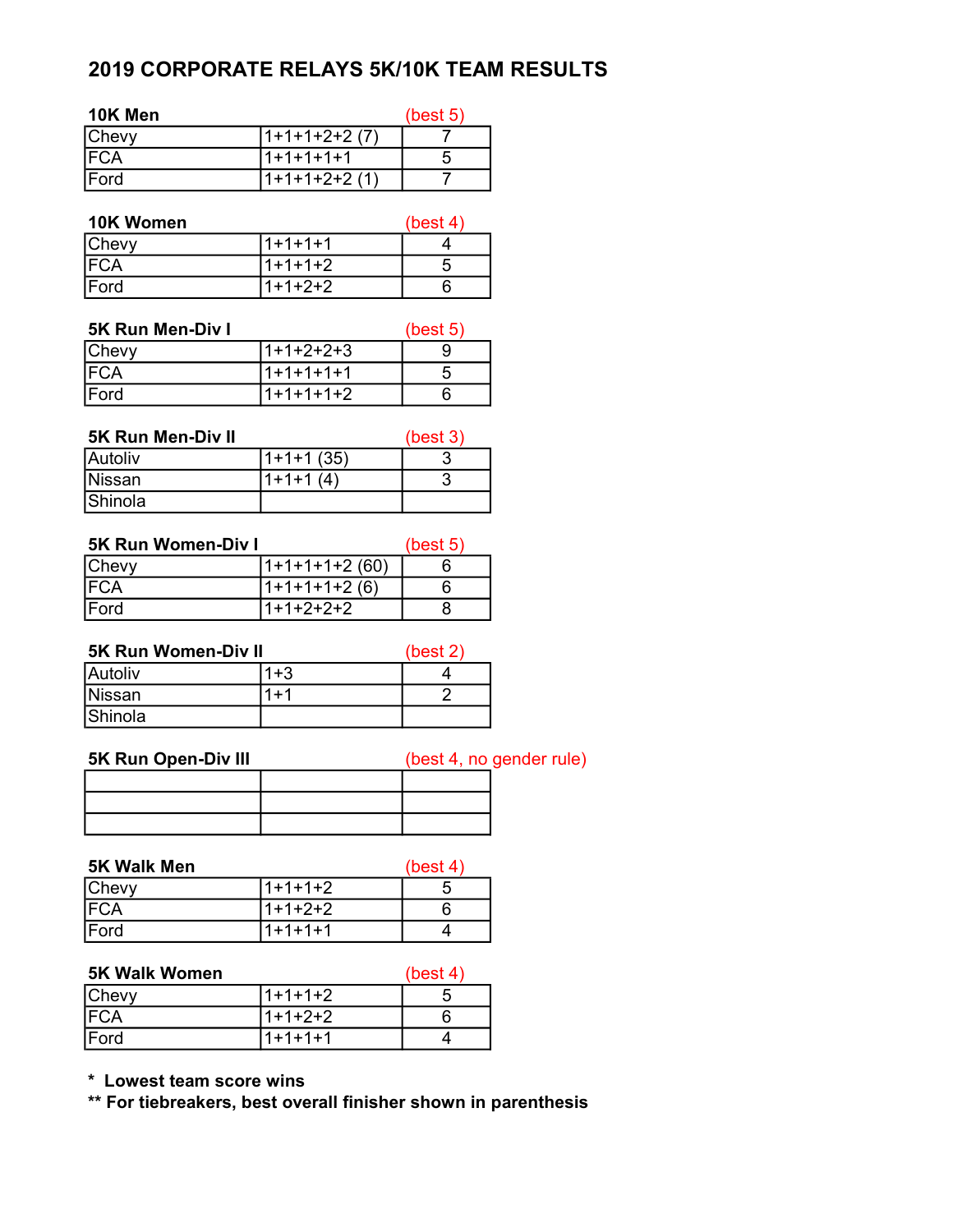# 2019 CORPORATE RELAYS 5K/10K TEAM RESULTS

**10K Men** (best 5)

| Team | Scores | Total |
|---|---|---|
| Chevy | 1+1+1+2+2 (7) | 7 |
| FCA | 1+1+1+1+1 | 5 |
| Ford | 1+1+1+2+2 (1) | 7 |

**10K Women** (best 4)

| Team | Scores | Total |
|---|---|---|
| Chevy | 1+1+1+1 | 4 |
| FCA | 1+1+1+2 | 5 |
| Ford | 1+1+2+2 | 6 |

**5K Run Men-Div I** (best 5)

| Team | Scores | Total |
|---|---|---|
| Chevy | 1+1+2+2+3 | 9 |
| FCA | 1+1+1+1+1 | 5 |
| Ford | 1+1+1+1+2 | 6 |

**5K Run Men-Div II** (best 3)

| Team | Scores | Total |
|---|---|---|
| Autoliv | 1+1+1 (35) | 3 |
| Nissan | 1+1+1 (4) | 3 |
| Shinola | | |

**5K Run Women-Div I** (best 5)

| Team | Scores | Total |
|---|---|---|
| Chevy | 1+1+1+1+2 (60) | 6 |
| FCA | 1+1+1+1+2 (6) | 6 |
| Ford | 1+1+2+2+2 | 8 |

**5K Run Women-Div II** (best 2)

| Team | Scores | Total |
|---|---|---|
| Autoliv | 1+3 | 4 |
| Nissan | 1+1 | 2 |
| Shinola | | |

**5K Run Open-Div III** (best 4, no gender rule)

| Team | Scores | Total |
|---|---|---|
| | | |
| | | |
| | | |

**5K Walk Men** (best 4)

| Team | Scores | Total |
|---|---|---|
| Chevy | 1+1+1+2 | 5 |
| FCA | 1+1+2+2 | 6 |
| Ford | 1+1+1+1 | 4 |

**5K Walk Women** (best 4)

| Team | Scores | Total |
|---|---|---|
| Chevy | 1+1+1+2 | 5 |
| FCA | 1+1+2+2 | 6 |
| Ford | 1+1+1+1 | 4 |

**\* Lowest team score wins**

**\*\* For tiebreakers, best overall finisher shown in parenthesis**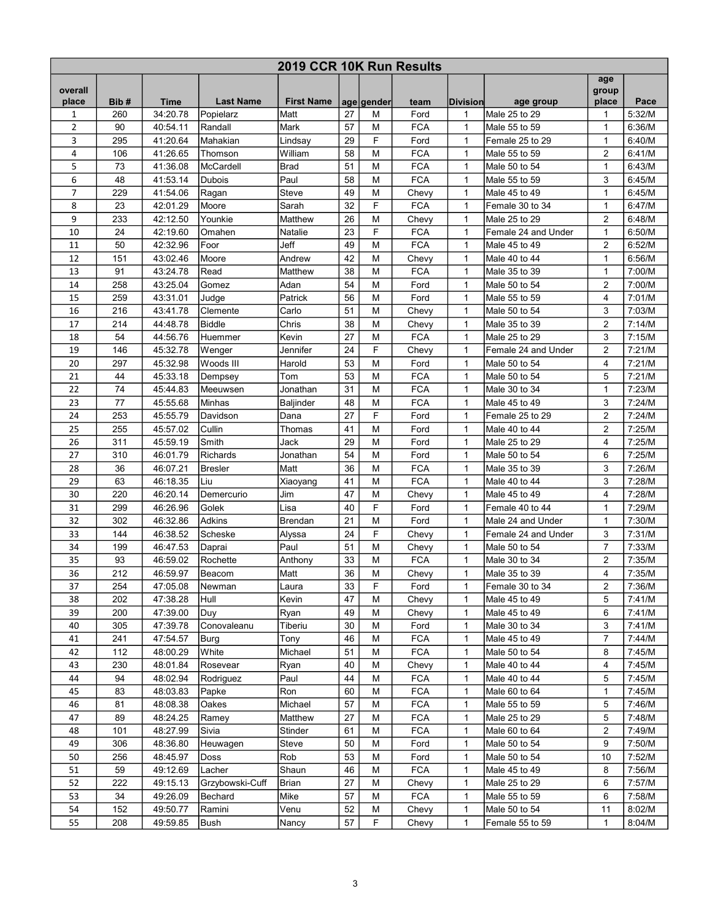# 2019 CCR 10K Run Results

| overall place | Bib # | Time | Last Name | First Name | age | gender | team | Division | age group | age group place | Pace |
|---|---|---|---|---|---|---|---|---|---|---|---|
| 1 | 260 | 34:20.78 | Popielarz | Matt | 27 | M | Ford | 1 | Male 25 to 29 | 1 | 5:32/M |
| 2 | 90 | 40:54.11 | Randall | Mark | 57 | M | FCA | 1 | Male 55 to 59 | 1 | 6:36/M |
| 3 | 295 | 41:20.64 | Mahakian | Lindsay | 29 | F | Ford | 1 | Female 25 to 29 | 1 | 6:40/M |
| 4 | 106 | 41:26.65 | Thomson | William | 58 | M | FCA | 1 | Male 55 to 59 | 2 | 6:41/M |
| 5 | 73 | 41:36.08 | McCardell | Brad | 51 | M | FCA | 1 | Male 50 to 54 | 1 | 6:43/M |
| 6 | 48 | 41:53.14 | Dubois | Paul | 58 | M | FCA | 1 | Male 55 to 59 | 3 | 6:45/M |
| 7 | 229 | 41:54.06 | Ragan | Steve | 49 | M | Chevy | 1 | Male 45 to 49 | 1 | 6:45/M |
| 8 | 23 | 42:01.29 | Moore | Sarah | 32 | F | FCA | 1 | Female 30 to 34 | 1 | 6:47/M |
| 9 | 233 | 42:12.50 | Younkie | Matthew | 26 | M | Chevy | 1 | Male 25 to 29 | 2 | 6:48/M |
| 10 | 24 | 42:19.60 | Omahen | Natalie | 23 | F | FCA | 1 | Female 24 and Under | 1 | 6:50/M |
| 11 | 50 | 42:32.96 | Foor | Jeff | 49 | M | FCA | 1 | Male 45 to 49 | 2 | 6:52/M |
| 12 | 151 | 43:02.46 | Moore | Andrew | 42 | M | Chevy | 1 | Male 40 to 44 | 1 | 6:56/M |
| 13 | 91 | 43:24.78 | Read | Matthew | 38 | M | FCA | 1 | Male 35 to 39 | 1 | 7:00/M |
| 14 | 258 | 43:25.04 | Gomez | Adan | 54 | M | Ford | 1 | Male 50 to 54 | 2 | 7:00/M |
| 15 | 259 | 43:31.01 | Judge | Patrick | 56 | M | Ford | 1 | Male 55 to 59 | 4 | 7:01/M |
| 16 | 216 | 43:41.78 | Clemente | Carlo | 51 | M | Chevy | 1 | Male 50 to 54 | 3 | 7:03/M |
| 17 | 214 | 44:48.78 | Biddle | Chris | 38 | M | Chevy | 1 | Male 35 to 39 | 2 | 7:14/M |
| 18 | 54 | 44:56.76 | Huemmer | Kevin | 27 | M | FCA | 1 | Male 25 to 29 | 3 | 7:15/M |
| 19 | 146 | 45:32.78 | Wenger | Jennifer | 24 | F | Chevy | 1 | Female 24 and Under | 2 | 7:21/M |
| 20 | 297 | 45:32.98 | Woods III | Harold | 53 | M | Ford | 1 | Male 50 to 54 | 4 | 7:21/M |
| 21 | 44 | 45:33.18 | Dempsey | Tom | 53 | M | FCA | 1 | Male 50 to 54 | 5 | 7:21/M |
| 22 | 74 | 45:44.83 | Meeuwsen | Jonathan | 31 | M | FCA | 1 | Male 30 to 34 | 1 | 7:23/M |
| 23 | 77 | 45:55.68 | Minhas | Baljinder | 48 | M | FCA | 1 | Male 45 to 49 | 3 | 7:24/M |
| 24 | 253 | 45:55.79 | Davidson | Dana | 27 | F | Ford | 1 | Female 25 to 29 | 2 | 7:24/M |
| 25 | 255 | 45:57.02 | Cullin | Thomas | 41 | M | Ford | 1 | Male 40 to 44 | 2 | 7:25/M |
| 26 | 311 | 45:59.19 | Smith | Jack | 29 | M | Ford | 1 | Male 25 to 29 | 4 | 7:25/M |
| 27 | 310 | 46:01.79 | Richards | Jonathan | 54 | M | Ford | 1 | Male 50 to 54 | 6 | 7:25/M |
| 28 | 36 | 46:07.21 | Bresler | Matt | 36 | M | FCA | 1 | Male 35 to 39 | 3 | 7:26/M |
| 29 | 63 | 46:18.35 | Liu | Xiaoyang | 41 | M | FCA | 1 | Male 40 to 44 | 3 | 7:28/M |
| 30 | 220 | 46:20.14 | Demercurio | Jim | 47 | M | Chevy | 1 | Male 45 to 49 | 4 | 7:28/M |
| 31 | 299 | 46:26.96 | Golek | Lisa | 40 | F | Ford | 1 | Female 40 to 44 | 1 | 7:29/M |
| 32 | 302 | 46:32.86 | Adkins | Brendan | 21 | M | Ford | 1 | Male 24 and Under | 1 | 7:30/M |
| 33 | 144 | 46:38.52 | Scheske | Alyssa | 24 | F | Chevy | 1 | Female 24 and Under | 3 | 7:31/M |
| 34 | 199 | 46:47.53 | Daprai | Paul | 51 | M | Chevy | 1 | Male 50 to 54 | 7 | 7:33/M |
| 35 | 93 | 46:59.02 | Rochette | Anthony | 33 | M | FCA | 1 | Male 30 to 34 | 2 | 7:35/M |
| 36 | 212 | 46:59.97 | Beacom | Matt | 36 | M | Chevy | 1 | Male 35 to 39 | 4 | 7:35/M |
| 37 | 254 | 47:05.08 | Newman | Laura | 33 | F | Ford | 1 | Female 30 to 34 | 2 | 7:36/M |
| 38 | 202 | 47:38.28 | Hull | Kevin | 47 | M | Chevy | 1 | Male 45 to 49 | 5 | 7:41/M |
| 39 | 200 | 47:39.00 | Duy | Ryan | 49 | M | Chevy | 1 | Male 45 to 49 | 6 | 7:41/M |
| 40 | 305 | 47:39.78 | Conovaleanu | Tiberiu | 30 | M | Ford | 1 | Male 30 to 34 | 3 | 7:41/M |
| 41 | 241 | 47:54.57 | Burg | Tony | 46 | M | FCA | 1 | Male 45 to 49 | 7 | 7:44/M |
| 42 | 112 | 48:00.29 | White | Michael | 51 | M | FCA | 1 | Male 50 to 54 | 8 | 7:45/M |
| 43 | 230 | 48:01.84 | Rosevear | Ryan | 40 | M | Chevy | 1 | Male 40 to 44 | 4 | 7:45/M |
| 44 | 94 | 48:02.94 | Rodriguez | Paul | 44 | M | FCA | 1 | Male 40 to 44 | 5 | 7:45/M |
| 45 | 83 | 48:03.83 | Papke | Ron | 60 | M | FCA | 1 | Male 60 to 64 | 1 | 7:45/M |
| 46 | 81 | 48:08.38 | Oakes | Michael | 57 | M | FCA | 1 | Male 55 to 59 | 5 | 7:46/M |
| 47 | 89 | 48:24.25 | Ramey | Matthew | 27 | M | FCA | 1 | Male 25 to 29 | 5 | 7:48/M |
| 48 | 101 | 48:27.99 | Sivia | Stinder | 61 | M | FCA | 1 | Male 60 to 64 | 2 | 7:49/M |
| 49 | 306 | 48:36.80 | Heuwagen | Steve | 50 | M | Ford | 1 | Male 50 to 54 | 9 | 7:50/M |
| 50 | 256 | 48:45.97 | Doss | Rob | 53 | M | Ford | 1 | Male 50 to 54 | 10 | 7:52/M |
| 51 | 59 | 49:12.69 | Lacher | Shaun | 46 | M | FCA | 1 | Male 45 to 49 | 8 | 7:56/M |
| 52 | 222 | 49:15.13 | Grzybowski-Cuff | Brian | 27 | M | Chevy | 1 | Male 25 to 29 | 6 | 7:57/M |
| 53 | 34 | 49:26.09 | Bechard | Mike | 57 | M | FCA | 1 | Male 55 to 59 | 6 | 7:58/M |
| 54 | 152 | 49:50.77 | Ramini | Venu | 52 | M | Chevy | 1 | Male 50 to 54 | 11 | 8:02/M |
| 55 | 208 | 49:59.85 | Bush | Nancy | 57 | F | Chevy | 1 | Female 55 to 59 | 1 | 8:04/M |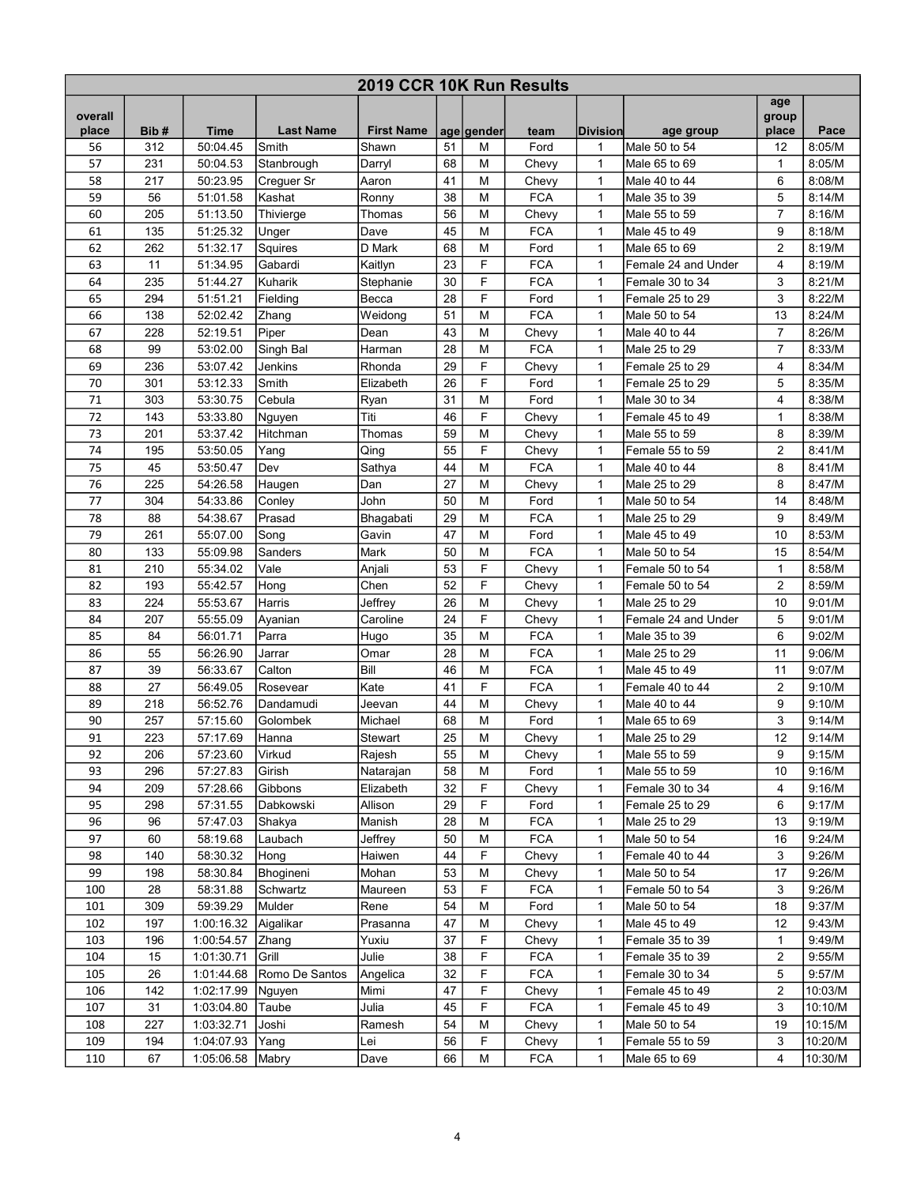# 2019 CCR 10K Run Results

| overall place | Bib # | Time | Last Name | First Name | age | gender | team | Division | age group | age group place | Pace |
|---|---|---|---|---|---|---|---|---|---|---|---|
| 56 | 312 | 50:04.45 | Smith | Shawn | 51 | M | Ford | 1 | Male 50 to 54 | 12 | 8:05/M |
| 57 | 231 | 50:04.53 | Stanbrough | Darryl | 68 | M | Chevy | 1 | Male 65 to 69 | 1 | 8:05/M |
| 58 | 217 | 50:23.95 | Creguer Sr | Aaron | 41 | M | Chevy | 1 | Male 40 to 44 | 6 | 8:08/M |
| 59 | 56 | 51:01.58 | Kashat | Ronny | 38 | M | FCA | 1 | Male 35 to 39 | 5 | 8:14/M |
| 60 | 205 | 51:13.50 | Thivierge | Thomas | 56 | M | Chevy | 1 | Male 55 to 59 | 7 | 8:16/M |
| 61 | 135 | 51:25.32 | Unger | Dave | 45 | M | FCA | 1 | Male 45 to 49 | 9 | 8:18/M |
| 62 | 262 | 51:32.17 | Squires | D Mark | 68 | M | Ford | 1 | Male 65 to 69 | 2 | 8:19/M |
| 63 | 11 | 51:34.95 | Gabardi | Kaitlyn | 23 | F | FCA | 1 | Female 24 and Under | 4 | 8:19/M |
| 64 | 235 | 51:44.27 | Kuharik | Stephanie | 30 | F | FCA | 1 | Female 30 to 34 | 3 | 8:21/M |
| 65 | 294 | 51:51.21 | Fielding | Becca | 28 | F | Ford | 1 | Female 25 to 29 | 3 | 8:22/M |
| 66 | 138 | 52:02.42 | Zhang | Weidong | 51 | M | FCA | 1 | Male 50 to 54 | 13 | 8:24/M |
| 67 | 228 | 52:19.51 | Piper | Dean | 43 | M | Chevy | 1 | Male 40 to 44 | 7 | 8:26/M |
| 68 | 99 | 53:02.00 | Singh Bal | Harman | 28 | M | FCA | 1 | Male 25 to 29 | 7 | 8:33/M |
| 69 | 236 | 53:07.42 | Jenkins | Rhonda | 29 | F | Chevy | 1 | Female 25 to 29 | 4 | 8:34/M |
| 70 | 301 | 53:12.33 | Smith | Elizabeth | 26 | F | Ford | 1 | Female 25 to 29 | 5 | 8:35/M |
| 71 | 303 | 53:30.75 | Cebula | Ryan | 31 | M | Ford | 1 | Male 30 to 34 | 4 | 8:38/M |
| 72 | 143 | 53:33.80 | Nguyen | Titi | 46 | F | Chevy | 1 | Female 45 to 49 | 1 | 8:38/M |
| 73 | 201 | 53:37.42 | Hitchman | Thomas | 59 | M | Chevy | 1 | Male 55 to 59 | 8 | 8:39/M |
| 74 | 195 | 53:50.05 | Yang | Qing | 55 | F | Chevy | 1 | Female 55 to 59 | 2 | 8:41/M |
| 75 | 45 | 53:50.47 | Dev | Sathya | 44 | M | FCA | 1 | Male 40 to 44 | 8 | 8:41/M |
| 76 | 225 | 54:26.58 | Haugen | Dan | 27 | M | Chevy | 1 | Male 25 to 29 | 8 | 8:47/M |
| 77 | 304 | 54:33.86 | Conley | John | 50 | M | Ford | 1 | Male 50 to 54 | 14 | 8:48/M |
| 78 | 88 | 54:38.67 | Prasad | Bhagabati | 29 | M | FCA | 1 | Male 25 to 29 | 9 | 8:49/M |
| 79 | 261 | 55:07.00 | Song | Gavin | 47 | M | Ford | 1 | Male 45 to 49 | 10 | 8:53/M |
| 80 | 133 | 55:09.98 | Sanders | Mark | 50 | M | FCA | 1 | Male 50 to 54 | 15 | 8:54/M |
| 81 | 210 | 55:34.02 | Vale | Anjali | 53 | F | Chevy | 1 | Female 50 to 54 | 1 | 8:58/M |
| 82 | 193 | 55:42.57 | Hong | Chen | 52 | F | Chevy | 1 | Female 50 to 54 | 2 | 8:59/M |
| 83 | 224 | 55:53.67 | Harris | Jeffrey | 26 | M | Chevy | 1 | Male 25 to 29 | 10 | 9:01/M |
| 84 | 207 | 55:55.09 | Ayanian | Caroline | 24 | F | Chevy | 1 | Female 24 and Under | 5 | 9:01/M |
| 85 | 84 | 56:01.71 | Parra | Hugo | 35 | M | FCA | 1 | Male 35 to 39 | 6 | 9:02/M |
| 86 | 55 | 56:26.90 | Jarrar | Omar | 28 | M | FCA | 1 | Male 25 to 29 | 11 | 9:06/M |
| 87 | 39 | 56:33.67 | Calton | Bill | 46 | M | FCA | 1 | Male 45 to 49 | 11 | 9:07/M |
| 88 | 27 | 56:49.05 | Rosevear | Kate | 41 | F | FCA | 1 | Female 40 to 44 | 2 | 9:10/M |
| 89 | 218 | 56:52.76 | Dandamudi | Jeevan | 44 | M | Chevy | 1 | Male 40 to 44 | 9 | 9:10/M |
| 90 | 257 | 57:15.60 | Golombek | Michael | 68 | M | Ford | 1 | Male 65 to 69 | 3 | 9:14/M |
| 91 | 223 | 57:17.69 | Hanna | Stewart | 25 | M | Chevy | 1 | Male 25 to 29 | 12 | 9:14/M |
| 92 | 206 | 57:23.60 | Virkud | Rajesh | 55 | M | Chevy | 1 | Male 55 to 59 | 9 | 9:15/M |
| 93 | 296 | 57:27.83 | Girish | Natarajan | 58 | M | Ford | 1 | Male 55 to 59 | 10 | 9:16/M |
| 94 | 209 | 57:28.66 | Gibbons | Elizabeth | 32 | F | Chevy | 1 | Female 30 to 34 | 4 | 9:16/M |
| 95 | 298 | 57:31.55 | Dabkowski | Allison | 29 | F | Ford | 1 | Female 25 to 29 | 6 | 9:17/M |
| 96 | 96 | 57:47.03 | Shakya | Manish | 28 | M | FCA | 1 | Male 25 to 29 | 13 | 9:19/M |
| 97 | 60 | 58:19.68 | Laubach | Jeffrey | 50 | M | FCA | 1 | Male 50 to 54 | 16 | 9:24/M |
| 98 | 140 | 58:30.32 | Hong | Haiwen | 44 | F | Chevy | 1 | Female 40 to 44 | 3 | 9:26/M |
| 99 | 198 | 58:30.84 | Bhogineni | Mohan | 53 | M | Chevy | 1 | Male 50 to 54 | 17 | 9:26/M |
| 100 | 28 | 58:31.88 | Schwartz | Maureen | 53 | F | FCA | 1 | Female 50 to 54 | 3 | 9:26/M |
| 101 | 309 | 59:39.29 | Mulder | Rene | 54 | M | Ford | 1 | Male 50 to 54 | 18 | 9:37/M |
| 102 | 197 | 1:00:16.32 | Aigalikar | Prasanna | 47 | M | Chevy | 1 | Male 45 to 49 | 12 | 9:43/M |
| 103 | 196 | 1:00:54.57 | Zhang | Yuxiu | 37 | F | Chevy | 1 | Female 35 to 39 | 1 | 9:49/M |
| 104 | 15 | 1:01:30.71 | Grill | Julie | 38 | F | FCA | 1 | Female 35 to 39 | 2 | 9:55/M |
| 105 | 26 | 1:01:44.68 | Romo De Santos | Angelica | 32 | F | FCA | 1 | Female 30 to 34 | 5 | 9:57/M |
| 106 | 142 | 1:02:17.99 | Nguyen | Mimi | 47 | F | Chevy | 1 | Female 45 to 49 | 2 | 10:03/M |
| 107 | 31 | 1:03:04.80 | Taube | Julia | 45 | F | FCA | 1 | Female 45 to 49 | 3 | 10:10/M |
| 108 | 227 | 1:03:32.71 | Joshi | Ramesh | 54 | M | Chevy | 1 | Male 50 to 54 | 19 | 10:15/M |
| 109 | 194 | 1:04:07.93 | Yang | Lei | 56 | F | Chevy | 1 | Female 55 to 59 | 3 | 10:20/M |
| 110 | 67 | 1:05:06.58 | Mabry | Dave | 66 | M | FCA | 1 | Male 65 to 69 | 4 | 10:30/M |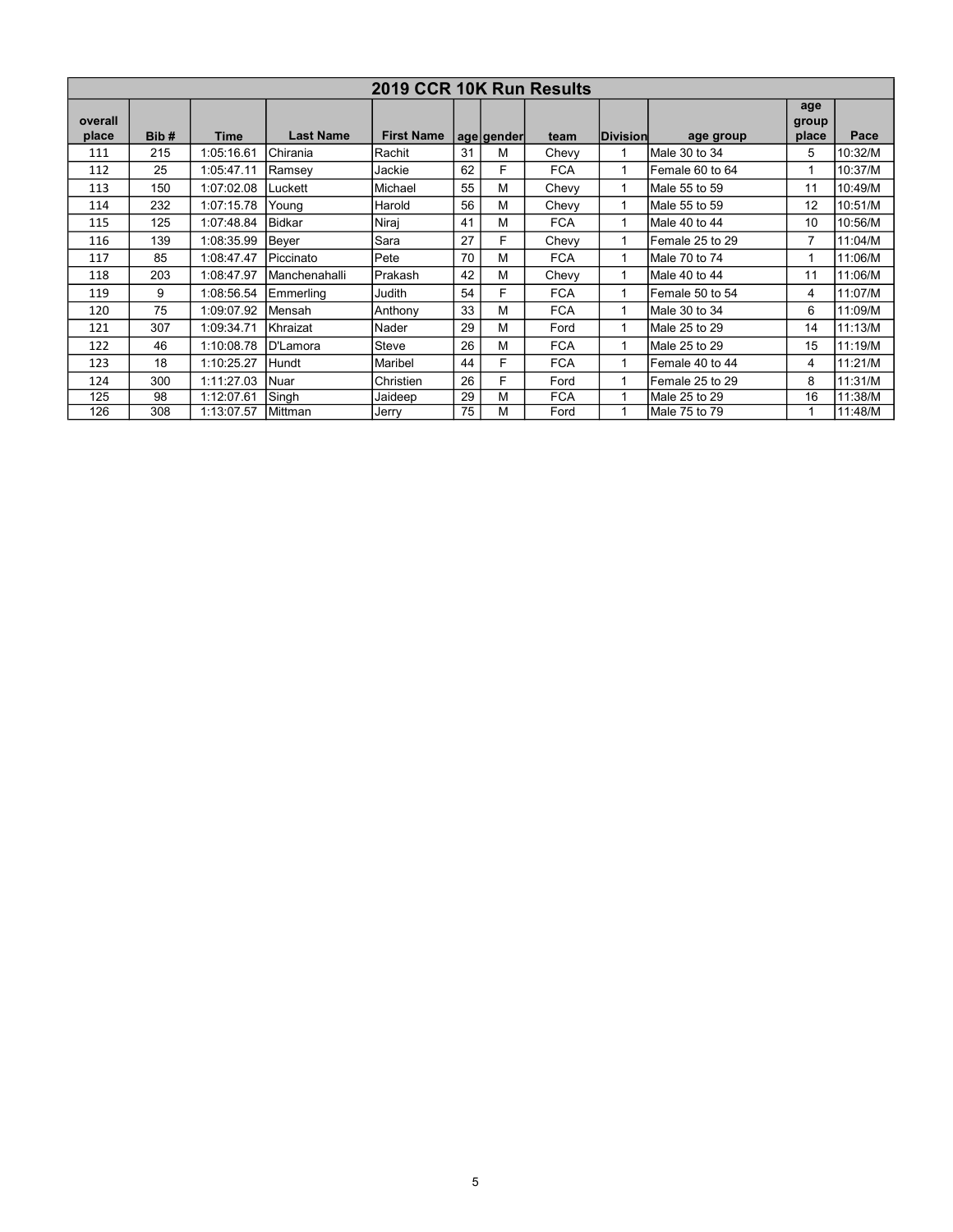## 2019 CCR 10K Run Results

| overall place | Bib # | Time | Last Name | First Name | age | gender | team | Division | age group | age group place | Pace |
|---|---|---|---|---|---|---|---|---|---|---|---|
| 111 | 215 | 1:05:16.61 | Chirania | Rachit | 31 | M | Chevy | 1 | Male 30 to 34 | 5 | 10:32/M |
| 112 | 25 | 1:05:47.11 | Ramsey | Jackie | 62 | F | FCA | 1 | Female 60 to 64 | 1 | 10:37/M |
| 113 | 150 | 1:07:02.08 | Luckett | Michael | 55 | M | Chevy | 1 | Male 55 to 59 | 11 | 10:49/M |
| 114 | 232 | 1:07:15.78 | Young | Harold | 56 | M | Chevy | 1 | Male 55 to 59 | 12 | 10:51/M |
| 115 | 125 | 1:07:48.84 | Bidkar | Niraj | 41 | M | FCA | 1 | Male 40 to 44 | 10 | 10:56/M |
| 116 | 139 | 1:08:35.99 | Beyer | Sara | 27 | F | Chevy | 1 | Female 25 to 29 | 7 | 11:04/M |
| 117 | 85 | 1:08:47.47 | Piccinato | Pete | 70 | M | FCA | 1 | Male 70 to 74 | 1 | 11:06/M |
| 118 | 203 | 1:08:47.97 | Manchenahalli | Prakash | 42 | M | Chevy | 1 | Male 40 to 44 | 11 | 11:06/M |
| 119 | 9 | 1:08:56.54 | Emmerling | Judith | 54 | F | FCA | 1 | Female 50 to 54 | 4 | 11:07/M |
| 120 | 75 | 1:09:07.92 | Mensah | Anthony | 33 | M | FCA | 1 | Male 30 to 34 | 6 | 11:09/M |
| 121 | 307 | 1:09:34.71 | Khraizat | Nader | 29 | M | Ford | 1 | Male 25 to 29 | 14 | 11:13/M |
| 122 | 46 | 1:10:08.78 | D'Lamora | Steve | 26 | M | FCA | 1 | Male 25 to 29 | 15 | 11:19/M |
| 123 | 18 | 1:10:25.27 | Hundt | Maribel | 44 | F | FCA | 1 | Female 40 to 44 | 4 | 11:21/M |
| 124 | 300 | 1:11:27.03 | Nuar | Christien | 26 | F | Ford | 1 | Female 25 to 29 | 8 | 11:31/M |
| 125 | 98 | 1:12:07.61 | Singh | Jaideep | 29 | M | FCA | 1 | Male 25 to 29 | 16 | 11:38/M |
| 126 | 308 | 1:13:07.57 | Mittman | Jerry | 75 | M | Ford | 1 | Male 75 to 79 | 1 | 11:48/M |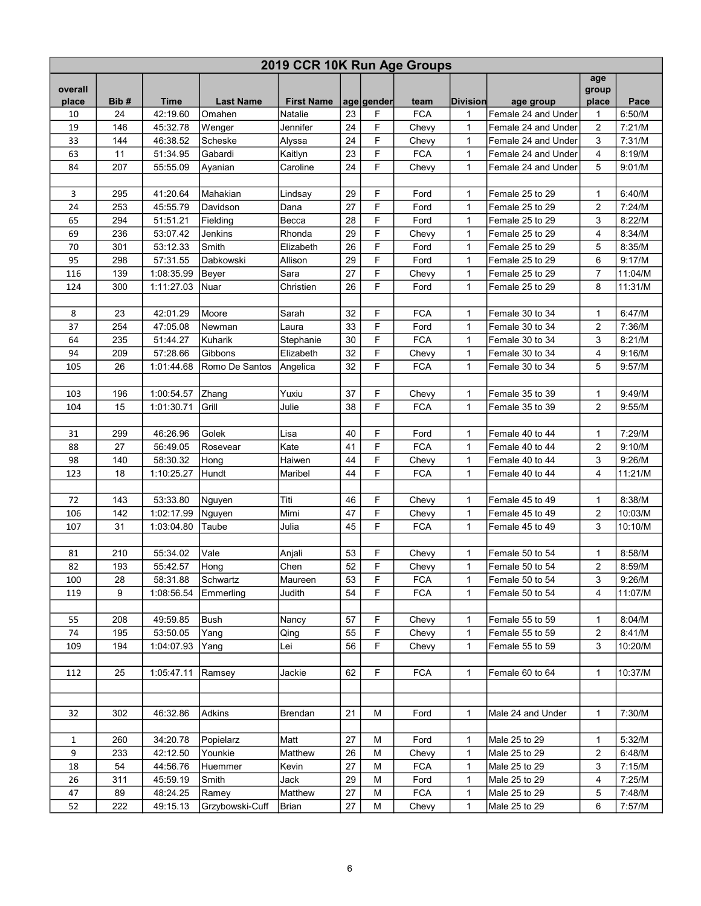# 2019 CCR 10K Run Age Groups

| overall place | Bib # | Time | Last Name | First Name | age | gender | team | Division | age group | age group place | Pace |
|---|---|---|---|---|---|---|---|---|---|---|---|
| 10 | 24 | 42:19.60 | Omahen | Natalie | 23 | F | FCA | 1 | Female 24 and Under | 1 | 6:50/M |
| 19 | 146 | 45:32.78 | Wenger | Jennifer | 24 | F | Chevy | 1 | Female 24 and Under | 2 | 7:21/M |
| 33 | 144 | 46:38.52 | Scheske | Alyssa | 24 | F | Chevy | 1 | Female 24 and Under | 3 | 7:31/M |
| 63 | 11 | 51:34.95 | Gabardi | Kaitlyn | 23 | F | FCA | 1 | Female 24 and Under | 4 | 8:19/M |
| 84 | 207 | 55:55.09 | Ayanian | Caroline | 24 | F | Chevy | 1 | Female 24 and Under | 5 | 9:01/M |
| | | | | | | | | | | | |
| 3 | 295 | 41:20.64 | Mahakian | Lindsay | 29 | F | Ford | 1 | Female 25 to 29 | 1 | 6:40/M |
| 24 | 253 | 45:55.79 | Davidson | Dana | 27 | F | Ford | 1 | Female 25 to 29 | 2 | 7:24/M |
| 65 | 294 | 51:51.21 | Fielding | Becca | 28 | F | Ford | 1 | Female 25 to 29 | 3 | 8:22/M |
| 69 | 236 | 53:07.42 | Jenkins | Rhonda | 29 | F | Chevy | 1 | Female 25 to 29 | 4 | 8:34/M |
| 70 | 301 | 53:12.33 | Smith | Elizabeth | 26 | F | Ford | 1 | Female 25 to 29 | 5 | 8:35/M |
| 95 | 298 | 57:31.55 | Dabkowski | Allison | 29 | F | Ford | 1 | Female 25 to 29 | 6 | 9:17/M |
| 116 | 139 | 1:08:35.99 | Beyer | Sara | 27 | F | Chevy | 1 | Female 25 to 29 | 7 | 11:04/M |
| 124 | 300 | 1:11:27.03 | Nuar | Christien | 26 | F | Ford | 1 | Female 25 to 29 | 8 | 11:31/M |
| | | | | | | | | | | | |
| 8 | 23 | 42:01.29 | Moore | Sarah | 32 | F | FCA | 1 | Female 30 to 34 | 1 | 6:47/M |
| 37 | 254 | 47:05.08 | Newman | Laura | 33 | F | Ford | 1 | Female 30 to 34 | 2 | 7:36/M |
| 64 | 235 | 51:44.27 | Kuharik | Stephanie | 30 | F | FCA | 1 | Female 30 to 34 | 3 | 8:21/M |
| 94 | 209 | 57:28.66 | Gibbons | Elizabeth | 32 | F | Chevy | 1 | Female 30 to 34 | 4 | 9:16/M |
| 105 | 26 | 1:01:44.68 | Romo De Santos | Angelica | 32 | F | FCA | 1 | Female 30 to 34 | 5 | 9:57/M |
| | | | | | | | | | | | |
| 103 | 196 | 1:00:54.57 | Zhang | Yuxiu | 37 | F | Chevy | 1 | Female 35 to 39 | 1 | 9:49/M |
| 104 | 15 | 1:01:30.71 | Grill | Julie | 38 | F | FCA | 1 | Female 35 to 39 | 2 | 9:55/M |
| | | | | | | | | | | | |
| 31 | 299 | 46:26.96 | Golek | Lisa | 40 | F | Ford | 1 | Female 40 to 44 | 1 | 7:29/M |
| 88 | 27 | 56:49.05 | Rosevear | Kate | 41 | F | FCA | 1 | Female 40 to 44 | 2 | 9:10/M |
| 98 | 140 | 58:30.32 | Hong | Haiwen | 44 | F | Chevy | 1 | Female 40 to 44 | 3 | 9:26/M |
| 123 | 18 | 1:10:25.27 | Hundt | Maribel | 44 | F | FCA | 1 | Female 40 to 44 | 4 | 11:21/M |
| | | | | | | | | | | | |
| 72 | 143 | 53:33.80 | Nguyen | Titi | 46 | F | Chevy | 1 | Female 45 to 49 | 1 | 8:38/M |
| 106 | 142 | 1:02:17.99 | Nguyen | Mimi | 47 | F | Chevy | 1 | Female 45 to 49 | 2 | 10:03/M |
| 107 | 31 | 1:03:04.80 | Taube | Julia | 45 | F | FCA | 1 | Female 45 to 49 | 3 | 10:10/M |
| | | | | | | | | | | | |
| 81 | 210 | 55:34.02 | Vale | Anjali | 53 | F | Chevy | 1 | Female 50 to 54 | 1 | 8:58/M |
| 82 | 193 | 55:42.57 | Hong | Chen | 52 | F | Chevy | 1 | Female 50 to 54 | 2 | 8:59/M |
| 100 | 28 | 58:31.88 | Schwartz | Maureen | 53 | F | FCA | 1 | Female 50 to 54 | 3 | 9:26/M |
| 119 | 9 | 1:08:56.54 | Emmerling | Judith | 54 | F | FCA | 1 | Female 50 to 54 | 4 | 11:07/M |
| | | | | | | | | | | | |
| 55 | 208 | 49:59.85 | Bush | Nancy | 57 | F | Chevy | 1 | Female 55 to 59 | 1 | 8:04/M |
| 74 | 195 | 53:50.05 | Yang | Qing | 55 | F | Chevy | 1 | Female 55 to 59 | 2 | 8:41/M |
| 109 | 194 | 1:04:07.93 | Yang | Lei | 56 | F | Chevy | 1 | Female 55 to 59 | 3 | 10:20/M |
| | | | | | | | | | | | |
| 112 | 25 | 1:05:47.11 | Ramsey | Jackie | 62 | F | FCA | 1 | Female 60 to 64 | 1 | 10:37/M |
| | | | | | | | | | | | |
| | | | | | | | | | | | |
| 32 | 302 | 46:32.86 | Adkins | Brendan | 21 | M | Ford | 1 | Male 24 and Under | 1 | 7:30/M |
| | | | | | | | | | | | |
| 1 | 260 | 34:20.78 | Popielarz | Matt | 27 | M | Ford | 1 | Male 25 to 29 | 1 | 5:32/M |
| 9 | 233 | 42:12.50 | Younkie | Matthew | 26 | M | Chevy | 1 | Male 25 to 29 | 2 | 6:48/M |
| 18 | 54 | 44:56.76 | Huemmer | Kevin | 27 | M | FCA | 1 | Male 25 to 29 | 3 | 7:15/M |
| 26 | 311 | 45:59.19 | Smith | Jack | 29 | M | Ford | 1 | Male 25 to 29 | 4 | 7:25/M |
| 47 | 89 | 48:24.25 | Ramey | Matthew | 27 | M | FCA | 1 | Male 25 to 29 | 5 | 7:48/M |
| 52 | 222 | 49:15.13 | Grzybowski-Cuff | Brian | 27 | M | Chevy | 1 | Male 25 to 29 | 6 | 7:57/M |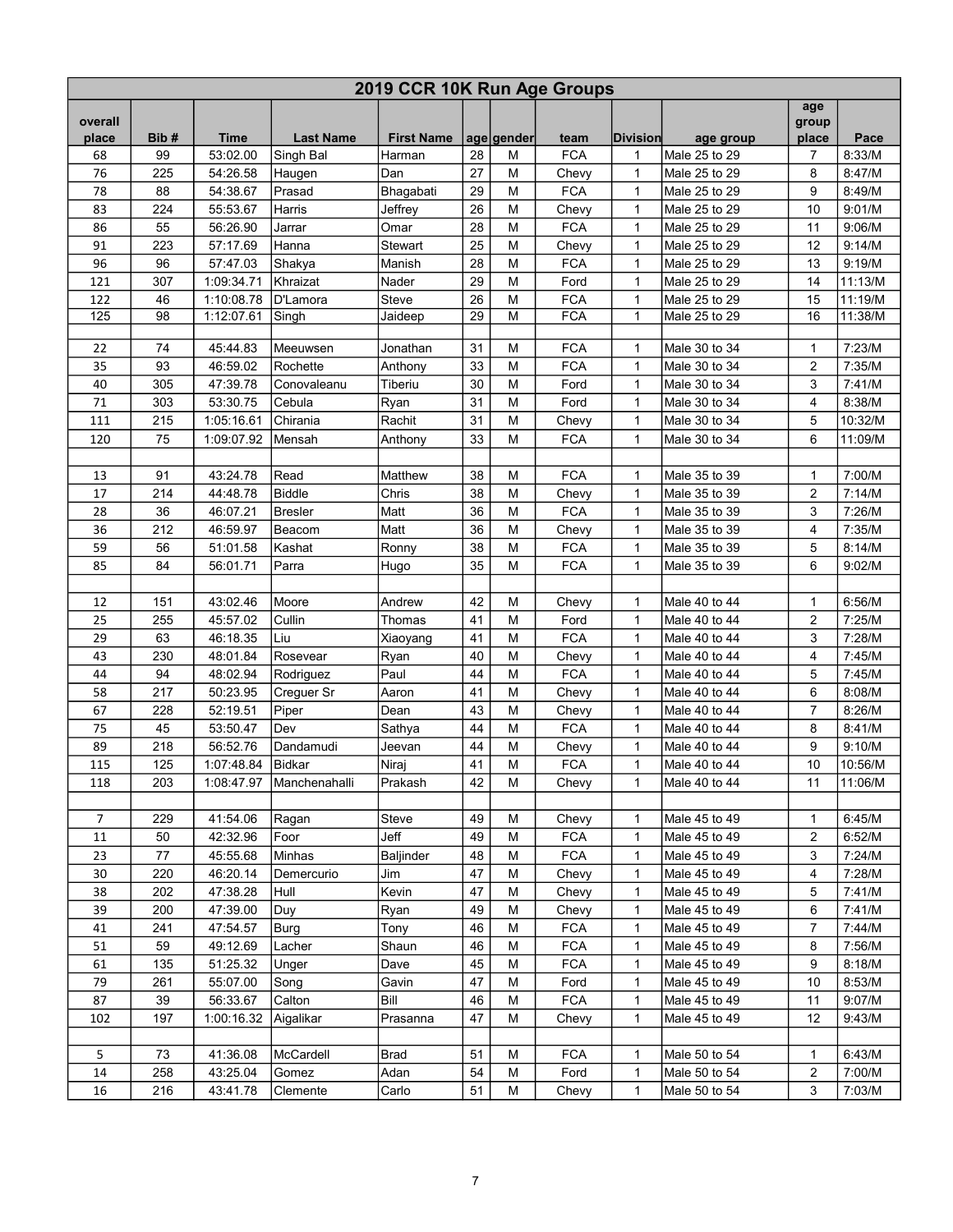# 2019 CCR 10K Run Age Groups

| overall place | Bib # | Time | Last Name | First Name | age | gender | team | Division | age group | age group place | Pace |
|---|---|---|---|---|---|---|---|---|---|---|---|
| 68 | 99 | 53:02.00 | Singh Bal | Harman | 28 | M | FCA | 1 | Male 25 to 29 | 7 | 8:33/M |
| 76 | 225 | 54:26.58 | Haugen | Dan | 27 | M | Chevy | 1 | Male 25 to 29 | 8 | 8:47/M |
| 78 | 88 | 54:38.67 | Prasad | Bhagabati | 29 | M | FCA | 1 | Male 25 to 29 | 9 | 8:49/M |
| 83 | 224 | 55:53.67 | Harris | Jeffrey | 26 | M | Chevy | 1 | Male 25 to 29 | 10 | 9:01/M |
| 86 | 55 | 56:26.90 | Jarrar | Omar | 28 | M | FCA | 1 | Male 25 to 29 | 11 | 9:06/M |
| 91 | 223 | 57:17.69 | Hanna | Stewart | 25 | M | Chevy | 1 | Male 25 to 29 | 12 | 9:14/M |
| 96 | 96 | 57:47.03 | Shakya | Manish | 28 | M | FCA | 1 | Male 25 to 29 | 13 | 9:19/M |
| 121 | 307 | 1:09:34.71 | Khraizat | Nader | 29 | M | Ford | 1 | Male 25 to 29 | 14 | 11:13/M |
| 122 | 46 | 1:10:08.78 | D'Lamora | Steve | 26 | M | FCA | 1 | Male 25 to 29 | 15 | 11:19/M |
| 125 | 98 | 1:12:07.61 | Singh | Jaideep | 29 | M | FCA | 1 | Male 25 to 29 | 16 | 11:38/M |
| | | | | | | | | | | | |
| 22 | 74 | 45:44.83 | Meeuwsen | Jonathan | 31 | M | FCA | 1 | Male 30 to 34 | 1 | 7:23/M |
| 35 | 93 | 46:59.02 | Rochette | Anthony | 33 | M | FCA | 1 | Male 30 to 34 | 2 | 7:35/M |
| 40 | 305 | 47:39.78 | Conovaleanu | Tiberiu | 30 | M | Ford | 1 | Male 30 to 34 | 3 | 7:41/M |
| 71 | 303 | 53:30.75 | Cebula | Ryan | 31 | M | Ford | 1 | Male 30 to 34 | 4 | 8:38/M |
| 111 | 215 | 1:05:16.61 | Chirania | Rachit | 31 | M | Chevy | 1 | Male 30 to 34 | 5 | 10:32/M |
| 120 | 75 | 1:09:07.92 | Mensah | Anthony | 33 | M | FCA | 1 | Male 30 to 34 | 6 | 11:09/M |
| | | | | | | | | | | | |
| 13 | 91 | 43:24.78 | Read | Matthew | 38 | M | FCA | 1 | Male 35 to 39 | 1 | 7:00/M |
| 17 | 214 | 44:48.78 | Biddle | Chris | 38 | M | Chevy | 1 | Male 35 to 39 | 2 | 7:14/M |
| 28 | 36 | 46:07.21 | Bresler | Matt | 36 | M | FCA | 1 | Male 35 to 39 | 3 | 7:26/M |
| 36 | 212 | 46:59.97 | Beacom | Matt | 36 | M | Chevy | 1 | Male 35 to 39 | 4 | 7:35/M |
| 59 | 56 | 51:01.58 | Kashat | Ronny | 38 | M | FCA | 1 | Male 35 to 39 | 5 | 8:14/M |
| 85 | 84 | 56:01.71 | Parra | Hugo | 35 | M | FCA | 1 | Male 35 to 39 | 6 | 9:02/M |
| | | | | | | | | | | | |
| 12 | 151 | 43:02.46 | Moore | Andrew | 42 | M | Chevy | 1 | Male 40 to 44 | 1 | 6:56/M |
| 25 | 255 | 45:57.02 | Cullin | Thomas | 41 | M | Ford | 1 | Male 40 to 44 | 2 | 7:25/M |
| 29 | 63 | 46:18.35 | Liu | Xiaoyang | 41 | M | FCA | 1 | Male 40 to 44 | 3 | 7:28/M |
| 43 | 230 | 48:01.84 | Rosevear | Ryan | 40 | M | Chevy | 1 | Male 40 to 44 | 4 | 7:45/M |
| 44 | 94 | 48:02.94 | Rodriguez | Paul | 44 | M | FCA | 1 | Male 40 to 44 | 5 | 7:45/M |
| 58 | 217 | 50:23.95 | Creguer Sr | Aaron | 41 | M | Chevy | 1 | Male 40 to 44 | 6 | 8:08/M |
| 67 | 228 | 52:19.51 | Piper | Dean | 43 | M | Chevy | 1 | Male 40 to 44 | 7 | 8:26/M |
| 75 | 45 | 53:50.47 | Dev | Sathya | 44 | M | FCA | 1 | Male 40 to 44 | 8 | 8:41/M |
| 89 | 218 | 56:52.76 | Dandamudi | Jeevan | 44 | M | Chevy | 1 | Male 40 to 44 | 9 | 9:10/M |
| 115 | 125 | 1:07:48.84 | Bidkar | Niraj | 41 | M | FCA | 1 | Male 40 to 44 | 10 | 10:56/M |
| 118 | 203 | 1:08:47.97 | Manchenahalli | Prakash | 42 | M | Chevy | 1 | Male 40 to 44 | 11 | 11:06/M |
| | | | | | | | | | | | |
| 7 | 229 | 41:54.06 | Ragan | Steve | 49 | M | Chevy | 1 | Male 45 to 49 | 1 | 6:45/M |
| 11 | 50 | 42:32.96 | Foor | Jeff | 49 | M | FCA | 1 | Male 45 to 49 | 2 | 6:52/M |
| 23 | 77 | 45:55.68 | Minhas | Baljinder | 48 | M | FCA | 1 | Male 45 to 49 | 3 | 7:24/M |
| 30 | 220 | 46:20.14 | Demercurio | Jim | 47 | M | Chevy | 1 | Male 45 to 49 | 4 | 7:28/M |
| 38 | 202 | 47:38.28 | Hull | Kevin | 47 | M | Chevy | 1 | Male 45 to 49 | 5 | 7:41/M |
| 39 | 200 | 47:39.00 | Duy | Ryan | 49 | M | Chevy | 1 | Male 45 to 49 | 6 | 7:41/M |
| 41 | 241 | 47:54.57 | Burg | Tony | 46 | M | FCA | 1 | Male 45 to 49 | 7 | 7:44/M |
| 51 | 59 | 49:12.69 | Lacher | Shaun | 46 | M | FCA | 1 | Male 45 to 49 | 8 | 7:56/M |
| 61 | 135 | 51:25.32 | Unger | Dave | 45 | M | FCA | 1 | Male 45 to 49 | 9 | 8:18/M |
| 79 | 261 | 55:07.00 | Song | Gavin | 47 | M | Ford | 1 | Male 45 to 49 | 10 | 8:53/M |
| 87 | 39 | 56:33.67 | Calton | Bill | 46 | M | FCA | 1 | Male 45 to 49 | 11 | 9:07/M |
| 102 | 197 | 1:00:16.32 | Aigalikar | Prasanna | 47 | M | Chevy | 1 | Male 45 to 49 | 12 | 9:43/M |
| | | | | | | | | | | | |
| 5 | 73 | 41:36.08 | McCardell | Brad | 51 | M | FCA | 1 | Male 50 to 54 | 1 | 6:43/M |
| 14 | 258 | 43:25.04 | Gomez | Adan | 54 | M | Ford | 1 | Male 50 to 54 | 2 | 7:00/M |
| 16 | 216 | 43:41.78 | Clemente | Carlo | 51 | M | Chevy | 1 | Male 50 to 54 | 3 | 7:03/M |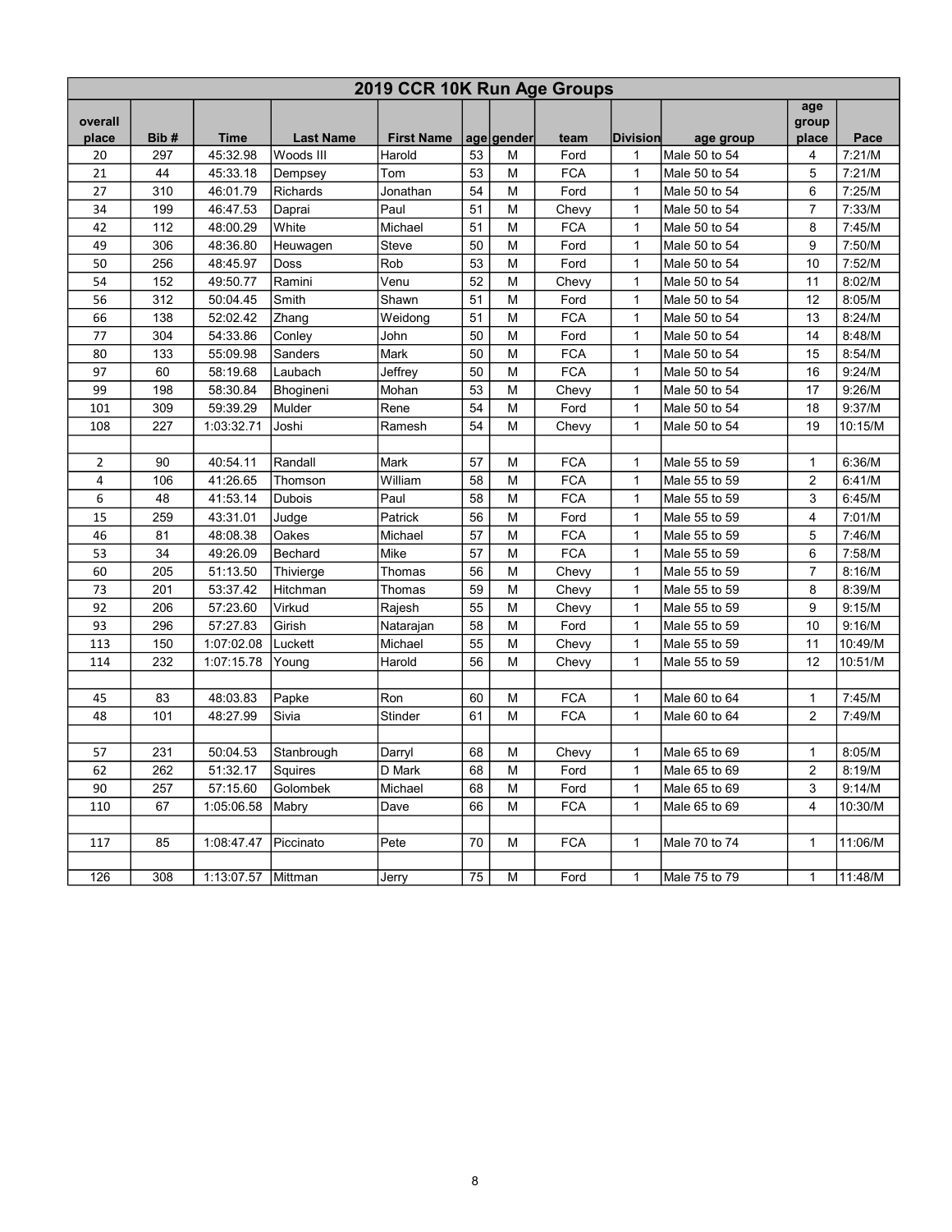## 2019 CCR 10K Run Age Groups

| overall place | Bib # | Time | Last Name | First Name | age | gender | team | Division | age group | age group place | Pace |
|---|---|---|---|---|---|---|---|---|---|---|---|
| 20 | 297 | 45:32.98 | Woods III | Harold | 53 | M | Ford | 1 | Male 50 to 54 | 4 | 7:21/M |
| 21 | 44 | 45:33.18 | Dempsey | Tom | 53 | M | FCA | 1 | Male 50 to 54 | 5 | 7:21/M |
| 27 | 310 | 46:01.79 | Richards | Jonathan | 54 | M | Ford | 1 | Male 50 to 54 | 6 | 7:25/M |
| 34 | 199 | 46:47.53 | Daprai | Paul | 51 | M | Chevy | 1 | Male 50 to 54 | 7 | 7:33/M |
| 42 | 112 | 48:00.29 | White | Michael | 51 | M | FCA | 1 | Male 50 to 54 | 8 | 7:45/M |
| 49 | 306 | 48:36.80 | Heuwagen | Steve | 50 | M | Ford | 1 | Male 50 to 54 | 9 | 7:50/M |
| 50 | 256 | 48:45.97 | Doss | Rob | 53 | M | Ford | 1 | Male 50 to 54 | 10 | 7:52/M |
| 54 | 152 | 49:50.77 | Ramini | Venu | 52 | M | Chevy | 1 | Male 50 to 54 | 11 | 8:02/M |
| 56 | 312 | 50:04.45 | Smith | Shawn | 51 | M | Ford | 1 | Male 50 to 54 | 12 | 8:05/M |
| 66 | 138 | 52:02.42 | Zhang | Weidong | 51 | M | FCA | 1 | Male 50 to 54 | 13 | 8:24/M |
| 77 | 304 | 54:33.86 | Conley | John | 50 | M | Ford | 1 | Male 50 to 54 | 14 | 8:48/M |
| 80 | 133 | 55:09.98 | Sanders | Mark | 50 | M | FCA | 1 | Male 50 to 54 | 15 | 8:54/M |
| 97 | 60 | 58:19.68 | Laubach | Jeffrey | 50 | M | FCA | 1 | Male 50 to 54 | 16 | 9:24/M |
| 99 | 198 | 58:30.84 | Bhogineni | Mohan | 53 | M | Chevy | 1 | Male 50 to 54 | 17 | 9:26/M |
| 101 | 309 | 59:39.29 | Mulder | Rene | 54 | M | Ford | 1 | Male 50 to 54 | 18 | 9:37/M |
| 108 | 227 | 1:03:32.71 | Joshi | Ramesh | 54 | M | Chevy | 1 | Male 50 to 54 | 19 | 10:15/M |
| | | | | | | | | | | | |
| 2 | 90 | 40:54.11 | Randall | Mark | 57 | M | FCA | 1 | Male 55 to 59 | 1 | 6:36/M |
| 4 | 106 | 41:26.65 | Thomson | William | 58 | M | FCA | 1 | Male 55 to 59 | 2 | 6:41/M |
| 6 | 48 | 41:53.14 | Dubois | Paul | 58 | M | FCA | 1 | Male 55 to 59 | 3 | 6:45/M |
| 15 | 259 | 43:31.01 | Judge | Patrick | 56 | M | Ford | 1 | Male 55 to 59 | 4 | 7:01/M |
| 46 | 81 | 48:08.38 | Oakes | Michael | 57 | M | FCA | 1 | Male 55 to 59 | 5 | 7:46/M |
| 53 | 34 | 49:26.09 | Bechard | Mike | 57 | M | FCA | 1 | Male 55 to 59 | 6 | 7:58/M |
| 60 | 205 | 51:13.50 | Thivierge | Thomas | 56 | M | Chevy | 1 | Male 55 to 59 | 7 | 8:16/M |
| 73 | 201 | 53:37.42 | Hitchman | Thomas | 59 | M | Chevy | 1 | Male 55 to 59 | 8 | 8:39/M |
| 92 | 206 | 57:23.60 | Virkud | Rajesh | 55 | M | Chevy | 1 | Male 55 to 59 | 9 | 9:15/M |
| 93 | 296 | 57:27.83 | Girish | Natarajan | 58 | M | Ford | 1 | Male 55 to 59 | 10 | 9:16/M |
| 113 | 150 | 1:07:02.08 | Luckett | Michael | 55 | M | Chevy | 1 | Male 55 to 59 | 11 | 10:49/M |
| 114 | 232 | 1:07:15.78 | Young | Harold | 56 | M | Chevy | 1 | Male 55 to 59 | 12 | 10:51/M |
| | | | | | | | | | | | |
| 45 | 83 | 48:03.83 | Papke | Ron | 60 | M | FCA | 1 | Male 60 to 64 | 1 | 7:45/M |
| 48 | 101 | 48:27.99 | Sivia | Stinder | 61 | M | FCA | 1 | Male 60 to 64 | 2 | 7:49/M |
| | | | | | | | | | | | |
| 57 | 231 | 50:04.53 | Stanbrough | Darryl | 68 | M | Chevy | 1 | Male 65 to 69 | 1 | 8:05/M |
| 62 | 262 | 51:32.17 | Squires | D Mark | 68 | M | Ford | 1 | Male 65 to 69 | 2 | 8:19/M |
| 90 | 257 | 57:15.60 | Golombek | Michael | 68 | M | Ford | 1 | Male 65 to 69 | 3 | 9:14/M |
| 110 | 67 | 1:05:06.58 | Mabry | Dave | 66 | M | FCA | 1 | Male 65 to 69 | 4 | 10:30/M |
| | | | | | | | | | | | |
| 117 | 85 | 1:08:47.47 | Piccinato | Pete | 70 | M | FCA | 1 | Male 70 to 74 | 1 | 11:06/M |
| | | | | | | | | | | | |
| 126 | 308 | 1:13:07.57 | Mittman | Jerry | 75 | M | Ford | 1 | Male 75 to 79 | 1 | 11:48/M |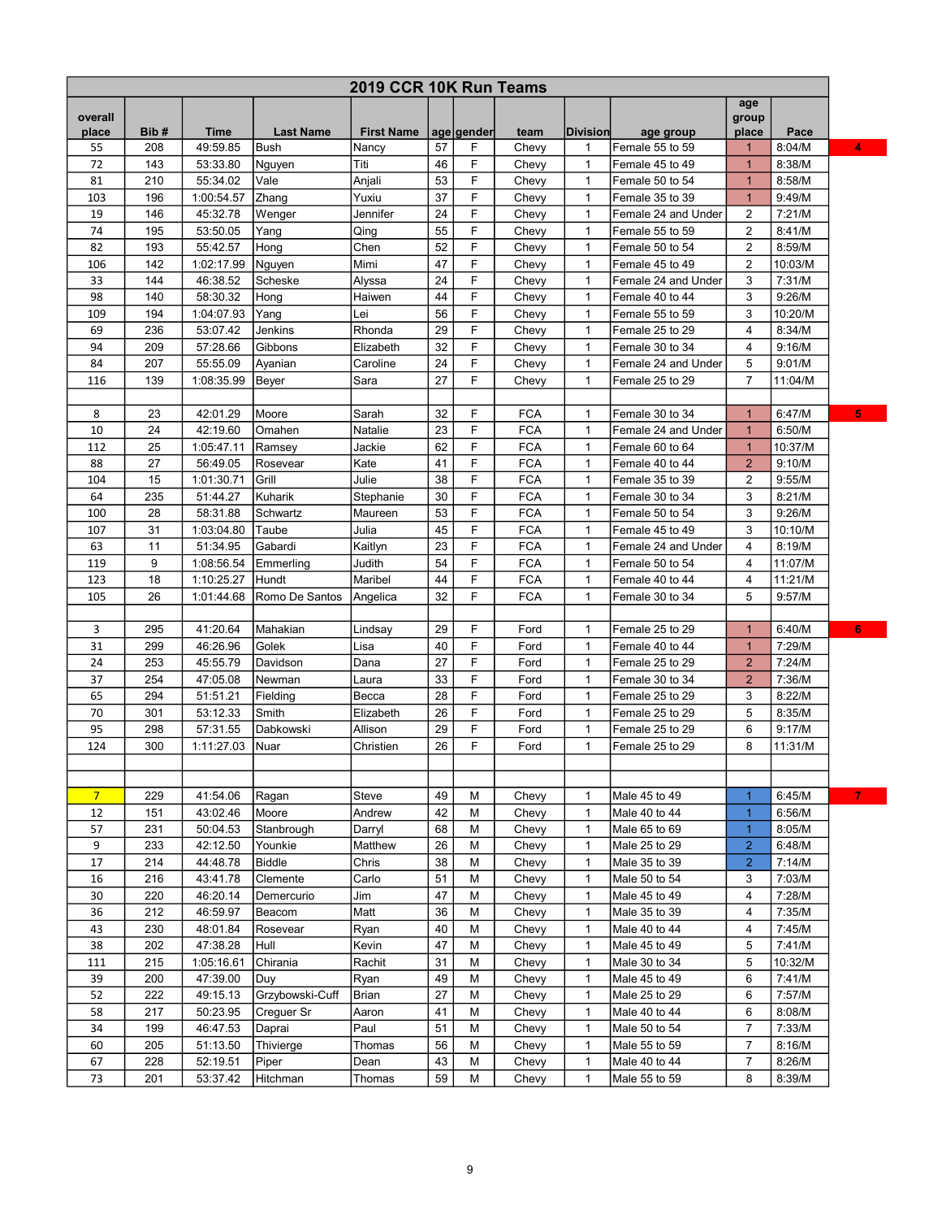# 2019 CCR 10K Run Teams

| overall place | Bib # | Time | Last Name | First Name | age | gender | team | Division | age group | age group place | Pace | |
|---|---|---|---|---|---|---|---|---|---|---|---|---|
| 55 | 208 | 49:59.85 | Bush | Nancy | 57 | F | Chevy | 1 | Female 55 to 59 | 1 | 8:04/M | 4 |
| 72 | 143 | 53:33.80 | Nguyen | Titi | 46 | F | Chevy | 1 | Female 45 to 49 | 1 | 8:38/M | |
| 81 | 210 | 55:34.02 | Vale | Anjali | 53 | F | Chevy | 1 | Female 50 to 54 | 1 | 8:58/M | |
| 103 | 196 | 1:00:54.57 | Zhang | Yuxiu | 37 | F | Chevy | 1 | Female 35 to 39 | 1 | 9:49/M | |
| 19 | 146 | 45:32.78 | Wenger | Jennifer | 24 | F | Chevy | 1 | Female 24 and Under | 2 | 7:21/M | |
| 74 | 195 | 53:50.05 | Yang | Qing | 55 | F | Chevy | 1 | Female 55 to 59 | 2 | 8:41/M | |
| 82 | 193 | 55:42.57 | Hong | Chen | 52 | F | Chevy | 1 | Female 50 to 54 | 2 | 8:59/M | |
| 106 | 142 | 1:02:17.99 | Nguyen | Mimi | 47 | F | Chevy | 1 | Female 45 to 49 | 2 | 10:03/M | |
| 33 | 144 | 46:38.52 | Scheske | Alyssa | 24 | F | Chevy | 1 | Female 24 and Under | 3 | 7:31/M | |
| 98 | 140 | 58:30.32 | Hong | Haiwen | 44 | F | Chevy | 1 | Female 40 to 44 | 3 | 9:26/M | |
| 109 | 194 | 1:04:07.93 | Yang | Lei | 56 | F | Chevy | 1 | Female 55 to 59 | 3 | 10:20/M | |
| 69 | 236 | 53:07.42 | Jenkins | Rhonda | 29 | F | Chevy | 1 | Female 25 to 29 | 4 | 8:34/M | |
| 94 | 209 | 57:28.66 | Gibbons | Elizabeth | 32 | F | Chevy | 1 | Female 30 to 34 | 4 | 9:16/M | |
| 84 | 207 | 55:55.09 | Ayanian | Caroline | 24 | F | Chevy | 1 | Female 24 and Under | 5 | 9:01/M | |
| 116 | 139 | 1:08:35.99 | Beyer | Sara | 27 | F | Chevy | 1 | Female 25 to 29 | 7 | 11:04/M | |
| | | | | | | | | | | | | |
| 8 | 23 | 42:01.29 | Moore | Sarah | 32 | F | FCA | 1 | Female 30 to 34 | 1 | 6:47/M | 5 |
| 10 | 24 | 42:19.60 | Omahen | Natalie | 23 | F | FCA | 1 | Female 24 and Under | 1 | 6:50/M | |
| 112 | 25 | 1:05:47.11 | Ramsey | Jackie | 62 | F | FCA | 1 | Female 60 to 64 | 1 | 10:37/M | |
| 88 | 27 | 56:49.05 | Rosevear | Kate | 41 | F | FCA | 1 | Female 40 to 44 | 2 | 9:10/M | |
| 104 | 15 | 1:01:30.71 | Grill | Julie | 38 | F | FCA | 1 | Female 35 to 39 | 2 | 9:55/M | |
| 64 | 235 | 51:44.27 | Kuharik | Stephanie | 30 | F | FCA | 1 | Female 30 to 34 | 3 | 8:21/M | |
| 100 | 28 | 58:31.88 | Schwartz | Maureen | 53 | F | FCA | 1 | Female 50 to 54 | 3 | 9:26/M | |
| 107 | 31 | 1:03:04.80 | Taube | Julia | 45 | F | FCA | 1 | Female 45 to 49 | 3 | 10:10/M | |
| 63 | 11 | 51:34.95 | Gabardi | Kaitlyn | 23 | F | FCA | 1 | Female 24 and Under | 4 | 8:19/M | |
| 119 | 9 | 1:08:56.54 | Emmerling | Judith | 54 | F | FCA | 1 | Female 50 to 54 | 4 | 11:07/M | |
| 123 | 18 | 1:10:25.27 | Hundt | Maribel | 44 | F | FCA | 1 | Female 40 to 44 | 4 | 11:21/M | |
| 105 | 26 | 1:01:44.68 | Romo De Santos | Angelica | 32 | F | FCA | 1 | Female 30 to 34 | 5 | 9:57/M | |
| | | | | | | | | | | | | |
| 3 | 295 | 41:20.64 | Mahakian | Lindsay | 29 | F | Ford | 1 | Female 25 to 29 | 1 | 6:40/M | 6 |
| 31 | 299 | 46:26.96 | Golek | Lisa | 40 | F | Ford | 1 | Female 40 to 44 | 1 | 7:29/M | |
| 24 | 253 | 45:55.79 | Davidson | Dana | 27 | F | Ford | 1 | Female 25 to 29 | 2 | 7:24/M | |
| 37 | 254 | 47:05.08 | Newman | Laura | 33 | F | Ford | 1 | Female 30 to 34 | 2 | 7:36/M | |
| 65 | 294 | 51:51.21 | Fielding | Becca | 28 | F | Ford | 1 | Female 25 to 29 | 3 | 8:22/M | |
| 70 | 301 | 53:12.33 | Smith | Elizabeth | 26 | F | Ford | 1 | Female 25 to 29 | 5 | 8:35/M | |
| 95 | 298 | 57:31.55 | Dabkowski | Allison | 29 | F | Ford | 1 | Female 25 to 29 | 6 | 9:17/M | |
| 124 | 300 | 1:11:27.03 | Nuar | Christien | 26 | F | Ford | 1 | Female 25 to 29 | 8 | 11:31/M | |
| | | | | | | | | | | | | |
| | | | | | | | | | | | | |
| 7 | 229 | 41:54.06 | Ragan | Steve | 49 | M | Chevy | 1 | Male 45 to 49 | 1 | 6:45/M | 7 |
| 12 | 151 | 43:02.46 | Moore | Andrew | 42 | M | Chevy | 1 | Male 40 to 44 | 1 | 6:56/M | |
| 57 | 231 | 50:04.53 | Stanbrough | Darryl | 68 | M | Chevy | 1 | Male 65 to 69 | 1 | 8:05/M | |
| 9 | 233 | 42:12.50 | Younkie | Matthew | 26 | M | Chevy | 1 | Male 25 to 29 | 2 | 6:48/M | |
| 17 | 214 | 44:48.78 | Biddle | Chris | 38 | M | Chevy | 1 | Male 35 to 39 | 2 | 7:14/M | |
| 16 | 216 | 43:41.78 | Clemente | Carlo | 51 | M | Chevy | 1 | Male 50 to 54 | 3 | 7:03/M | |
| 30 | 220 | 46:20.14 | Demercurio | Jim | 47 | M | Chevy | 1 | Male 45 to 49 | 4 | 7:28/M | |
| 36 | 212 | 46:59.97 | Beacom | Matt | 36 | M | Chevy | 1 | Male 35 to 39 | 4 | 7:35/M | |
| 43 | 230 | 48:01.84 | Rosevear | Ryan | 40 | M | Chevy | 1 | Male 40 to 44 | 4 | 7:45/M | |
| 38 | 202 | 47:38.28 | Hull | Kevin | 47 | M | Chevy | 1 | Male 45 to 49 | 5 | 7:41/M | |
| 111 | 215 | 1:05:16.61 | Chirania | Rachit | 31 | M | Chevy | 1 | Male 30 to 34 | 5 | 10:32/M | |
| 39 | 200 | 47:39.00 | Duy | Ryan | 49 | M | Chevy | 1 | Male 45 to 49 | 6 | 7:41/M | |
| 52 | 222 | 49:15.13 | Grzybowski-Cuff | Brian | 27 | M | Chevy | 1 | Male 25 to 29 | 6 | 7:57/M | |
| 58 | 217 | 50:23.95 | Creguer Sr | Aaron | 41 | M | Chevy | 1 | Male 40 to 44 | 6 | 8:08/M | |
| 34 | 199 | 46:47.53 | Daprai | Paul | 51 | M | Chevy | 1 | Male 50 to 54 | 7 | 7:33/M | |
| 60 | 205 | 51:13.50 | Thivierge | Thomas | 56 | M | Chevy | 1 | Male 55 to 59 | 7 | 8:16/M | |
| 67 | 228 | 52:19.51 | Piper | Dean | 43 | M | Chevy | 1 | Male 40 to 44 | 7 | 8:26/M | |
| 73 | 201 | 53:37.42 | Hitchman | Thomas | 59 | M | Chevy | 1 | Male 55 to 59 | 8 | 8:39/M | |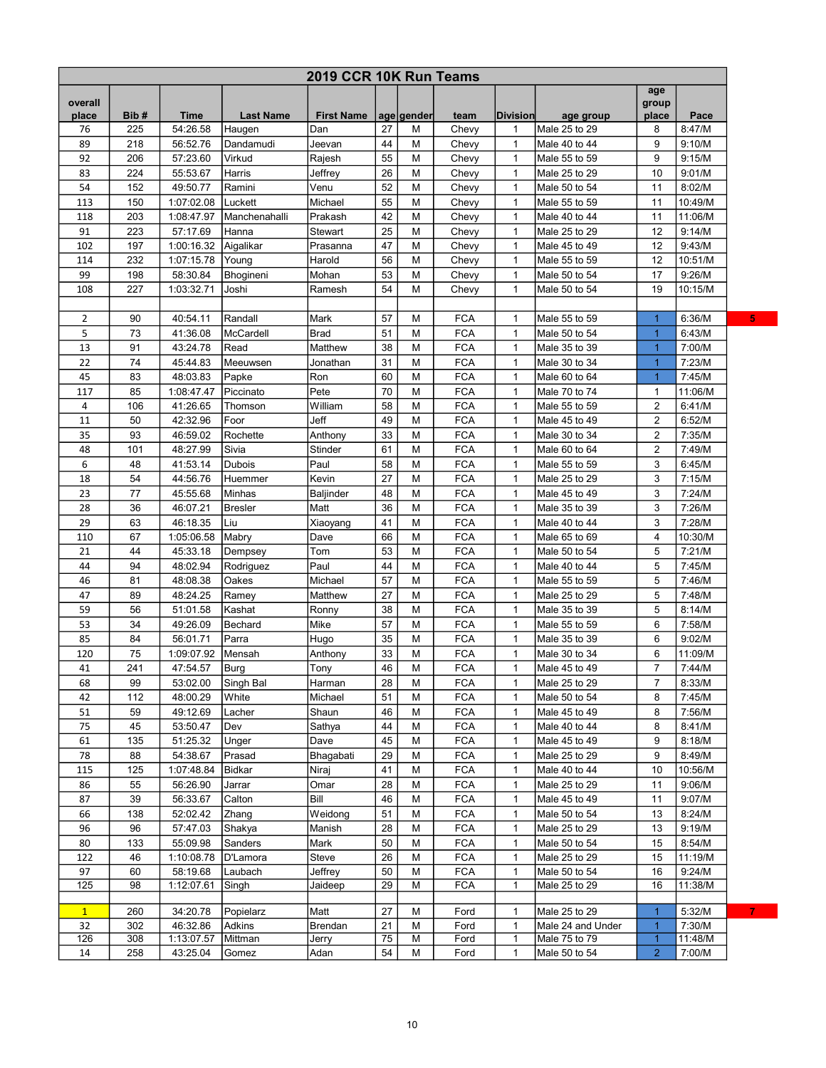# 2019 CCR 10K Run Teams

| overall place | Bib # | Time | Last Name | First Name | age | gender | team | Division | age group | age group place | Pace | |
|---|---|---|---|---|---|---|---|---|---|---|---|---|
| 76 | 225 | 54:26.58 | Haugen | Dan | 27 | M | Chevy | 1 | Male 25 to 29 | 8 | 8:47/M | |
| 89 | 218 | 56:52.76 | Dandamudi | Jeevan | 44 | M | Chevy | 1 | Male 40 to 44 | 9 | 9:10/M | |
| 92 | 206 | 57:23.60 | Virkud | Rajesh | 55 | M | Chevy | 1 | Male 55 to 59 | 9 | 9:15/M | |
| 83 | 224 | 55:53.67 | Harris | Jeffrey | 26 | M | Chevy | 1 | Male 25 to 29 | 10 | 9:01/M | |
| 54 | 152 | 49:50.77 | Ramini | Venu | 52 | M | Chevy | 1 | Male 50 to 54 | 11 | 8:02/M | |
| 113 | 150 | 1:07:02.08 | Luckett | Michael | 55 | M | Chevy | 1 | Male 55 to 59 | 11 | 10:49/M | |
| 118 | 203 | 1:08:47.97 | Manchenahalli | Prakash | 42 | M | Chevy | 1 | Male 40 to 44 | 11 | 11:06/M | |
| 91 | 223 | 57:17.69 | Hanna | Stewart | 25 | M | Chevy | 1 | Male 25 to 29 | 12 | 9:14/M | |
| 102 | 197 | 1:00:16.32 | Aigalikar | Prasanna | 47 | M | Chevy | 1 | Male 45 to 49 | 12 | 9:43/M | |
| 114 | 232 | 1:07:15.78 | Young | Harold | 56 | M | Chevy | 1 | Male 55 to 59 | 12 | 10:51/M | |
| 99 | 198 | 58:30.84 | Bhogineni | Mohan | 53 | M | Chevy | 1 | Male 50 to 54 | 17 | 9:26/M | |
| 108 | 227 | 1:03:32.71 | Joshi | Ramesh | 54 | M | Chevy | 1 | Male 50 to 54 | 19 | 10:15/M | |
| | | | | | | | | | | | | |
| 2 | 90 | 40:54.11 | Randall | Mark | 57 | M | FCA | 1 | Male 55 to 59 | 1 | 6:36/M | 5 |
| 5 | 73 | 41:36.08 | McCardell | Brad | 51 | M | FCA | 1 | Male 50 to 54 | 1 | 6:43/M | |
| 13 | 91 | 43:24.78 | Read | Matthew | 38 | M | FCA | 1 | Male 35 to 39 | 1 | 7:00/M | |
| 22 | 74 | 45:44.83 | Meeuwsen | Jonathan | 31 | M | FCA | 1 | Male 30 to 34 | 1 | 7:23/M | |
| 45 | 83 | 48:03.83 | Papke | Ron | 60 | M | FCA | 1 | Male 60 to 64 | 1 | 7:45/M | |
| 117 | 85 | 1:08:47.47 | Piccinato | Pete | 70 | M | FCA | 1 | Male 70 to 74 | 1 | 11:06/M | |
| 4 | 106 | 41:26.65 | Thomson | William | 58 | M | FCA | 1 | Male 55 to 59 | 2 | 6:41/M | |
| 11 | 50 | 42:32.96 | Foor | Jeff | 49 | M | FCA | 1 | Male 45 to 49 | 2 | 6:52/M | |
| 35 | 93 | 46:59.02 | Rochette | Anthony | 33 | M | FCA | 1 | Male 30 to 34 | 2 | 7:35/M | |
| 48 | 101 | 48:27.99 | Sivia | Stinder | 61 | M | FCA | 1 | Male 60 to 64 | 2 | 7:49/M | |
| 6 | 48 | 41:53.14 | Dubois | Paul | 58 | M | FCA | 1 | Male 55 to 59 | 3 | 6:45/M | |
| 18 | 54 | 44:56.76 | Huemmer | Kevin | 27 | M | FCA | 1 | Male 25 to 29 | 3 | 7:15/M | |
| 23 | 77 | 45:55.68 | Minhas | Baljinder | 48 | M | FCA | 1 | Male 45 to 49 | 3 | 7:24/M | |
| 28 | 36 | 46:07.21 | Bresler | Matt | 36 | M | FCA | 1 | Male 35 to 39 | 3 | 7:26/M | |
| 29 | 63 | 46:18.35 | Liu | Xiaoyang | 41 | M | FCA | 1 | Male 40 to 44 | 3 | 7:28/M | |
| 110 | 67 | 1:05:06.58 | Mabry | Dave | 66 | M | FCA | 1 | Male 65 to 69 | 4 | 10:30/M | |
| 21 | 44 | 45:33.18 | Dempsey | Tom | 53 | M | FCA | 1 | Male 50 to 54 | 5 | 7:21/M | |
| 44 | 94 | 48:02.94 | Rodriguez | Paul | 44 | M | FCA | 1 | Male 40 to 44 | 5 | 7:45/M | |
| 46 | 81 | 48:08.38 | Oakes | Michael | 57 | M | FCA | 1 | Male 55 to 59 | 5 | 7:46/M | |
| 47 | 89 | 48:24.25 | Ramey | Matthew | 27 | M | FCA | 1 | Male 25 to 29 | 5 | 7:48/M | |
| 59 | 56 | 51:01.58 | Kashat | Ronny | 38 | M | FCA | 1 | Male 35 to 39 | 5 | 8:14/M | |
| 53 | 34 | 49:26.09 | Bechard | Mike | 57 | M | FCA | 1 | Male 55 to 59 | 6 | 7:58/M | |
| 85 | 84 | 56:01.71 | Parra | Hugo | 35 | M | FCA | 1 | Male 35 to 39 | 6 | 9:02/M | |
| 120 | 75 | 1:09:07.92 | Mensah | Anthony | 33 | M | FCA | 1 | Male 30 to 34 | 6 | 11:09/M | |
| 41 | 241 | 47:54.57 | Burg | Tony | 46 | M | FCA | 1 | Male 45 to 49 | 7 | 7:44/M | |
| 68 | 99 | 53:02.00 | Singh Bal | Harman | 28 | M | FCA | 1 | Male 25 to 29 | 7 | 8:33/M | |
| 42 | 112 | 48:00.29 | White | Michael | 51 | M | FCA | 1 | Male 50 to 54 | 8 | 7:45/M | |
| 51 | 59 | 49:12.69 | Lacher | Shaun | 46 | M | FCA | 1 | Male 45 to 49 | 8 | 7:56/M | |
| 75 | 45 | 53:50.47 | Dev | Sathya | 44 | M | FCA | 1 | Male 40 to 44 | 8 | 8:41/M | |
| 61 | 135 | 51:25.32 | Unger | Dave | 45 | M | FCA | 1 | Male 45 to 49 | 9 | 8:18/M | |
| 78 | 88 | 54:38.67 | Prasad | Bhagabati | 29 | M | FCA | 1 | Male 25 to 29 | 9 | 8:49/M | |
| 115 | 125 | 1:07:48.84 | Bidkar | Niraj | 41 | M | FCA | 1 | Male 40 to 44 | 10 | 10:56/M | |
| 86 | 55 | 56:26.90 | Jarrar | Omar | 28 | M | FCA | 1 | Male 25 to 29 | 11 | 9:06/M | |
| 87 | 39 | 56:33.67 | Calton | Bill | 46 | M | FCA | 1 | Male 45 to 49 | 11 | 9:07/M | |
| 66 | 138 | 52:02.42 | Zhang | Weidong | 51 | M | FCA | 1 | Male 50 to 54 | 13 | 8:24/M | |
| 96 | 96 | 57:47.03 | Shakya | Manish | 28 | M | FCA | 1 | Male 25 to 29 | 13 | 9:19/M | |
| 80 | 133 | 55:09.98 | Sanders | Mark | 50 | M | FCA | 1 | Male 50 to 54 | 15 | 8:54/M | |
| 122 | 46 | 1:10:08.78 | D'Lamora | Steve | 26 | M | FCA | 1 | Male 25 to 29 | 15 | 11:19/M | |
| 97 | 60 | 58:19.68 | Laubach | Jeffrey | 50 | M | FCA | 1 | Male 50 to 54 | 16 | 9:24/M | |
| 125 | 98 | 1:12:07.61 | Singh | Jaideep | 29 | M | FCA | 1 | Male 25 to 29 | 16 | 11:38/M | |
| | | | | | | | | | | | | |
| 1 | 260 | 34:20.78 | Popielarz | Matt | 27 | M | Ford | 1 | Male 25 to 29 | 1 | 5:32/M | 7 |
| 32 | 302 | 46:32.86 | Adkins | Brendan | 21 | M | Ford | 1 | Male 24 and Under | 1 | 7:30/M | |
| 126 | 308 | 1:13:07.57 | Mittman | Jerry | 75 | M | Ford | 1 | Male 75 to 79 | 1 | 11:48/M | |
| 14 | 258 | 43:25.04 | Gomez | Adan | 54 | M | Ford | 1 | Male 50 to 54 | 2 | 7:00/M | |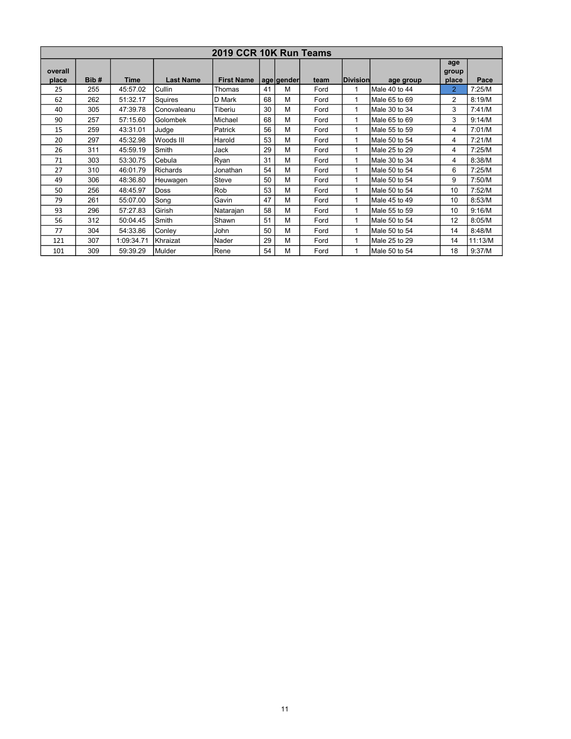## 2019 CCR 10K Run Teams

| overall place | Bib # | Time | Last Name | First Name | age | gender | team | Division | age group | age group place | Pace |
|---|---|---|---|---|---|---|---|---|---|---|---|
| 25 | 255 | 45:57.02 | Cullin | Thomas | 41 | M | Ford | 1 | Male 40 to 44 | 2 | 7:25/M |
| 62 | 262 | 51:32.17 | Squires | D Mark | 68 | M | Ford | 1 | Male 65 to 69 | 2 | 8:19/M |
| 40 | 305 | 47:39.78 | Conovaleanu | Tiberiu | 30 | M | Ford | 1 | Male 30 to 34 | 3 | 7:41/M |
| 90 | 257 | 57:15.60 | Golombek | Michael | 68 | M | Ford | 1 | Male 65 to 69 | 3 | 9:14/M |
| 15 | 259 | 43:31.01 | Judge | Patrick | 56 | M | Ford | 1 | Male 55 to 59 | 4 | 7:01/M |
| 20 | 297 | 45:32.98 | Woods III | Harold | 53 | M | Ford | 1 | Male 50 to 54 | 4 | 7:21/M |
| 26 | 311 | 45:59.19 | Smith | Jack | 29 | M | Ford | 1 | Male 25 to 29 | 4 | 7:25/M |
| 71 | 303 | 53:30.75 | Cebula | Ryan | 31 | M | Ford | 1 | Male 30 to 34 | 4 | 8:38/M |
| 27 | 310 | 46:01.79 | Richards | Jonathan | 54 | M | Ford | 1 | Male 50 to 54 | 6 | 7:25/M |
| 49 | 306 | 48:36.80 | Heuwagen | Steve | 50 | M | Ford | 1 | Male 50 to 54 | 9 | 7:50/M |
| 50 | 256 | 48:45.97 | Doss | Rob | 53 | M | Ford | 1 | Male 50 to 54 | 10 | 7:52/M |
| 79 | 261 | 55:07.00 | Song | Gavin | 47 | M | Ford | 1 | Male 45 to 49 | 10 | 8:53/M |
| 93 | 296 | 57:27.83 | Girish | Natarajan | 58 | M | Ford | 1 | Male 55 to 59 | 10 | 9:16/M |
| 56 | 312 | 50:04.45 | Smith | Shawn | 51 | M | Ford | 1 | Male 50 to 54 | 12 | 8:05/M |
| 77 | 304 | 54:33.86 | Conley | John | 50 | M | Ford | 1 | Male 50 to 54 | 14 | 8:48/M |
| 121 | 307 | 1:09:34.71 | Khraizat | Nader | 29 | M | Ford | 1 | Male 25 to 29 | 14 | 11:13/M |
| 101 | 309 | 59:39.29 | Mulder | Rene | 54 | M | Ford | 1 | Male 50 to 54 | 18 | 9:37/M |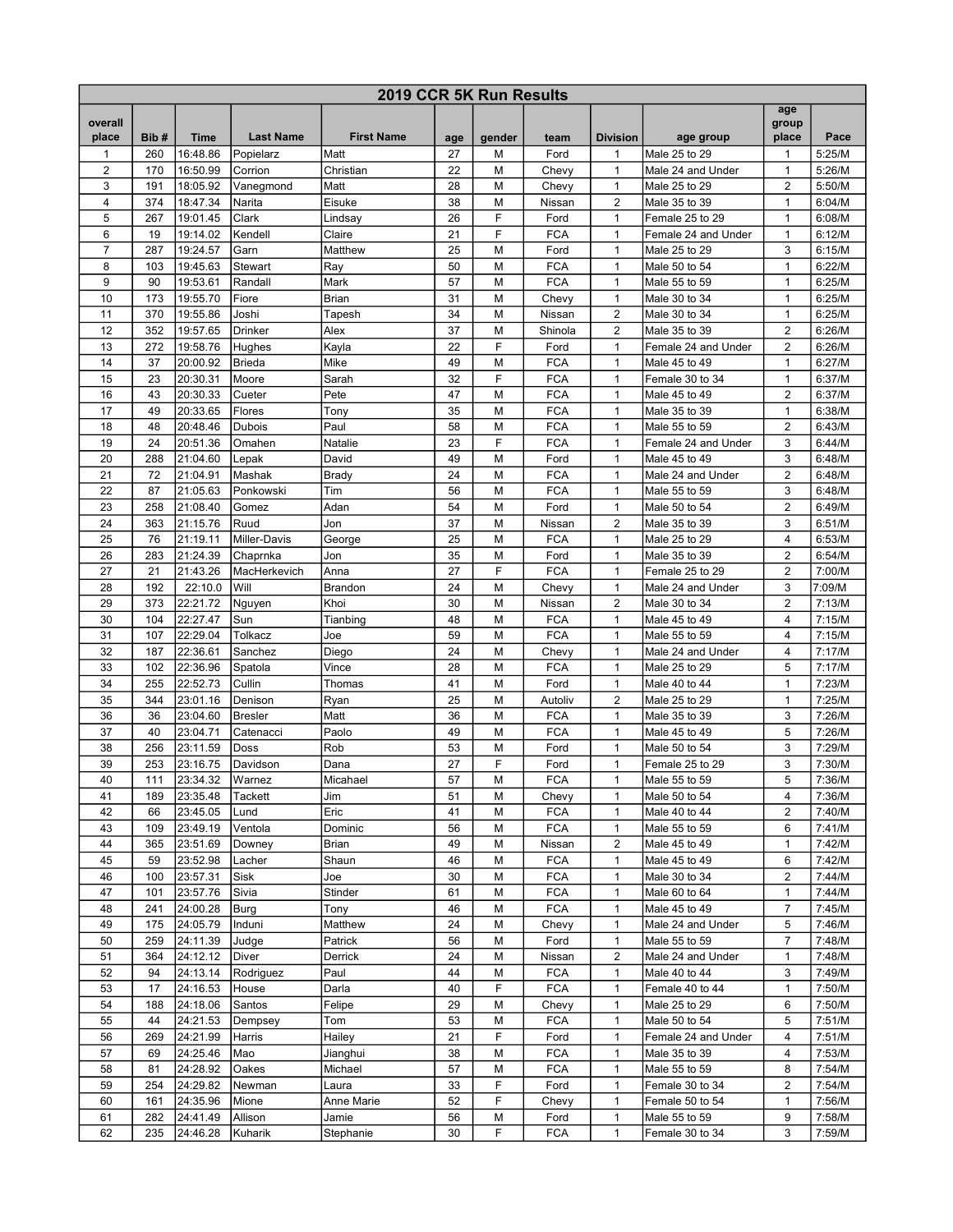# 2019 CCR 5K Run Results

| overall place | Bib # | Time | Last Name | First Name | age | gender | team | Division | age group | age group place | Pace |
|---|---|---|---|---|---|---|---|---|---|---|---|
| 1 | 260 | 16:48.86 | Popielarz | Matt | 27 | M | Ford | 1 | Male 25 to 29 | 1 | 5:25/M |
| 2 | 170 | 16:50.99 | Corrion | Christian | 22 | M | Chevy | 1 | Male 24 and Under | 1 | 5:26/M |
| 3 | 191 | 18:05.92 | Vanegmond | Matt | 28 | M | Chevy | 1 | Male 25 to 29 | 2 | 5:50/M |
| 4 | 374 | 18:47.34 | Narita | Eisuke | 38 | M | Nissan | 2 | Male 35 to 39 | 1 | 6:04/M |
| 5 | 267 | 19:01.45 | Clark | Lindsay | 26 | F | Ford | 1 | Female 25 to 29 | 1 | 6:08/M |
| 6 | 19 | 19:14.02 | Kendell | Claire | 21 | F | FCA | 1 | Female 24 and Under | 1 | 6:12/M |
| 7 | 287 | 19:24.57 | Garn | Matthew | 25 | M | Ford | 1 | Male 25 to 29 | 3 | 6:15/M |
| 8 | 103 | 19:45.63 | Stewart | Ray | 50 | M | FCA | 1 | Male 50 to 54 | 1 | 6:22/M |
| 9 | 90 | 19:53.61 | Randall | Mark | 57 | M | FCA | 1 | Male 55 to 59 | 1 | 6:25/M |
| 10 | 173 | 19:55.70 | Fiore | Brian | 31 | M | Chevy | 1 | Male 30 to 34 | 1 | 6:25/M |
| 11 | 370 | 19:55.86 | Joshi | Tapesh | 34 | M | Nissan | 2 | Male 30 to 34 | 1 | 6:25/M |
| 12 | 352 | 19:57.65 | Drinker | Alex | 37 | M | Shinola | 2 | Male 35 to 39 | 2 | 6:26/M |
| 13 | 272 | 19:58.76 | Hughes | Kayla | 22 | F | Ford | 1 | Female 24 and Under | 2 | 6:26/M |
| 14 | 37 | 20:00.92 | Brieda | Mike | 49 | M | FCA | 1 | Male 45 to 49 | 1 | 6:27/M |
| 15 | 23 | 20:30.31 | Moore | Sarah | 32 | F | FCA | 1 | Female 30 to 34 | 1 | 6:37/M |
| 16 | 43 | 20:30.33 | Cueter | Pete | 47 | M | FCA | 1 | Male 45 to 49 | 2 | 6:37/M |
| 17 | 49 | 20:33.65 | Flores | Tony | 35 | M | FCA | 1 | Male 35 to 39 | 1 | 6:38/M |
| 18 | 48 | 20:48.46 | Dubois | Paul | 58 | M | FCA | 1 | Male 55 to 59 | 2 | 6:43/M |
| 19 | 24 | 20:51.36 | Omahen | Natalie | 23 | F | FCA | 1 | Female 24 and Under | 3 | 6:44/M |
| 20 | 288 | 21:04.60 | Lepak | David | 49 | M | Ford | 1 | Male 45 to 49 | 3 | 6:48/M |
| 21 | 72 | 21:04.91 | Mashak | Brady | 24 | M | FCA | 1 | Male 24 and Under | 2 | 6:48/M |
| 22 | 87 | 21:05.63 | Ponkowski | Tim | 56 | M | FCA | 1 | Male 55 to 59 | 3 | 6:48/M |
| 23 | 258 | 21:08.40 | Gomez | Adan | 54 | M | Ford | 1 | Male 50 to 54 | 2 | 6:49/M |
| 24 | 363 | 21:15.76 | Ruud | Jon | 37 | M | Nissan | 2 | Male 35 to 39 | 3 | 6:51/M |
| 25 | 76 | 21:19.11 | Miller-Davis | George | 25 | M | FCA | 1 | Male 25 to 29 | 4 | 6:53/M |
| 26 | 283 | 21:24.39 | Chaprnka | Jon | 35 | M | Ford | 1 | Male 35 to 39 | 2 | 6:54/M |
| 27 | 21 | 21:43.26 | MacHerkevich | Anna | 27 | F | FCA | 1 | Female 25 to 29 | 2 | 7:00/M |
| 28 | 192 | 22:10.0 | Will | Brandon | 24 | M | Chevy | 1 | Male 24 and Under | 3 | 7:09/M |
| 29 | 373 | 22:21.72 | Nguyen | Khoi | 30 | M | Nissan | 2 | Male 30 to 34 | 2 | 7:13/M |
| 30 | 104 | 22:27.47 | Sun | Tianbing | 48 | M | FCA | 1 | Male 45 to 49 | 4 | 7:15/M |
| 31 | 107 | 22:29.04 | Tolkacz | Joe | 59 | M | FCA | 1 | Male 55 to 59 | 4 | 7:15/M |
| 32 | 187 | 22:36.61 | Sanchez | Diego | 24 | M | Chevy | 1 | Male 24 and Under | 4 | 7:17/M |
| 33 | 102 | 22:36.96 | Spatola | Vince | 28 | M | FCA | 1 | Male 25 to 29 | 5 | 7:17/M |
| 34 | 255 | 22:52.73 | Cullin | Thomas | 41 | M | Ford | 1 | Male 40 to 44 | 1 | 7:23/M |
| 35 | 344 | 23:01.16 | Denison | Ryan | 25 | M | Autoliv | 2 | Male 25 to 29 | 1 | 7:25/M |
| 36 | 36 | 23:04.60 | Bresler | Matt | 36 | M | FCA | 1 | Male 35 to 39 | 3 | 7:26/M |
| 37 | 40 | 23:04.71 | Catenacci | Paolo | 49 | M | FCA | 1 | Male 45 to 49 | 5 | 7:26/M |
| 38 | 256 | 23:11.59 | Doss | Rob | 53 | M | Ford | 1 | Male 50 to 54 | 3 | 7:29/M |
| 39 | 253 | 23:16.75 | Davidson | Dana | 27 | F | Ford | 1 | Female 25 to 29 | 3 | 7:30/M |
| 40 | 111 | 23:34.32 | Warnez | Micahael | 57 | M | FCA | 1 | Male 55 to 59 | 5 | 7:36/M |
| 41 | 189 | 23:35.48 | Tackett | Jim | 51 | M | Chevy | 1 | Male 50 to 54 | 4 | 7:36/M |
| 42 | 66 | 23:45.05 | Lund | Eric | 41 | M | FCA | 1 | Male 40 to 44 | 2 | 7:40/M |
| 43 | 109 | 23:49.19 | Ventola | Dominic | 56 | M | FCA | 1 | Male 55 to 59 | 6 | 7:41/M |
| 44 | 365 | 23:51.69 | Downey | Brian | 49 | M | Nissan | 2 | Male 45 to 49 | 1 | 7:42/M |
| 45 | 59 | 23:52.98 | Lacher | Shaun | 46 | M | FCA | 1 | Male 45 to 49 | 6 | 7:42/M |
| 46 | 100 | 23:57.31 | Sisk | Joe | 30 | M | FCA | 1 | Male 30 to 34 | 2 | 7:44/M |
| 47 | 101 | 23:57.76 | Sivia | Stinder | 61 | M | FCA | 1 | Male 60 to 64 | 1 | 7:44/M |
| 48 | 241 | 24:00.28 | Burg | Tony | 46 | M | FCA | 1 | Male 45 to 49 | 7 | 7:45/M |
| 49 | 175 | 24:05.79 | Induni | Matthew | 24 | M | Chevy | 1 | Male 24 and Under | 5 | 7:46/M |
| 50 | 259 | 24:11.39 | Judge | Patrick | 56 | M | Ford | 1 | Male 55 to 59 | 7 | 7:48/M |
| 51 | 364 | 24:12.12 | Diver | Derrick | 24 | M | Nissan | 2 | Male 24 and Under | 1 | 7:48/M |
| 52 | 94 | 24:13.14 | Rodriguez | Paul | 44 | M | FCA | 1 | Male 40 to 44 | 3 | 7:49/M |
| 53 | 17 | 24:16.53 | House | Darla | 40 | F | FCA | 1 | Female 40 to 44 | 1 | 7:50/M |
| 54 | 188 | 24:18.06 | Santos | Felipe | 29 | M | Chevy | 1 | Male 25 to 29 | 6 | 7:50/M |
| 55 | 44 | 24:21.53 | Dempsey | Tom | 53 | M | FCA | 1 | Male 50 to 54 | 5 | 7:51/M |
| 56 | 269 | 24:21.99 | Harris | Hailey | 21 | F | Ford | 1 | Female 24 and Under | 4 | 7:51/M |
| 57 | 69 | 24:25.46 | Mao | Jianghui | 38 | M | FCA | 1 | Male 35 to 39 | 4 | 7:53/M |
| 58 | 81 | 24:28.92 | Oakes | Michael | 57 | M | FCA | 1 | Male 55 to 59 | 8 | 7:54/M |
| 59 | 254 | 24:29.82 | Newman | Laura | 33 | F | Ford | 1 | Female 30 to 34 | 2 | 7:54/M |
| 60 | 161 | 24:35.96 | Mione | Anne Marie | 52 | F | Chevy | 1 | Female 50 to 54 | 1 | 7:56/M |
| 61 | 282 | 24:41.49 | Allison | Jamie | 56 | M | Ford | 1 | Male 55 to 59 | 9 | 7:58/M |
| 62 | 235 | 24:46.28 | Kuharik | Stephanie | 30 | F | FCA | 1 | Female 30 to 34 | 3 | 7:59/M |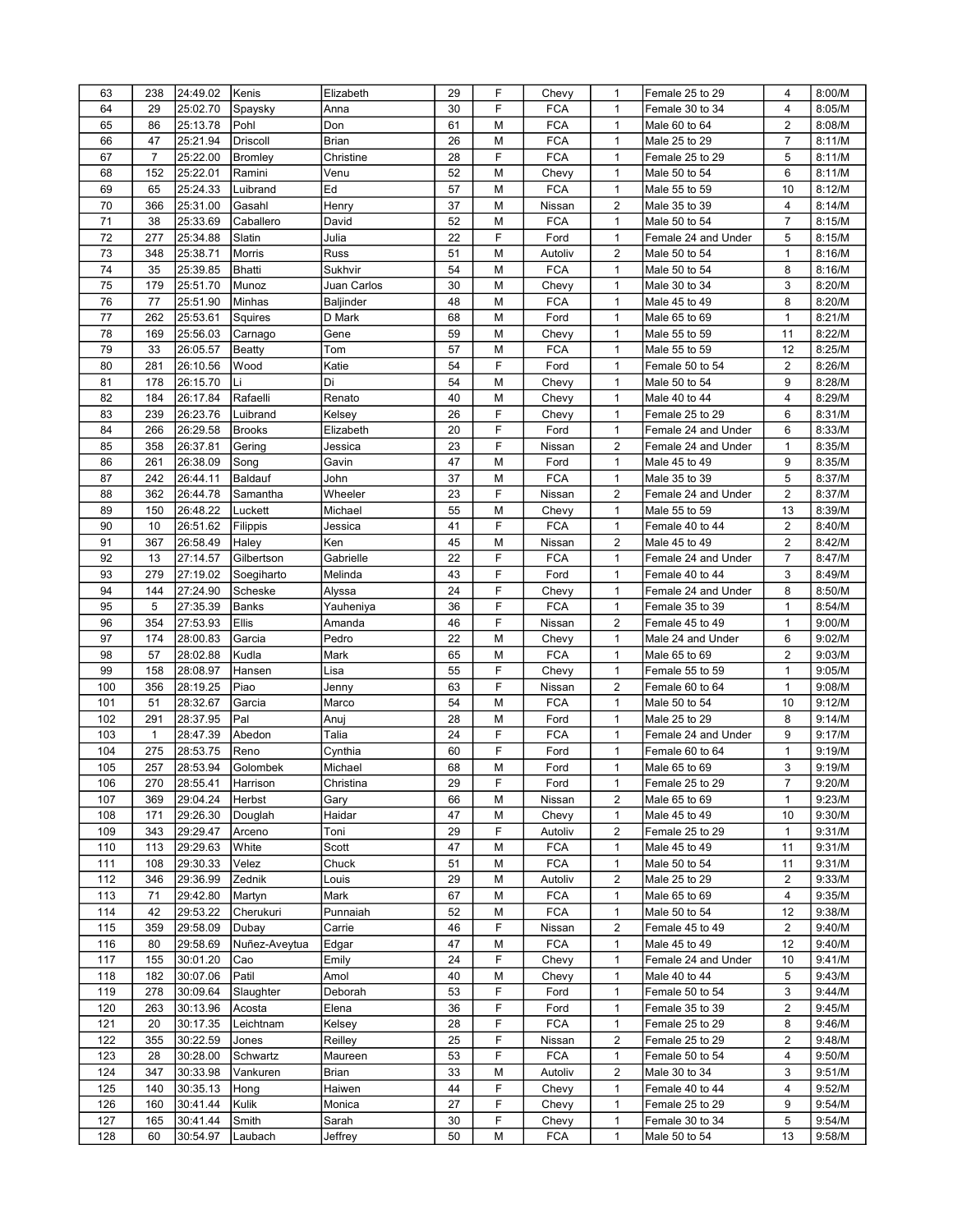| | | | | | | | | | | | |
|---|---|---|---|---|---|---|---|---|---|---|---|
| 63 | 238 | 24:49.02 | Kenis | Elizabeth | 29 | F | Chevy | 1 | Female 25 to 29 | 4 | 8:00/M |
| 64 | 29 | 25:02.70 | Spaysky | Anna | 30 | F | FCA | 1 | Female 30 to 34 | 4 | 8:05/M |
| 65 | 86 | 25:13.78 | Pohl | Don | 61 | M | FCA | 1 | Male 60 to 64 | 2 | 8:08/M |
| 66 | 47 | 25:21.94 | Driscoll | Brian | 26 | M | FCA | 1 | Male 25 to 29 | 7 | 8:11/M |
| 67 | 7 | 25:22.00 | Bromley | Christine | 28 | F | FCA | 1 | Female 25 to 29 | 5 | 8:11/M |
| 68 | 152 | 25:22.01 | Ramini | Venu | 52 | M | Chevy | 1 | Male 50 to 54 | 6 | 8:11/M |
| 69 | 65 | 25:24.33 | Luibrand | Ed | 57 | M | FCA | 1 | Male 55 to 59 | 10 | 8:12/M |
| 70 | 366 | 25:31.00 | Gasahl | Henry | 37 | M | Nissan | 2 | Male 35 to 39 | 4 | 8:14/M |
| 71 | 38 | 25:33.69 | Caballero | David | 52 | M | FCA | 1 | Male 50 to 54 | 7 | 8:15/M |
| 72 | 277 | 25:34.88 | Slatin | Julia | 22 | F | Ford | 1 | Female 24 and Under | 5 | 8:15/M |
| 73 | 348 | 25:38.71 | Morris | Russ | 51 | M | Autoliv | 2 | Male 50 to 54 | 1 | 8:16/M |
| 74 | 35 | 25:39.85 | Bhatti | Sukhvir | 54 | M | FCA | 1 | Male 50 to 54 | 8 | 8:16/M |
| 75 | 179 | 25:51.70 | Munoz | Juan Carlos | 30 | M | Chevy | 1 | Male 30 to 34 | 3 | 8:20/M |
| 76 | 77 | 25:51.90 | Minhas | Baljinder | 48 | M | FCA | 1 | Male 45 to 49 | 8 | 8:20/M |
| 77 | 262 | 25:53.61 | Squires | D Mark | 68 | M | Ford | 1 | Male 65 to 69 | 1 | 8:21/M |
| 78 | 169 | 25:56.03 | Carnago | Gene | 59 | M | Chevy | 1 | Male 55 to 59 | 11 | 8:22/M |
| 79 | 33 | 26:05.57 | Beatty | Tom | 57 | M | FCA | 1 | Male 55 to 59 | 12 | 8:25/M |
| 80 | 281 | 26:10.56 | Wood | Katie | 54 | F | Ford | 1 | Female 50 to 54 | 2 | 8:26/M |
| 81 | 178 | 26:15.70 | Li | Di | 54 | M | Chevy | 1 | Male 50 to 54 | 9 | 8:28/M |
| 82 | 184 | 26:17.84 | Rafaelli | Renato | 40 | M | Chevy | 1 | Male 40 to 44 | 4 | 8:29/M |
| 83 | 239 | 26:23.76 | Luibrand | Kelsey | 26 | F | Chevy | 1 | Female 25 to 29 | 6 | 8:31/M |
| 84 | 266 | 26:29.58 | Brooks | Elizabeth | 20 | F | Ford | 1 | Female 24 and Under | 6 | 8:33/M |
| 85 | 358 | 26:37.81 | Gering | Jessica | 23 | F | Nissan | 2 | Female 24 and Under | 1 | 8:35/M |
| 86 | 261 | 26:38.09 | Song | Gavin | 47 | M | Ford | 1 | Male 45 to 49 | 9 | 8:35/M |
| 87 | 242 | 26:44.11 | Baldauf | John | 37 | M | FCA | 1 | Male 35 to 39 | 5 | 8:37/M |
| 88 | 362 | 26:44.78 | Samantha | Wheeler | 23 | F | Nissan | 2 | Female 24 and Under | 2 | 8:37/M |
| 89 | 150 | 26:48.22 | Luckett | Michael | 55 | M | Chevy | 1 | Male 55 to 59 | 13 | 8:39/M |
| 90 | 10 | 26:51.62 | Filippis | Jessica | 41 | F | FCA | 1 | Female 40 to 44 | 2 | 8:40/M |
| 91 | 367 | 26:58.49 | Haley | Ken | 45 | M | Nissan | 2 | Male 45 to 49 | 2 | 8:42/M |
| 92 | 13 | 27:14.57 | Gilbertson | Gabrielle | 22 | F | FCA | 1 | Female 24 and Under | 7 | 8:47/M |
| 93 | 279 | 27:19.02 | Soegiharto | Melinda | 43 | F | Ford | 1 | Female 40 to 44 | 3 | 8:49/M |
| 94 | 144 | 27:24.90 | Scheske | Alyssa | 24 | F | Chevy | 1 | Female 24 and Under | 8 | 8:50/M |
| 95 | 5 | 27:35.39 | Banks | Yauheniya | 36 | F | FCA | 1 | Female 35 to 39 | 1 | 8:54/M |
| 96 | 354 | 27:53.93 | Ellis | Amanda | 46 | F | Nissan | 2 | Female 45 to 49 | 1 | 9:00/M |
| 97 | 174 | 28:00.83 | Garcia | Pedro | 22 | M | Chevy | 1 | Male 24 and Under | 6 | 9:02/M |
| 98 | 57 | 28:02.88 | Kudla | Mark | 65 | M | FCA | 1 | Male 65 to 69 | 2 | 9:03/M |
| 99 | 158 | 28:08.97 | Hansen | Lisa | 55 | F | Chevy | 1 | Female 55 to 59 | 1 | 9:05/M |
| 100 | 356 | 28:19.25 | Piao | Jenny | 63 | F | Nissan | 2 | Female 60 to 64 | 1 | 9:08/M |
| 101 | 51 | 28:32.67 | Garcia | Marco | 54 | M | FCA | 1 | Male 50 to 54 | 10 | 9:12/M |
| 102 | 291 | 28:37.95 | Pal | Anuj | 28 | M | Ford | 1 | Male 25 to 29 | 8 | 9:14/M |
| 103 | 1 | 28:47.39 | Abedon | Talia | 24 | F | FCA | 1 | Female 24 and Under | 9 | 9:17/M |
| 104 | 275 | 28:53.75 | Reno | Cynthia | 60 | F | Ford | 1 | Female 60 to 64 | 1 | 9:19/M |
| 105 | 257 | 28:53.94 | Golombek | Michael | 68 | M | Ford | 1 | Male 65 to 69 | 3 | 9:19/M |
| 106 | 270 | 28:55.41 | Harrison | Christina | 29 | F | Ford | 1 | Female 25 to 29 | 7 | 9:20/M |
| 107 | 369 | 29:04.24 | Herbst | Gary | 66 | M | Nissan | 2 | Male 65 to 69 | 1 | 9:23/M |
| 108 | 171 | 29:26.30 | Douglah | Haidar | 47 | M | Chevy | 1 | Male 45 to 49 | 10 | 9:30/M |
| 109 | 343 | 29:29.47 | Arceno | Toni | 29 | F | Autoliv | 2 | Female 25 to 29 | 1 | 9:31/M |
| 110 | 113 | 29:29.63 | White | Scott | 47 | M | FCA | 1 | Male 45 to 49 | 11 | 9:31/M |
| 111 | 108 | 29:30.33 | Velez | Chuck | 51 | M | FCA | 1 | Male 50 to 54 | 11 | 9:31/M |
| 112 | 346 | 29:36.99 | Zednik | Louis | 29 | M | Autoliv | 2 | Male 25 to 29 | 2 | 9:33/M |
| 113 | 71 | 29:42.80 | Martyn | Mark | 67 | M | FCA | 1 | Male 65 to 69 | 4 | 9:35/M |
| 114 | 42 | 29:53.22 | Cherukuri | Punnaiah | 52 | M | FCA | 1 | Male 50 to 54 | 12 | 9:38/M |
| 115 | 359 | 29:58.09 | Dubay | Carrie | 46 | F | Nissan | 2 | Female 45 to 49 | 2 | 9:40/M |
| 116 | 80 | 29:58.69 | Nuñez-Aveytua | Edgar | 47 | M | FCA | 1 | Male 45 to 49 | 12 | 9:40/M |
| 117 | 155 | 30:01.20 | Cao | Emily | 24 | F | Chevy | 1 | Female 24 and Under | 10 | 9:41/M |
| 118 | 182 | 30:07.06 | Patil | Amol | 40 | M | Chevy | 1 | Male 40 to 44 | 5 | 9:43/M |
| 119 | 278 | 30:09.64 | Slaughter | Deborah | 53 | F | Ford | 1 | Female 50 to 54 | 3 | 9:44/M |
| 120 | 263 | 30:13.96 | Acosta | Elena | 36 | F | Ford | 1 | Female 35 to 39 | 2 | 9:45/M |
| 121 | 20 | 30:17.35 | Leichtnam | Kelsey | 28 | F | FCA | 1 | Female 25 to 29 | 8 | 9:46/M |
| 122 | 355 | 30:22.59 | Jones | Reilley | 25 | F | Nissan | 2 | Female 25 to 29 | 2 | 9:48/M |
| 123 | 28 | 30:28.00 | Schwartz | Maureen | 53 | F | FCA | 1 | Female 50 to 54 | 4 | 9:50/M |
| 124 | 347 | 30:33.98 | Vankuren | Brian | 33 | M | Autoliv | 2 | Male 30 to 34 | 3 | 9:51/M |
| 125 | 140 | 30:35.13 | Hong | Haiwen | 44 | F | Chevy | 1 | Female 40 to 44 | 4 | 9:52/M |
| 126 | 160 | 30:41.44 | Kulik | Monica | 27 | F | Chevy | 1 | Female 25 to 29 | 9 | 9:54/M |
| 127 | 165 | 30:41.44 | Smith | Sarah | 30 | F | Chevy | 1 | Female 30 to 34 | 5 | 9:54/M |
| 128 | 60 | 30:54.97 | Laubach | Jeffrey | 50 | M | FCA | 1 | Male 50 to 54 | 13 | 9:58/M |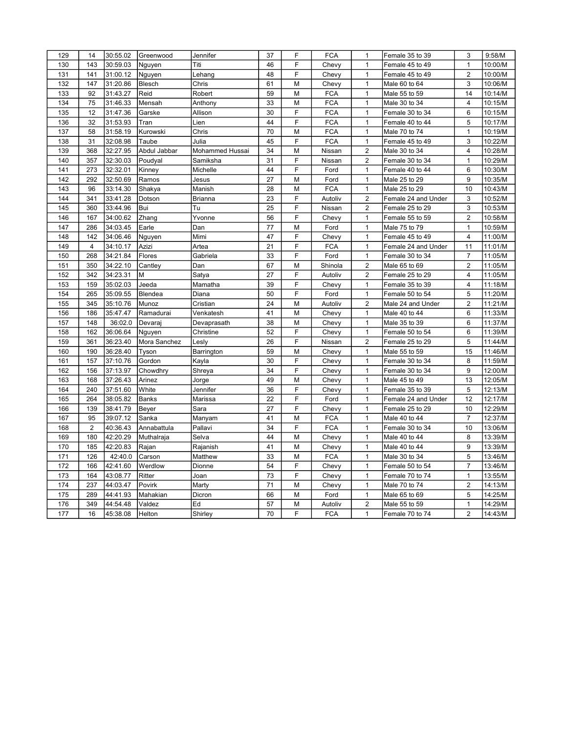| | | | | | | | | | | | |
|---|---|---|---|---|---|---|---|---|---|---|---|
| 129 | 14 | 30:55.02 | Greenwood | Jennifer | 37 | F | FCA | 1 | Female 35 to 39 | 3 | 9:58/M |
| 130 | 143 | 30:59.03 | Nguyen | Titi | 46 | F | Chevy | 1 | Female 45 to 49 | 1 | 10:00/M |
| 131 | 141 | 31:00.12 | Nguyen | Lehang | 48 | F | Chevy | 1 | Female 45 to 49 | 2 | 10:00/M |
| 132 | 147 | 31:20.86 | Blesch | Chris | 61 | M | Chevy | 1 | Male 60 to 64 | 3 | 10:06/M |
| 133 | 92 | 31:43.27 | Reid | Robert | 59 | M | FCA | 1 | Male 55 to 59 | 14 | 10:14/M |
| 134 | 75 | 31:46.33 | Mensah | Anthony | 33 | M | FCA | 1 | Male 30 to 34 | 4 | 10:15/M |
| 135 | 12 | 31:47.36 | Garske | Allison | 30 | F | FCA | 1 | Female 30 to 34 | 6 | 10:15/M |
| 136 | 32 | 31:53.93 | Tran | Lien | 44 | F | FCA | 1 | Female 40 to 44 | 5 | 10:17/M |
| 137 | 58 | 31:58.19 | Kurowski | Chris | 70 | M | FCA | 1 | Male 70 to 74 | 1 | 10:19/M |
| 138 | 31 | 32:08.98 | Taube | Julia | 45 | F | FCA | 1 | Female 45 to 49 | 3 | 10:22/M |
| 139 | 368 | 32:27.95 | Abdul Jabbar | Mohammed Hussai | 34 | M | Nissan | 2 | Male 30 to 34 | 4 | 10:28/M |
| 140 | 357 | 32:30.03 | Poudyal | Samiksha | 31 | F | Nissan | 2 | Female 30 to 34 | 1 | 10:29/M |
| 141 | 273 | 32:32.01 | Kinney | Michelle | 44 | F | Ford | 1 | Female 40 to 44 | 6 | 10:30/M |
| 142 | 292 | 32:50.69 | Ramos | Jesus | 27 | M | Ford | 1 | Male 25 to 29 | 9 | 10:35/M |
| 143 | 96 | 33:14.30 | Shakya | Manish | 28 | M | FCA | 1 | Male 25 to 29 | 10 | 10:43/M |
| 144 | 341 | 33:41.28 | Dotson | Brianna | 23 | F | Autoliv | 2 | Female 24 and Under | 3 | 10:52/M |
| 145 | 360 | 33:44.96 | Bui | Tu | 25 | F | Nissan | 2 | Female 25 to 29 | 3 | 10:53/M |
| 146 | 167 | 34:00.62 | Zhang | Yvonne | 56 | F | Chevy | 1 | Female 55 to 59 | 2 | 10:58/M |
| 147 | 286 | 34:03.45 | Earle | Dan | 77 | M | Ford | 1 | Male 75 to 79 | 1 | 10:59/M |
| 148 | 142 | 34:06.46 | Nguyen | Mimi | 47 | F | Chevy | 1 | Female 45 to 49 | 4 | 11:00/M |
| 149 | 4 | 34:10.17 | Azizi | Artea | 21 | F | FCA | 1 | Female 24 and Under | 11 | 11:01/M |
| 150 | 268 | 34:21.84 | Flores | Gabriela | 33 | F | Ford | 1 | Female 30 to 34 | 7 | 11:05/M |
| 151 | 350 | 34:22.10 | Cantley | Dan | 67 | M | Shinola | 2 | Male 65 to 69 | 2 | 11:05/M |
| 152 | 342 | 34:23.31 | M | Satya | 27 | F | Autoliv | 2 | Female 25 to 29 | 4 | 11:05/M |
| 153 | 159 | 35:02.03 | Jeeda | Mamatha | 39 | F | Chevy | 1 | Female 35 to 39 | 4 | 11:18/M |
| 154 | 265 | 35:09.55 | Blendea | Diana | 50 | F | Ford | 1 | Female 50 to 54 | 5 | 11:20/M |
| 155 | 345 | 35:10.76 | Munoz | Cristian | 24 | M | Autoliv | 2 | Male 24 and Under | 2 | 11:21/M |
| 156 | 186 | 35:47.47 | Ramadurai | Venkatesh | 41 | M | Chevy | 1 | Male 40 to 44 | 6 | 11:33/M |
| 157 | 148 | 36:02.0 | Devaraj | Devaprasath | 38 | M | Chevy | 1 | Male 35 to 39 | 6 | 11:37/M |
| 158 | 162 | 36:06.64 | Nguyen | Christine | 52 | F | Chevy | 1 | Female 50 to 54 | 6 | 11:39/M |
| 159 | 361 | 36:23.40 | Mora Sanchez | Lesly | 26 | F | Nissan | 2 | Female 25 to 29 | 5 | 11:44/M |
| 160 | 190 | 36:28.40 | Tyson | Barrington | 59 | M | Chevy | 1 | Male 55 to 59 | 15 | 11:46/M |
| 161 | 157 | 37:10.76 | Gordon | Kayla | 30 | F | Chevy | 1 | Female 30 to 34 | 8 | 11:59/M |
| 162 | 156 | 37:13.97 | Chowdhry | Shreya | 34 | F | Chevy | 1 | Female 30 to 34 | 9 | 12:00/M |
| 163 | 168 | 37:26.43 | Arinez | Jorge | 49 | M | Chevy | 1 | Male 45 to 49 | 13 | 12:05/M |
| 164 | 240 | 37:51.60 | White | Jennifer | 36 | F | Chevy | 1 | Female 35 to 39 | 5 | 12:13/M |
| 165 | 264 | 38:05.82 | Banks | Marissa | 22 | F | Ford | 1 | Female 24 and Under | 12 | 12:17/M |
| 166 | 139 | 38:41.79 | Beyer | Sara | 27 | F | Chevy | 1 | Female 25 to 29 | 10 | 12:29/M |
| 167 | 95 | 39:07.12 | Sanka | Manyam | 41 | M | FCA | 1 | Male 40 to 44 | 7 | 12:37/M |
| 168 | 2 | 40:36.43 | Annabattula | Pallavi | 34 | F | FCA | 1 | Female 30 to 34 | 10 | 13:06/M |
| 169 | 180 | 42:20.29 | Muthalraja | Selva | 44 | M | Chevy | 1 | Male 40 to 44 | 8 | 13:39/M |
| 170 | 185 | 42:20.83 | Rajan | Rajanish | 41 | M | Chevy | 1 | Male 40 to 44 | 9 | 13:39/M |
| 171 | 126 | 42:40.0 | Carson | Matthew | 33 | M | FCA | 1 | Male 30 to 34 | 5 | 13:46/M |
| 172 | 166 | 42:41.60 | Werdlow | Dionne | 54 | F | Chevy | 1 | Female 50 to 54 | 7 | 13:46/M |
| 173 | 164 | 43:08.77 | Ritter | Joan | 73 | F | Chevy | 1 | Female 70 to 74 | 1 | 13:55/M |
| 174 | 237 | 44:03.47 | Povirk | Marty | 71 | M | Chevy | 1 | Male 70 to 74 | 2 | 14:13/M |
| 175 | 289 | 44:41.93 | Mahakian | Dicron | 66 | M | Ford | 1 | Male 65 to 69 | 5 | 14:25/M |
| 176 | 349 | 44:54.48 | Valdez | Ed | 57 | M | Autoliv | 2 | Male 55 to 59 | 1 | 14:29/M |
| 177 | 16 | 45:38.08 | Helton | Shirley | 70 | F | FCA | 1 | Female 70 to 74 | 2 | 14:43/M |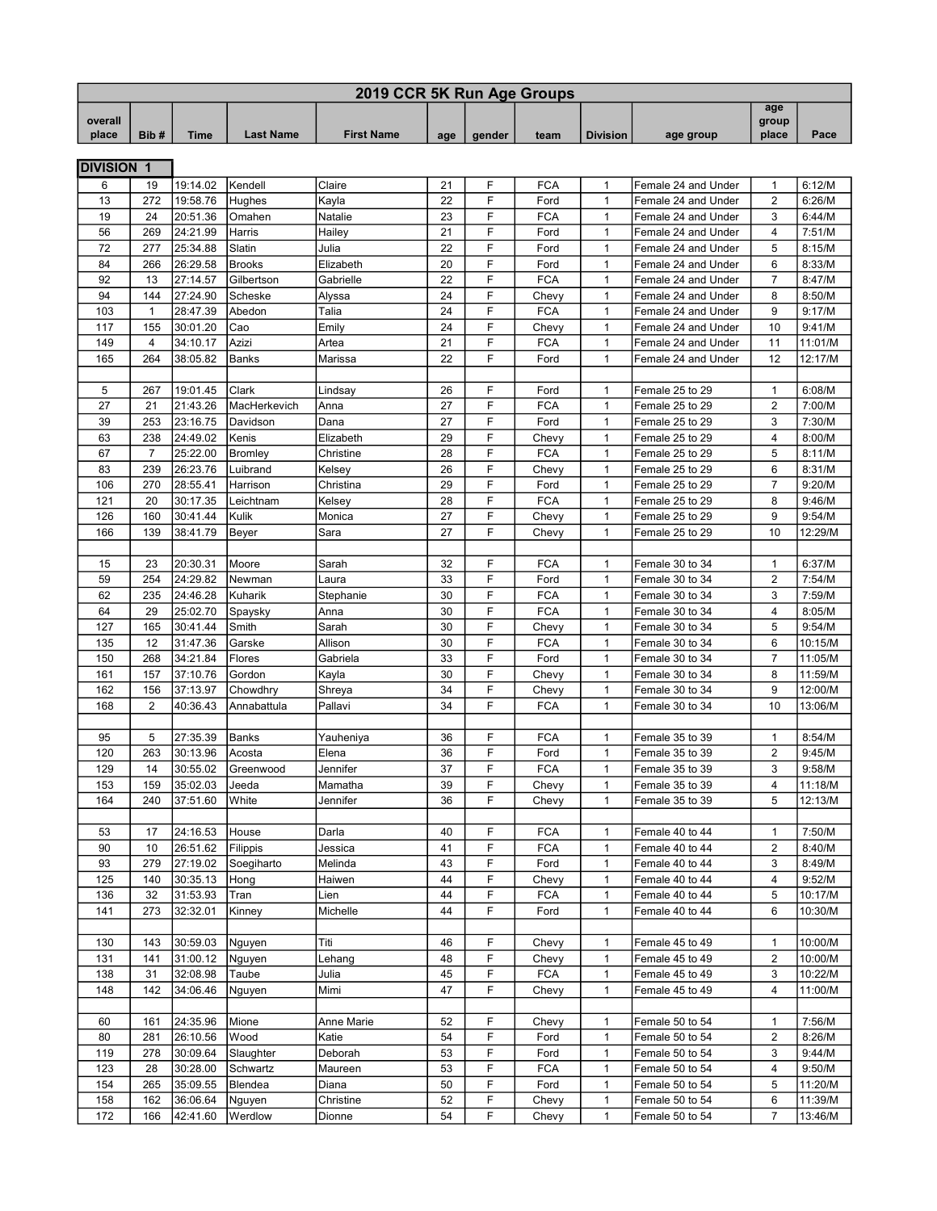## 2019 CCR 5K Run Age Groups

| overall place | Bib # | Time | Last Name | First Name | age | gender | team | Division | age group | age group place | Pace |
|---|---|---|---|---|---|---|---|---|---|---|---|
| **DIVISION 1** | | | | | | | | | | | |
| 6 | 19 | 19:14.02 | Kendell | Claire | 21 | F | FCA | 1 | Female 24 and Under | 1 | 6:12/M |
| 13 | 272 | 19:58.76 | Hughes | Kayla | 22 | F | Ford | 1 | Female 24 and Under | 2 | 6:26/M |
| 19 | 24 | 20:51.36 | Omahen | Natalie | 23 | F | FCA | 1 | Female 24 and Under | 3 | 6:44/M |
| 56 | 269 | 24:21.99 | Harris | Hailey | 21 | F | Ford | 1 | Female 24 and Under | 4 | 7:51/M |
| 72 | 277 | 25:34.88 | Slatin | Julia | 22 | F | Ford | 1 | Female 24 and Under | 5 | 8:15/M |
| 84 | 266 | 26:29.58 | Brooks | Elizabeth | 20 | F | Ford | 1 | Female 24 and Under | 6 | 8:33/M |
| 92 | 13 | 27:14.57 | Gilbertson | Gabrielle | 22 | F | FCA | 1 | Female 24 and Under | 7 | 8:47/M |
| 94 | 144 | 27:24.90 | Scheske | Alyssa | 24 | F | Chevy | 1 | Female 24 and Under | 8 | 8:50/M |
| 103 | 1 | 28:47.39 | Abedon | Talia | 24 | F | FCA | 1 | Female 24 and Under | 9 | 9:17/M |
| 117 | 155 | 30:01.20 | Cao | Emily | 24 | F | Chevy | 1 | Female 24 and Under | 10 | 9:41/M |
| 149 | 4 | 34:10.17 | Azizi | Artea | 21 | F | FCA | 1 | Female 24 and Under | 11 | 11:01/M |
| 165 | 264 | 38:05.82 | Banks | Marissa | 22 | F | Ford | 1 | Female 24 and Under | 12 | 12:17/M |
| | | | | | | | | | | | |
| 5 | 267 | 19:01.45 | Clark | Lindsay | 26 | F | Ford | 1 | Female 25 to 29 | 1 | 6:08/M |
| 27 | 21 | 21:43.26 | MacHerkevich | Anna | 27 | F | FCA | 1 | Female 25 to 29 | 2 | 7:00/M |
| 39 | 253 | 23:16.75 | Davidson | Dana | 27 | F | Ford | 1 | Female 25 to 29 | 3 | 7:30/M |
| 63 | 238 | 24:49.02 | Kenis | Elizabeth | 29 | F | Chevy | 1 | Female 25 to 29 | 4 | 8:00/M |
| 67 | 7 | 25:22.00 | Bromley | Christine | 28 | F | FCA | 1 | Female 25 to 29 | 5 | 8:11/M |
| 83 | 239 | 26:23.76 | Luibrand | Kelsey | 26 | F | Chevy | 1 | Female 25 to 29 | 6 | 8:31/M |
| 106 | 270 | 28:55.41 | Harrison | Christina | 29 | F | Ford | 1 | Female 25 to 29 | 7 | 9:20/M |
| 121 | 20 | 30:17.35 | Leichtnam | Kelsey | 28 | F | FCA | 1 | Female 25 to 29 | 8 | 9:46/M |
| 126 | 160 | 30:41.44 | Kulik | Monica | 27 | F | Chevy | 1 | Female 25 to 29 | 9 | 9:54/M |
| 166 | 139 | 38:41.79 | Beyer | Sara | 27 | F | Chevy | 1 | Female 25 to 29 | 10 | 12:29/M |
| | | | | | | | | | | | |
| 15 | 23 | 20:30.31 | Moore | Sarah | 32 | F | FCA | 1 | Female 30 to 34 | 1 | 6:37/M |
| 59 | 254 | 24:29.82 | Newman | Laura | 33 | F | Ford | 1 | Female 30 to 34 | 2 | 7:54/M |
| 62 | 235 | 24:46.28 | Kuharik | Stephanie | 30 | F | FCA | 1 | Female 30 to 34 | 3 | 7:59/M |
| 64 | 29 | 25:02.70 | Spaysky | Anna | 30 | F | FCA | 1 | Female 30 to 34 | 4 | 8:05/M |
| 127 | 165 | 30:41.44 | Smith | Sarah | 30 | F | Chevy | 1 | Female 30 to 34 | 5 | 9:54/M |
| 135 | 12 | 31:47.36 | Garske | Allison | 30 | F | FCA | 1 | Female 30 to 34 | 6 | 10:15/M |
| 150 | 268 | 34:21.84 | Flores | Gabriela | 33 | F | Ford | 1 | Female 30 to 34 | 7 | 11:05/M |
| 161 | 157 | 37:10.76 | Gordon | Kayla | 30 | F | Chevy | 1 | Female 30 to 34 | 8 | 11:59/M |
| 162 | 156 | 37:13.97 | Chowdhry | Shreya | 34 | F | Chevy | 1 | Female 30 to 34 | 9 | 12:00/M |
| 168 | 2 | 40:36.43 | Annabattula | Pallavi | 34 | F | FCA | 1 | Female 30 to 34 | 10 | 13:06/M |
| | | | | | | | | | | | |
| 95 | 5 | 27:35.39 | Banks | Yauheniya | 36 | F | FCA | 1 | Female 35 to 39 | 1 | 8:54/M |
| 120 | 263 | 30:13.96 | Acosta | Elena | 36 | F | Ford | 1 | Female 35 to 39 | 2 | 9:45/M |
| 129 | 14 | 30:55.02 | Greenwood | Jennifer | 37 | F | FCA | 1 | Female 35 to 39 | 3 | 9:58/M |
| 153 | 159 | 35:02.03 | Jeeda | Mamatha | 39 | F | Chevy | 1 | Female 35 to 39 | 4 | 11:18/M |
| 164 | 240 | 37:51.60 | White | Jennifer | 36 | F | Chevy | 1 | Female 35 to 39 | 5 | 12:13/M |
| | | | | | | | | | | | |
| 53 | 17 | 24:16.53 | House | Darla | 40 | F | FCA | 1 | Female 40 to 44 | 1 | 7:50/M |
| 90 | 10 | 26:51.62 | Filippis | Jessica | 41 | F | FCA | 1 | Female 40 to 44 | 2 | 8:40/M |
| 93 | 279 | 27:19.02 | Soegiharto | Melinda | 43 | F | Ford | 1 | Female 40 to 44 | 3 | 8:49/M |
| 125 | 140 | 30:35.13 | Hong | Haiwen | 44 | F | Chevy | 1 | Female 40 to 44 | 4 | 9:52/M |
| 136 | 32 | 31:53.93 | Tran | Lien | 44 | F | FCA | 1 | Female 40 to 44 | 5 | 10:17/M |
| 141 | 273 | 32:32.01 | Kinney | Michelle | 44 | F | Ford | 1 | Female 40 to 44 | 6 | 10:30/M |
| | | | | | | | | | | | |
| 130 | 143 | 30:59.03 | Nguyen | Titi | 46 | F | Chevy | 1 | Female 45 to 49 | 1 | 10:00/M |
| 131 | 141 | 31:00.12 | Nguyen | Lehang | 48 | F | Chevy | 1 | Female 45 to 49 | 2 | 10:00/M |
| 138 | 31 | 32:08.98 | Taube | Julia | 45 | F | FCA | 1 | Female 45 to 49 | 3 | 10:22/M |
| 148 | 142 | 34:06.46 | Nguyen | Mimi | 47 | F | Chevy | 1 | Female 45 to 49 | 4 | 11:00/M |
| | | | | | | | | | | | |
| 60 | 161 | 24:35.96 | Mione | Anne Marie | 52 | F | Chevy | 1 | Female 50 to 54 | 1 | 7:56/M |
| 80 | 281 | 26:10.56 | Wood | Katie | 54 | F | Ford | 1 | Female 50 to 54 | 2 | 8:26/M |
| 119 | 278 | 30:09.64 | Slaughter | Deborah | 53 | F | Ford | 1 | Female 50 to 54 | 3 | 9:44/M |
| 123 | 28 | 30:28.00 | Schwartz | Maureen | 53 | F | FCA | 1 | Female 50 to 54 | 4 | 9:50/M |
| 154 | 265 | 35:09.55 | Blendea | Diana | 50 | F | Ford | 1 | Female 50 to 54 | 5 | 11:20/M |
| 158 | 162 | 36:06.64 | Nguyen | Christine | 52 | F | Chevy | 1 | Female 50 to 54 | 6 | 11:39/M |
| 172 | 166 | 42:41.60 | Werdlow | Dionne | 54 | F | Chevy | 1 | Female 50 to 54 | 7 | 13:46/M |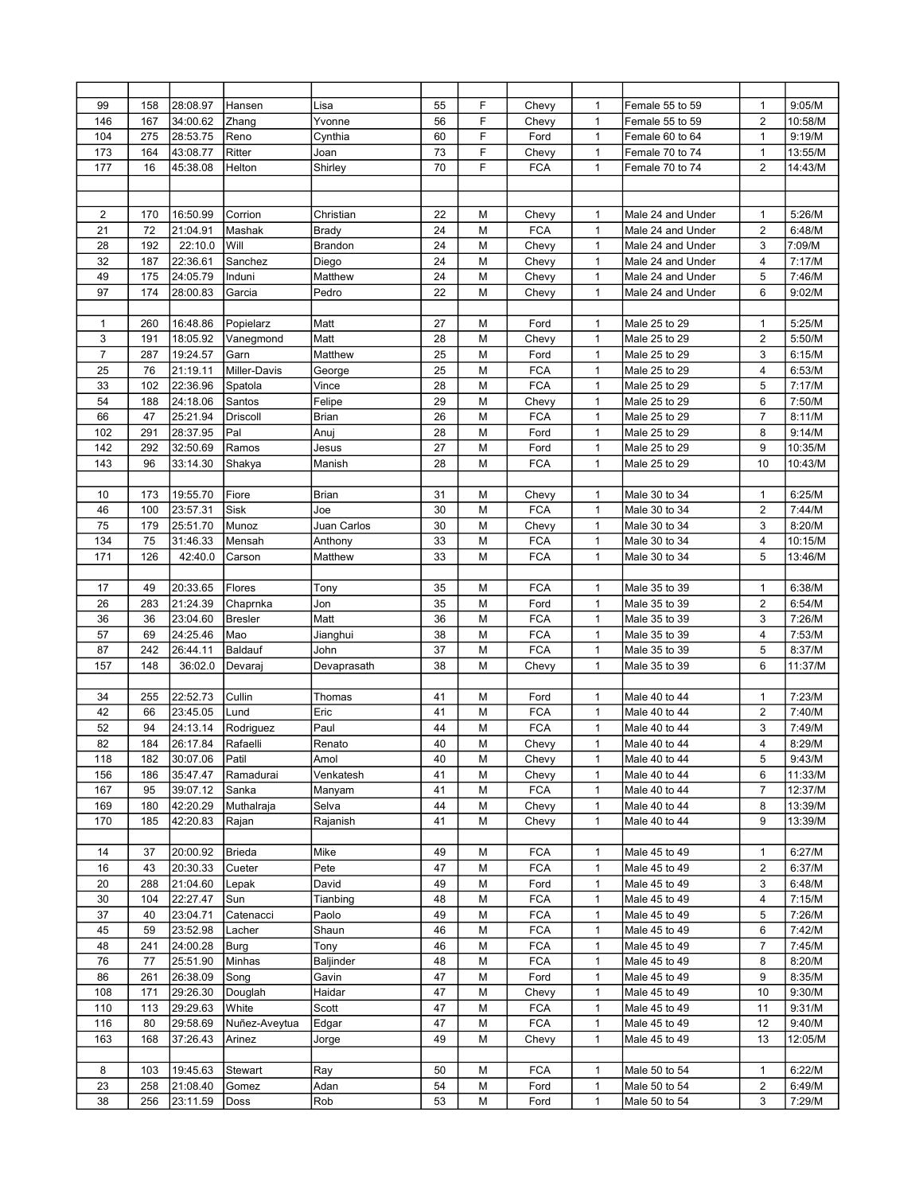| | | | | | | | | | | | |
|---|---|---|---|---|---|---|---|---|---|---|---|
| 99 | 158 | 28:08.97 | Hansen | Lisa | 55 | F | Chevy | 1 | Female 55 to 59 | 1 | 9:05/M |
| 146 | 167 | 34:00.62 | Zhang | Yvonne | 56 | F | Chevy | 1 | Female 55 to 59 | 2 | 10:58/M |
| 104 | 275 | 28:53.75 | Reno | Cynthia | 60 | F | Ford | 1 | Female 60 to 64 | 1 | 9:19/M |
| 173 | 164 | 43:08.77 | Ritter | Joan | 73 | F | Chevy | 1 | Female 70 to 74 | 1 | 13:55/M |
| 177 | 16 | 45:38.08 | Helton | Shirley | 70 | F | FCA | 1 | Female 70 to 74 | 2 | 14:43/M |
| | | | | | | | | | | | |
| | | | | | | | | | | | |
| 2 | 170 | 16:50.99 | Corrion | Christian | 22 | M | Chevy | 1 | Male 24 and Under | 1 | 5:26/M |
| 21 | 72 | 21:04.91 | Mashak | Brady | 24 | M | FCA | 1 | Male 24 and Under | 2 | 6:48/M |
| 28 | 192 | 22:10.0 | Will | Brandon | 24 | M | Chevy | 1 | Male 24 and Under | 3 | 7:09/M |
| 32 | 187 | 22:36.61 | Sanchez | Diego | 24 | M | Chevy | 1 | Male 24 and Under | 4 | 7:17/M |
| 49 | 175 | 24:05.79 | Induni | Matthew | 24 | M | Chevy | 1 | Male 24 and Under | 5 | 7:46/M |
| 97 | 174 | 28:00.83 | Garcia | Pedro | 22 | M | Chevy | 1 | Male 24 and Under | 6 | 9:02/M |
| | | | | | | | | | | | |
| 1 | 260 | 16:48.86 | Popielarz | Matt | 27 | M | Ford | 1 | Male 25 to 29 | 1 | 5:25/M |
| 3 | 191 | 18:05.92 | Vanegmond | Matt | 28 | M | Chevy | 1 | Male 25 to 29 | 2 | 5:50/M |
| 7 | 287 | 19:24.57 | Garn | Matthew | 25 | M | Ford | 1 | Male 25 to 29 | 3 | 6:15/M |
| 25 | 76 | 21:19.11 | Miller-Davis | George | 25 | M | FCA | 1 | Male 25 to 29 | 4 | 6:53/M |
| 33 | 102 | 22:36.96 | Spatola | Vince | 28 | M | FCA | 1 | Male 25 to 29 | 5 | 7:17/M |
| 54 | 188 | 24:18.06 | Santos | Felipe | 29 | M | Chevy | 1 | Male 25 to 29 | 6 | 7:50/M |
| 66 | 47 | 25:21.94 | Driscoll | Brian | 26 | M | FCA | 1 | Male 25 to 29 | 7 | 8:11/M |
| 102 | 291 | 28:37.95 | Pal | Anuj | 28 | M | Ford | 1 | Male 25 to 29 | 8 | 9:14/M |
| 142 | 292 | 32:50.69 | Ramos | Jesus | 27 | M | Ford | 1 | Male 25 to 29 | 9 | 10:35/M |
| 143 | 96 | 33:14.30 | Shakya | Manish | 28 | M | FCA | 1 | Male 25 to 29 | 10 | 10:43/M |
| | | | | | | | | | | | |
| 10 | 173 | 19:55.70 | Fiore | Brian | 31 | M | Chevy | 1 | Male 30 to 34 | 1 | 6:25/M |
| 46 | 100 | 23:57.31 | Sisk | Joe | 30 | M | FCA | 1 | Male 30 to 34 | 2 | 7:44/M |
| 75 | 179 | 25:51.70 | Munoz | Juan Carlos | 30 | M | Chevy | 1 | Male 30 to 34 | 3 | 8:20/M |
| 134 | 75 | 31:46.33 | Mensah | Anthony | 33 | M | FCA | 1 | Male 30 to 34 | 4 | 10:15/M |
| 171 | 126 | 42:40.0 | Carson | Matthew | 33 | M | FCA | 1 | Male 30 to 34 | 5 | 13:46/M |
| | | | | | | | | | | | |
| 17 | 49 | 20:33.65 | Flores | Tony | 35 | M | FCA | 1 | Male 35 to 39 | 1 | 6:38/M |
| 26 | 283 | 21:24.39 | Chaprnka | Jon | 35 | M | Ford | 1 | Male 35 to 39 | 2 | 6:54/M |
| 36 | 36 | 23:04.60 | Bresler | Matt | 36 | M | FCA | 1 | Male 35 to 39 | 3 | 7:26/M |
| 57 | 69 | 24:25.46 | Mao | Jianghui | 38 | M | FCA | 1 | Male 35 to 39 | 4 | 7:53/M |
| 87 | 242 | 26:44.11 | Baldauf | John | 37 | M | FCA | 1 | Male 35 to 39 | 5 | 8:37/M |
| 157 | 148 | 36:02.0 | Devaraj | Devaprasath | 38 | M | Chevy | 1 | Male 35 to 39 | 6 | 11:37/M |
| | | | | | | | | | | | |
| 34 | 255 | 22:52.73 | Cullin | Thomas | 41 | M | Ford | 1 | Male 40 to 44 | 1 | 7:23/M |
| 42 | 66 | 23:45.05 | Lund | Eric | 41 | M | FCA | 1 | Male 40 to 44 | 2 | 7:40/M |
| 52 | 94 | 24:13.14 | Rodriguez | Paul | 44 | M | FCA | 1 | Male 40 to 44 | 3 | 7:49/M |
| 82 | 184 | 26:17.84 | Rafaelli | Renato | 40 | M | Chevy | 1 | Male 40 to 44 | 4 | 8:29/M |
| 118 | 182 | 30:07.06 | Patil | Amol | 40 | M | Chevy | 1 | Male 40 to 44 | 5 | 9:43/M |
| 156 | 186 | 35:47.47 | Ramadurai | Venkatesh | 41 | M | Chevy | 1 | Male 40 to 44 | 6 | 11:33/M |
| 167 | 95 | 39:07.12 | Sanka | Manyam | 41 | M | FCA | 1 | Male 40 to 44 | 7 | 12:37/M |
| 169 | 180 | 42:20.29 | Muthalraja | Selva | 44 | M | Chevy | 1 | Male 40 to 44 | 8 | 13:39/M |
| 170 | 185 | 42:20.83 | Rajan | Rajanish | 41 | M | Chevy | 1 | Male 40 to 44 | 9 | 13:39/M |
| | | | | | | | | | | | |
| 14 | 37 | 20:00.92 | Brieda | Mike | 49 | M | FCA | 1 | Male 45 to 49 | 1 | 6:27/M |
| 16 | 43 | 20:30.33 | Cueter | Pete | 47 | M | FCA | 1 | Male 45 to 49 | 2 | 6:37/M |
| 20 | 288 | 21:04.60 | Lepak | David | 49 | M | Ford | 1 | Male 45 to 49 | 3 | 6:48/M |
| 30 | 104 | 22:27.47 | Sun | Tianbing | 48 | M | FCA | 1 | Male 45 to 49 | 4 | 7:15/M |
| 37 | 40 | 23:04.71 | Catenacci | Paolo | 49 | M | FCA | 1 | Male 45 to 49 | 5 | 7:26/M |
| 45 | 59 | 23:52.98 | Lacher | Shaun | 46 | M | FCA | 1 | Male 45 to 49 | 6 | 7:42/M |
| 48 | 241 | 24:00.28 | Burg | Tony | 46 | M | FCA | 1 | Male 45 to 49 | 7 | 7:45/M |
| 76 | 77 | 25:51.90 | Minhas | Baljinder | 48 | M | FCA | 1 | Male 45 to 49 | 8 | 8:20/M |
| 86 | 261 | 26:38.09 | Song | Gavin | 47 | M | Ford | 1 | Male 45 to 49 | 9 | 8:35/M |
| 108 | 171 | 29:26.30 | Douglah | Haidar | 47 | M | Chevy | 1 | Male 45 to 49 | 10 | 9:30/M |
| 110 | 113 | 29:29.63 | White | Scott | 47 | M | FCA | 1 | Male 45 to 49 | 11 | 9:31/M |
| 116 | 80 | 29:58.69 | Nuñez-Aveytua | Edgar | 47 | M | FCA | 1 | Male 45 to 49 | 12 | 9:40/M |
| 163 | 168 | 37:26.43 | Arinez | Jorge | 49 | M | Chevy | 1 | Male 45 to 49 | 13 | 12:05/M |
| | | | | | | | | | | | |
| 8 | 103 | 19:45.63 | Stewart | Ray | 50 | M | FCA | 1 | Male 50 to 54 | 1 | 6:22/M |
| 23 | 258 | 21:08.40 | Gomez | Adan | 54 | M | Ford | 1 | Male 50 to 54 | 2 | 6:49/M |
| 38 | 256 | 23:11.59 | Doss | Rob | 53 | M | Ford | 1 | Male 50 to 54 | 3 | 7:29/M |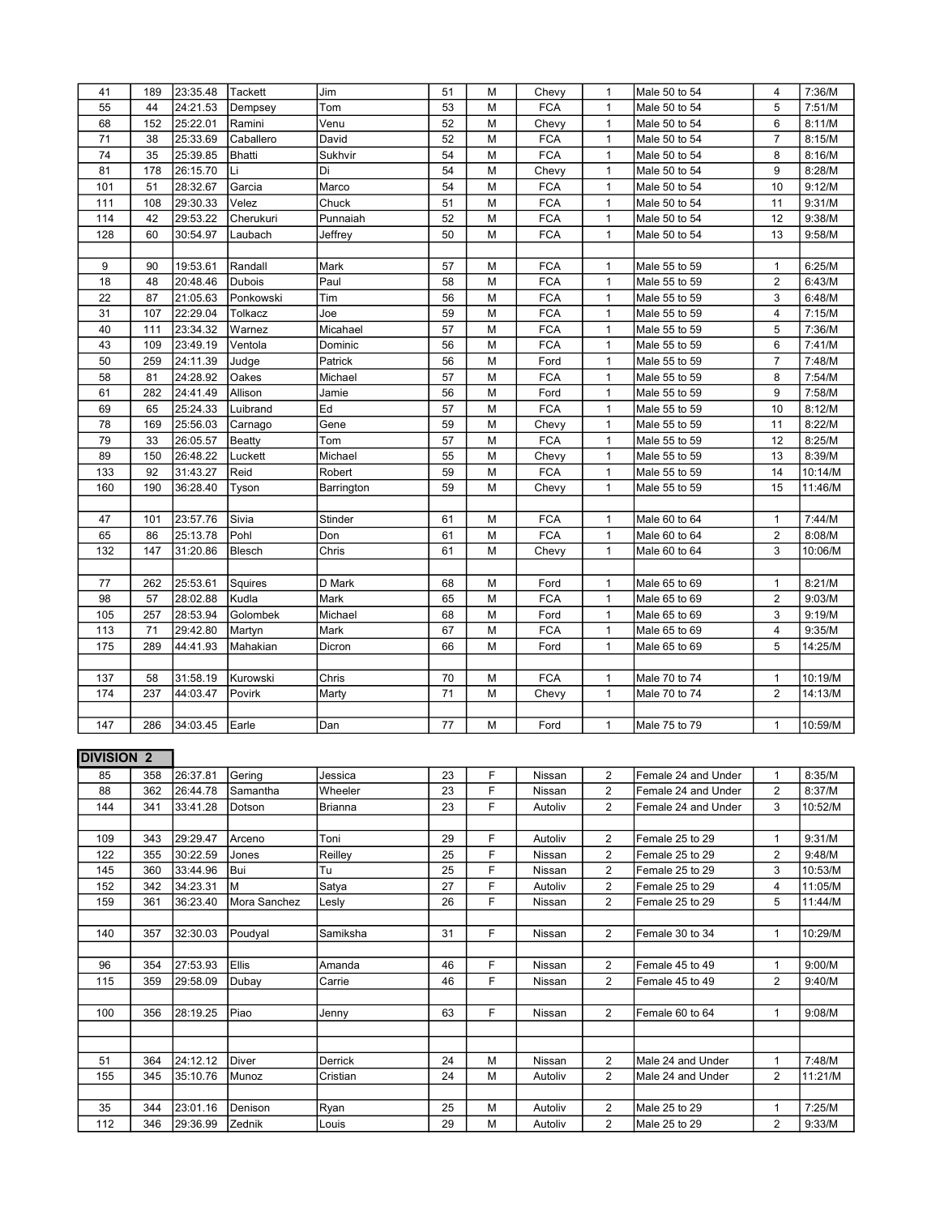| | | | | | | | | | | | |
|---|---|---|---|---|---|---|---|---|---|---|---|
| 41 | 189 | 23:35.48 | Tackett | Jim | 51 | M | Chevy | 1 | Male 50 to 54 | 4 | 7:36/M |
| 55 | 44 | 24:21.53 | Dempsey | Tom | 53 | M | FCA | 1 | Male 50 to 54 | 5 | 7:51/M |
| 68 | 152 | 25:22.01 | Ramini | Venu | 52 | M | Chevy | 1 | Male 50 to 54 | 6 | 8:11/M |
| 71 | 38 | 25:33.69 | Caballero | David | 52 | M | FCA | 1 | Male 50 to 54 | 7 | 8:15/M |
| 74 | 35 | 25:39.85 | Bhatti | Sukhvir | 54 | M | FCA | 1 | Male 50 to 54 | 8 | 8:16/M |
| 81 | 178 | 26:15.70 | Li | Di | 54 | M | Chevy | 1 | Male 50 to 54 | 9 | 8:28/M |
| 101 | 51 | 28:32.67 | Garcia | Marco | 54 | M | FCA | 1 | Male 50 to 54 | 10 | 9:12/M |
| 111 | 108 | 29:30.33 | Velez | Chuck | 51 | M | FCA | 1 | Male 50 to 54 | 11 | 9:31/M |
| 114 | 42 | 29:53.22 | Cherukuri | Punnaiah | 52 | M | FCA | 1 | Male 50 to 54 | 12 | 9:38/M |
| 128 | 60 | 30:54.97 | Laubach | Jeffrey | 50 | M | FCA | 1 | Male 50 to 54 | 13 | 9:58/M |
| | | | | | | | | | | | |
| 9 | 90 | 19:53.61 | Randall | Mark | 57 | M | FCA | 1 | Male 55 to 59 | 1 | 6:25/M |
| 18 | 48 | 20:48.46 | Dubois | Paul | 58 | M | FCA | 1 | Male 55 to 59 | 2 | 6:43/M |
| 22 | 87 | 21:05.63 | Ponkowski | Tim | 56 | M | FCA | 1 | Male 55 to 59 | 3 | 6:48/M |
| 31 | 107 | 22:29.04 | Tolkacz | Joe | 59 | M | FCA | 1 | Male 55 to 59 | 4 | 7:15/M |
| 40 | 111 | 23:34.32 | Warnez | Micahael | 57 | M | FCA | 1 | Male 55 to 59 | 5 | 7:36/M |
| 43 | 109 | 23:49.19 | Ventola | Dominic | 56 | M | FCA | 1 | Male 55 to 59 | 6 | 7:41/M |
| 50 | 259 | 24:11.39 | Judge | Patrick | 56 | M | Ford | 1 | Male 55 to 59 | 7 | 7:48/M |
| 58 | 81 | 24:28.92 | Oakes | Michael | 57 | M | FCA | 1 | Male 55 to 59 | 8 | 7:54/M |
| 61 | 282 | 24:41.49 | Allison | Jamie | 56 | M | Ford | 1 | Male 55 to 59 | 9 | 7:58/M |
| 69 | 65 | 25:24.33 | Luibrand | Ed | 57 | M | FCA | 1 | Male 55 to 59 | 10 | 8:12/M |
| 78 | 169 | 25:56.03 | Carnago | Gene | 59 | M | Chevy | 1 | Male 55 to 59 | 11 | 8:22/M |
| 79 | 33 | 26:05.57 | Beatty | Tom | 57 | M | FCA | 1 | Male 55 to 59 | 12 | 8:25/M |
| 89 | 150 | 26:48.22 | Luckett | Michael | 55 | M | Chevy | 1 | Male 55 to 59 | 13 | 8:39/M |
| 133 | 92 | 31:43.27 | Reid | Robert | 59 | M | FCA | 1 | Male 55 to 59 | 14 | 10:14/M |
| 160 | 190 | 36:28.40 | Tyson | Barrington | 59 | M | Chevy | 1 | Male 55 to 59 | 15 | 11:46/M |
| | | | | | | | | | | | |
| 47 | 101 | 23:57.76 | Sivia | Stinder | 61 | M | FCA | 1 | Male 60 to 64 | 1 | 7:44/M |
| 65 | 86 | 25:13.78 | Pohl | Don | 61 | M | FCA | 1 | Male 60 to 64 | 2 | 8:08/M |
| 132 | 147 | 31:20.86 | Blesch | Chris | 61 | M | Chevy | 1 | Male 60 to 64 | 3 | 10:06/M |
| | | | | | | | | | | | |
| 77 | 262 | 25:53.61 | Squires | D Mark | 68 | M | Ford | 1 | Male 65 to 69 | 1 | 8:21/M |
| 98 | 57 | 28:02.88 | Kudla | Mark | 65 | M | FCA | 1 | Male 65 to 69 | 2 | 9:03/M |
| 105 | 257 | 28:53.94 | Golombek | Michael | 68 | M | Ford | 1 | Male 65 to 69 | 3 | 9:19/M |
| 113 | 71 | 29:42.80 | Martyn | Mark | 67 | M | FCA | 1 | Male 65 to 69 | 4 | 9:35/M |
| 175 | 289 | 44:41.93 | Mahakian | Dicron | 66 | M | Ford | 1 | Male 65 to 69 | 5 | 14:25/M |
| | | | | | | | | | | | |
| 137 | 58 | 31:58.19 | Kurowski | Chris | 70 | M | FCA | 1 | Male 70 to 74 | 1 | 10:19/M |
| 174 | 237 | 44:03.47 | Povirk | Marty | 71 | M | Chevy | 1 | Male 70 to 74 | 2 | 14:13/M |
| | | | | | | | | | | | |
| 147 | 286 | 34:03.45 | Earle | Dan | 77 | M | Ford | 1 | Male 75 to 79 | 1 | 10:59/M |

## DIVISION 2

| | | | | | | | | | | | |
|---|---|---|---|---|---|---|---|---|---|---|---|
| 85 | 358 | 26:37.81 | Gering | Jessica | 23 | F | Nissan | 2 | Female 24 and Under | 1 | 8:35/M |
| 88 | 362 | 26:44.78 | Samantha | Wheeler | 23 | F | Nissan | 2 | Female 24 and Under | 2 | 8:37/M |
| 144 | 341 | 33:41.28 | Dotson | Brianna | 23 | F | Autoliv | 2 | Female 24 and Under | 3 | 10:52/M |
| | | | | | | | | | | | |
| 109 | 343 | 29:29.47 | Arceno | Toni | 29 | F | Autoliv | 2 | Female 25 to 29 | 1 | 9:31/M |
| 122 | 355 | 30:22.59 | Jones | Reilley | 25 | F | Nissan | 2 | Female 25 to 29 | 2 | 9:48/M |
| 145 | 360 | 33:44.96 | Bui | Tu | 25 | F | Nissan | 2 | Female 25 to 29 | 3 | 10:53/M |
| 152 | 342 | 34:23.31 | M | Satya | 27 | F | Autoliv | 2 | Female 25 to 29 | 4 | 11:05/M |
| 159 | 361 | 36:23.40 | Mora Sanchez | Lesly | 26 | F | Nissan | 2 | Female 25 to 29 | 5 | 11:44/M |
| | | | | | | | | | | | |
| 140 | 357 | 32:30.03 | Poudyal | Samiksha | 31 | F | Nissan | 2 | Female 30 to 34 | 1 | 10:29/M |
| | | | | | | | | | | | |
| 96 | 354 | 27:53.93 | Ellis | Amanda | 46 | F | Nissan | 2 | Female 45 to 49 | 1 | 9:00/M |
| 115 | 359 | 29:58.09 | Dubay | Carrie | 46 | F | Nissan | 2 | Female 45 to 49 | 2 | 9:40/M |
| | | | | | | | | | | | |
| 100 | 356 | 28:19.25 | Piao | Jenny | 63 | F | Nissan | 2 | Female 60 to 64 | 1 | 9:08/M |
| | | | | | | | | | | | |
| | | | | | | | | | | | |
| 51 | 364 | 24:12.12 | Diver | Derrick | 24 | M | Nissan | 2 | Male 24 and Under | 1 | 7:48/M |
| 155 | 345 | 35:10.76 | Munoz | Cristian | 24 | M | Autoliv | 2 | Male 24 and Under | 2 | 11:21/M |
| | | | | | | | | | | | |
| 35 | 344 | 23:01.16 | Denison | Ryan | 25 | M | Autoliv | 2 | Male 25 to 29 | 1 | 7:25/M |
| 112 | 346 | 29:36.99 | Zednik | Louis | 29 | M | Autoliv | 2 | Male 25 to 29 | 2 | 9:33/M |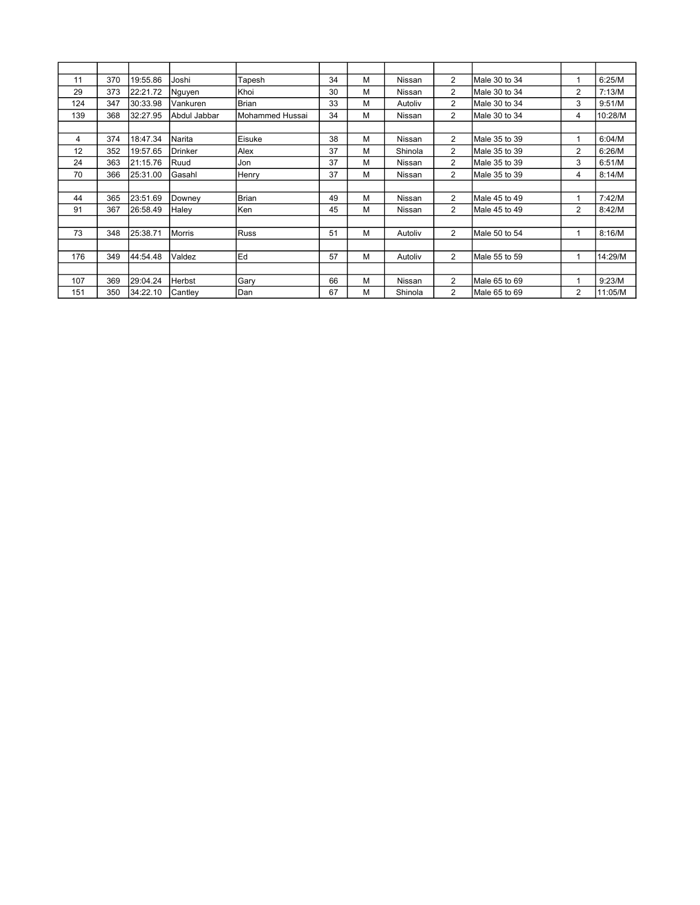| | | | | | | | | | | | |
|---|---|---|---|---|---|---|---|---|---|---|---|
| 11 | 370 | 19:55.86 | Joshi | Tapesh | 34 | M | Nissan | 2 | Male 30 to 34 | 1 | 6:25/M |
| 29 | 373 | 22:21.72 | Nguyen | Khoi | 30 | M | Nissan | 2 | Male 30 to 34 | 2 | 7:13/M |
| 124 | 347 | 30:33.98 | Vankuren | Brian | 33 | M | Autoliv | 2 | Male 30 to 34 | 3 | 9:51/M |
| 139 | 368 | 32:27.95 | Abdul Jabbar | Mohammed Hussai | 34 | M | Nissan | 2 | Male 30 to 34 | 4 | 10:28/M |
| | | | | | | | | | | | |
| 4 | 374 | 18:47.34 | Narita | Eisuke | 38 | M | Nissan | 2 | Male 35 to 39 | 1 | 6:04/M |
| 12 | 352 | 19:57.65 | Drinker | Alex | 37 | M | Shinola | 2 | Male 35 to 39 | 2 | 6:26/M |
| 24 | 363 | 21:15.76 | Ruud | Jon | 37 | M | Nissan | 2 | Male 35 to 39 | 3 | 6:51/M |
| 70 | 366 | 25:31.00 | Gasahl | Henry | 37 | M | Nissan | 2 | Male 35 to 39 | 4 | 8:14/M |
| | | | | | | | | | | | |
| 44 | 365 | 23:51.69 | Downey | Brian | 49 | M | Nissan | 2 | Male 45 to 49 | 1 | 7:42/M |
| 91 | 367 | 26:58.49 | Haley | Ken | 45 | M | Nissan | 2 | Male 45 to 49 | 2 | 8:42/M |
| | | | | | | | | | | | |
| 73 | 348 | 25:38.71 | Morris | Russ | 51 | M | Autoliv | 2 | Male 50 to 54 | 1 | 8:16/M |
| | | | | | | | | | | | |
| 176 | 349 | 44:54.48 | Valdez | Ed | 57 | M | Autoliv | 2 | Male 55 to 59 | 1 | 14:29/M |
| | | | | | | | | | | | |
| 107 | 369 | 29:04.24 | Herbst | Gary | 66 | M | Nissan | 2 | Male 65 to 69 | 1 | 9:23/M |
| 151 | 350 | 34:22.10 | Cantley | Dan | 67 | M | Shinola | 2 | Male 65 to 69 | 2 | 11:05/M |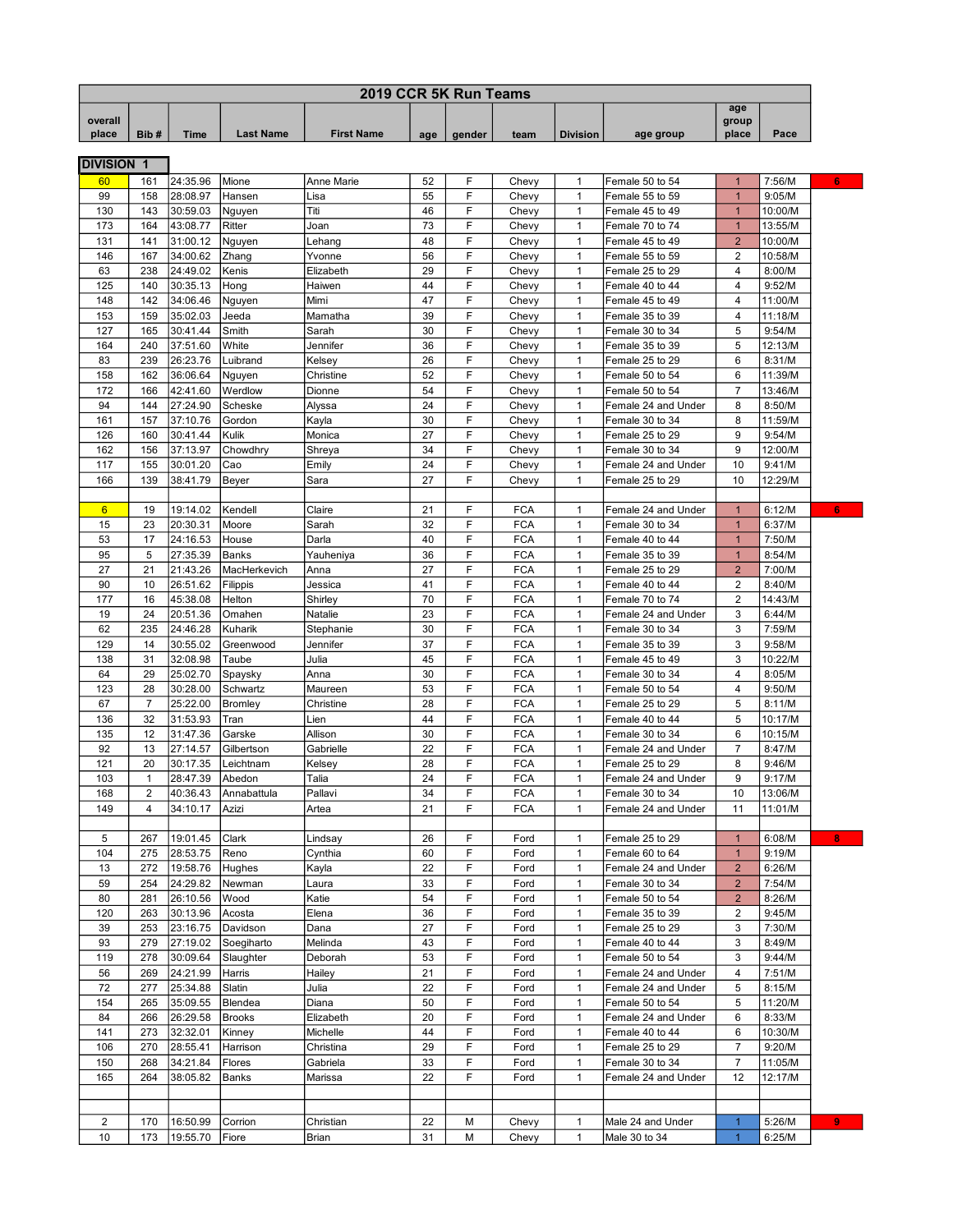# 2019 CCR 5K Run Teams

| overall place | Bib # | Time | Last Name | First Name | age | gender | team | Division | age group | age group place | Pace | |
|---|---|---|---|---|---|---|---|---|---|---|---|---|
| **DIVISION 1** | | | | | | | | | | | | |
| 60 | 161 | 24:35.96 | Mione | Anne Marie | 52 | F | Chevy | 1 | Female 50 to 54 | 1 | 7:56/M | 6 |
| 99 | 158 | 28:08.97 | Hansen | Lisa | 55 | F | Chevy | 1 | Female 55 to 59 | 1 | 9:05/M | |
| 130 | 143 | 30:59.03 | Nguyen | Titi | 46 | F | Chevy | 1 | Female 45 to 49 | 1 | 10:00/M | |
| 173 | 164 | 43:08.77 | Ritter | Joan | 73 | F | Chevy | 1 | Female 70 to 74 | 1 | 13:55/M | |
| 131 | 141 | 31:00.12 | Nguyen | Lehang | 48 | F | Chevy | 1 | Female 45 to 49 | 2 | 10:00/M | |
| 146 | 167 | 34:00.62 | Zhang | Yvonne | 56 | F | Chevy | 1 | Female 55 to 59 | 2 | 10:58/M | |
| 63 | 238 | 24:49.02 | Kenis | Elizabeth | 29 | F | Chevy | 1 | Female 25 to 29 | 4 | 8:00/M | |
| 125 | 140 | 30:35.13 | Hong | Haiwen | 44 | F | Chevy | 1 | Female 40 to 44 | 4 | 9:52/M | |
| 148 | 142 | 34:06.46 | Nguyen | Mimi | 47 | F | Chevy | 1 | Female 45 to 49 | 4 | 11:00/M | |
| 153 | 159 | 35:02.03 | Jeeda | Mamatha | 39 | F | Chevy | 1 | Female 35 to 39 | 4 | 11:18/M | |
| 127 | 165 | 30:41.44 | Smith | Sarah | 30 | F | Chevy | 1 | Female 30 to 34 | 5 | 9:54/M | |
| 164 | 240 | 37:51.60 | White | Jennifer | 36 | F | Chevy | 1 | Female 35 to 39 | 5 | 12:13/M | |
| 83 | 239 | 26:23.76 | Luibrand | Kelsey | 26 | F | Chevy | 1 | Female 25 to 29 | 6 | 8:31/M | |
| 158 | 162 | 36:06.64 | Nguyen | Christine | 52 | F | Chevy | 1 | Female 50 to 54 | 6 | 11:39/M | |
| 172 | 166 | 42:41.60 | Werdlow | Dionne | 54 | F | Chevy | 1 | Female 50 to 54 | 7 | 13:46/M | |
| 94 | 144 | 27:24.90 | Scheske | Alyssa | 24 | F | Chevy | 1 | Female 24 and Under | 8 | 8:50/M | |
| 161 | 157 | 37:10.76 | Gordon | Kayla | 30 | F | Chevy | 1 | Female 30 to 34 | 8 | 11:59/M | |
| 126 | 160 | 30:41.44 | Kulik | Monica | 27 | F | Chevy | 1 | Female 25 to 29 | 9 | 9:54/M | |
| 162 | 156 | 37:13.97 | Chowdhry | Shreya | 34 | F | Chevy | 1 | Female 30 to 34 | 9 | 12:00/M | |
| 117 | 155 | 30:01.20 | Cao | Emily | 24 | F | Chevy | 1 | Female 24 and Under | 10 | 9:41/M | |
| 166 | 139 | 38:41.79 | Beyer | Sara | 27 | F | Chevy | 1 | Female 25 to 29 | 10 | 12:29/M | |
| | | | | | | | | | | | | |
| 6 | 19 | 19:14.02 | Kendell | Claire | 21 | F | FCA | 1 | Female 24 and Under | 1 | 6:12/M | 6 |
| 15 | 23 | 20:30.31 | Moore | Sarah | 32 | F | FCA | 1 | Female 30 to 34 | 1 | 6:37/M | |
| 53 | 17 | 24:16.53 | House | Darla | 40 | F | FCA | 1 | Female 40 to 44 | 1 | 7:50/M | |
| 95 | 5 | 27:35.39 | Banks | Yauheniya | 36 | F | FCA | 1 | Female 35 to 39 | 1 | 8:54/M | |
| 27 | 21 | 21:43.26 | MacHerkevich | Anna | 27 | F | FCA | 1 | Female 25 to 29 | 2 | 7:00/M | |
| 90 | 10 | 26:51.62 | Filippis | Jessica | 41 | F | FCA | 1 | Female 40 to 44 | 2 | 8:40/M | |
| 177 | 16 | 45:38.08 | Helton | Shirley | 70 | F | FCA | 1 | Female 70 to 74 | 2 | 14:43/M | |
| 19 | 24 | 20:51.36 | Omahen | Natalie | 23 | F | FCA | 1 | Female 24 and Under | 3 | 6:44/M | |
| 62 | 235 | 24:46.28 | Kuharik | Stephanie | 30 | F | FCA | 1 | Female 30 to 34 | 3 | 7:59/M | |
| 129 | 14 | 30:55.02 | Greenwood | Jennifer | 37 | F | FCA | 1 | Female 35 to 39 | 3 | 9:58/M | |
| 138 | 31 | 32:08.98 | Taube | Julia | 45 | F | FCA | 1 | Female 45 to 49 | 3 | 10:22/M | |
| 64 | 29 | 25:02.70 | Spaysky | Anna | 30 | F | FCA | 1 | Female 30 to 34 | 4 | 8:05/M | |
| 123 | 28 | 30:28.00 | Schwartz | Maureen | 53 | F | FCA | 1 | Female 50 to 54 | 4 | 9:50/M | |
| 67 | 7 | 25:22.00 | Bromley | Christine | 28 | F | FCA | 1 | Female 25 to 29 | 5 | 8:11/M | |
| 136 | 32 | 31:53.93 | Tran | Lien | 44 | F | FCA | 1 | Female 40 to 44 | 5 | 10:17/M | |
| 135 | 12 | 31:47.36 | Garske | Allison | 30 | F | FCA | 1 | Female 30 to 34 | 6 | 10:15/M | |
| 92 | 13 | 27:14.57 | Gilbertson | Gabrielle | 22 | F | FCA | 1 | Female 24 and Under | 7 | 8:47/M | |
| 121 | 20 | 30:17.35 | Leichtnam | Kelsey | 28 | F | FCA | 1 | Female 25 to 29 | 8 | 9:46/M | |
| 103 | 1 | 28:47.39 | Abedon | Talia | 24 | F | FCA | 1 | Female 24 and Under | 9 | 9:17/M | |
| 168 | 2 | 40:36.43 | Annabattula | Pallavi | 34 | F | FCA | 1 | Female 30 to 34 | 10 | 13:06/M | |
| 149 | 4 | 34:10.17 | Azizi | Artea | 21 | F | FCA | 1 | Female 24 and Under | 11 | 11:01/M | |
| | | | | | | | | | | | | |
| 5 | 267 | 19:01.45 | Clark | Lindsay | 26 | F | Ford | 1 | Female 25 to 29 | 1 | 6:08/M | 8 |
| 104 | 275 | 28:53.75 | Reno | Cynthia | 60 | F | Ford | 1 | Female 60 to 64 | 1 | 9:19/M | |
| 13 | 272 | 19:58.76 | Hughes | Kayla | 22 | F | Ford | 1 | Female 24 and Under | 2 | 6:26/M | |
| 59 | 254 | 24:29.82 | Newman | Laura | 33 | F | Ford | 1 | Female 30 to 34 | 2 | 7:54/M | |
| 80 | 281 | 26:10.56 | Wood | Katie | 54 | F | Ford | 1 | Female 50 to 54 | 2 | 8:26/M | |
| 120 | 263 | 30:13.96 | Acosta | Elena | 36 | F | Ford | 1 | Female 35 to 39 | 2 | 9:45/M | |
| 39 | 253 | 23:16.75 | Davidson | Dana | 27 | F | Ford | 1 | Female 25 to 29 | 3 | 7:30/M | |
| 93 | 279 | 27:19.02 | Soegiharto | Melinda | 43 | F | Ford | 1 | Female 40 to 44 | 3 | 8:49/M | |
| 119 | 278 | 30:09.64 | Slaughter | Deborah | 53 | F | Ford | 1 | Female 50 to 54 | 3 | 9:44/M | |
| 56 | 269 | 24:21.99 | Harris | Hailey | 21 | F | Ford | 1 | Female 24 and Under | 4 | 7:51/M | |
| 72 | 277 | 25:34.88 | Slatin | Julia | 22 | F | Ford | 1 | Female 24 and Under | 5 | 8:15/M | |
| 154 | 265 | 35:09.55 | Blendea | Diana | 50 | F | Ford | 1 | Female 50 to 54 | 5 | 11:20/M | |
| 84 | 266 | 26:29.58 | Brooks | Elizabeth | 20 | F | Ford | 1 | Female 24 and Under | 6 | 8:33/M | |
| 141 | 273 | 32:32.01 | Kinney | Michelle | 44 | F | Ford | 1 | Female 40 to 44 | 6 | 10:30/M | |
| 106 | 270 | 28:55.41 | Harrison | Christina | 29 | F | Ford | 1 | Female 25 to 29 | 7 | 9:20/M | |
| 150 | 268 | 34:21.84 | Flores | Gabriela | 33 | F | Ford | 1 | Female 30 to 34 | 7 | 11:05/M | |
| 165 | 264 | 38:05.82 | Banks | Marissa | 22 | F | Ford | 1 | Female 24 and Under | 12 | 12:17/M | |
| | | | | | | | | | | | | |
| | | | | | | | | | | | | |
| 2 | 170 | 16:50.99 | Corrion | Christian | 22 | M | Chevy | 1 | Male 24 and Under | 1 | 5:26/M | 9 |
| 10 | 173 | 19:55.70 | Fiore | Brian | 31 | M | Chevy | 1 | Male 30 to 34 | 1 | 6:25/M | |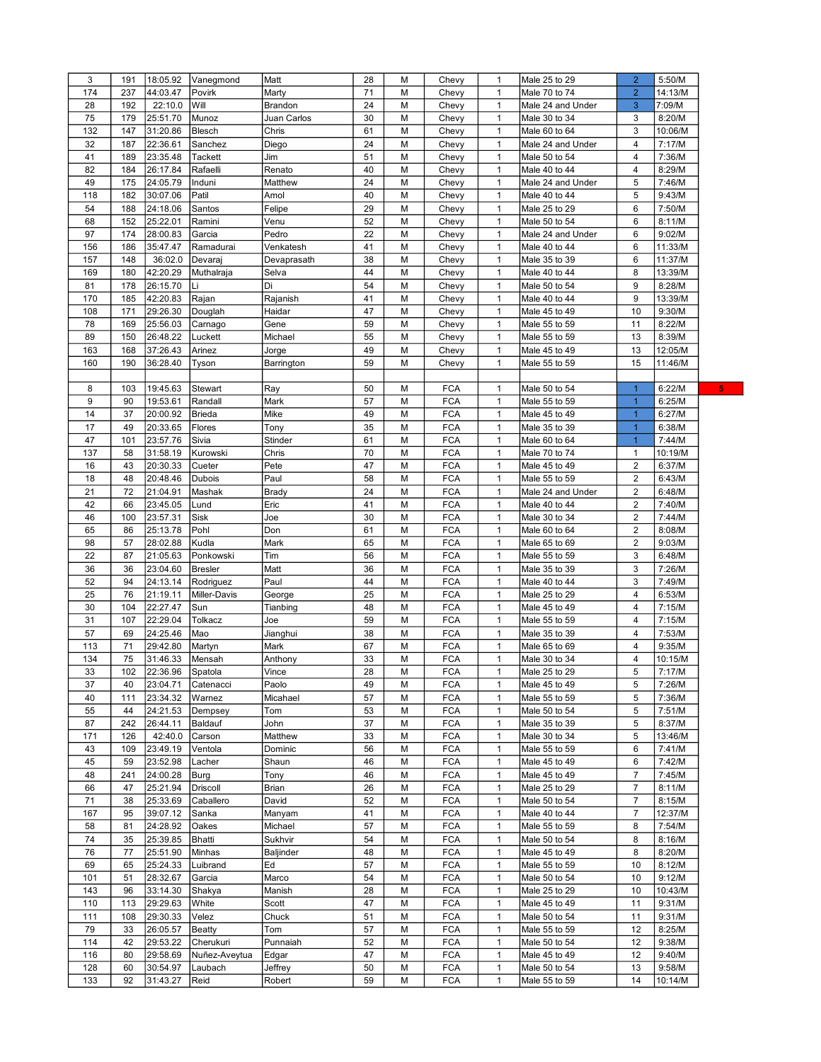| | | | | | | | | | | | | |
|---|---|---|---|---|---|---|---|---|---|---|---|---|
| 3 | 191 | 18:05.92 | Vanegmond | Matt | 28 | M | Chevy | 1 | Male 25 to 29 | 2 | 5:50/M | |
| 174 | 237 | 44:03.47 | Povirk | Marty | 71 | M | Chevy | 1 | Male 70 to 74 | 2 | 14:13/M | |
| 28 | 192 | 22:10.0 | Will | Brandon | 24 | M | Chevy | 1 | Male 24 and Under | 3 | 7:09/M | |
| 75 | 179 | 25:51.70 | Munoz | Juan Carlos | 30 | M | Chevy | 1 | Male 30 to 34 | 3 | 8:20/M | |
| 132 | 147 | 31:20.86 | Blesch | Chris | 61 | M | Chevy | 1 | Male 60 to 64 | 3 | 10:06/M | |
| 32 | 187 | 22:36.61 | Sanchez | Diego | 24 | M | Chevy | 1 | Male 24 and Under | 4 | 7:17/M | |
| 41 | 189 | 23:35.48 | Tackett | Jim | 51 | M | Chevy | 1 | Male 50 to 54 | 4 | 7:36/M | |
| 82 | 184 | 26:17.84 | Rafaelli | Renato | 40 | M | Chevy | 1 | Male 40 to 44 | 4 | 8:29/M | |
| 49 | 175 | 24:05.79 | Induni | Matthew | 24 | M | Chevy | 1 | Male 24 and Under | 5 | 7:46/M | |
| 118 | 182 | 30:07.06 | Patil | Amol | 40 | M | Chevy | 1 | Male 40 to 44 | 5 | 9:43/M | |
| 54 | 188 | 24:18.06 | Santos | Felipe | 29 | M | Chevy | 1 | Male 25 to 29 | 6 | 7:50/M | |
| 68 | 152 | 25:22.01 | Ramini | Venu | 52 | M | Chevy | 1 | Male 50 to 54 | 6 | 8:11/M | |
| 97 | 174 | 28:00.83 | Garcia | Pedro | 22 | M | Chevy | 1 | Male 24 and Under | 6 | 9:02/M | |
| 156 | 186 | 35:47.47 | Ramadurai | Venkatesh | 41 | M | Chevy | 1 | Male 40 to 44 | 6 | 11:33/M | |
| 157 | 148 | 36:02.0 | Devaraj | Devaprasath | 38 | M | Chevy | 1 | Male 35 to 39 | 6 | 11:37/M | |
| 169 | 180 | 42:20.29 | Muthalraja | Selva | 44 | M | Chevy | 1 | Male 40 to 44 | 8 | 13:39/M | |
| 81 | 178 | 26:15.70 | Li | Di | 54 | M | Chevy | 1 | Male 50 to 54 | 9 | 8:28/M | |
| 170 | 185 | 42:20.83 | Rajan | Rajanish | 41 | M | Chevy | 1 | Male 40 to 44 | 9 | 13:39/M | |
| 108 | 171 | 29:26.30 | Douglah | Haidar | 47 | M | Chevy | 1 | Male 45 to 49 | 10 | 9:30/M | |
| 78 | 169 | 25:56.03 | Carnago | Gene | 59 | M | Chevy | 1 | Male 55 to 59 | 11 | 8:22/M | |
| 89 | 150 | 26:48.22 | Luckett | Michael | 55 | M | Chevy | 1 | Male 55 to 59 | 13 | 8:39/M | |
| 163 | 168 | 37:26.43 | Arinez | Jorge | 49 | M | Chevy | 1 | Male 45 to 49 | 13 | 12:05/M | |
| 160 | 190 | 36:28.40 | Tyson | Barrington | 59 | M | Chevy | 1 | Male 55 to 59 | 15 | 11:46/M | |
| | | | | | | | | | | | | |
| 8 | 103 | 19:45.63 | Stewart | Ray | 50 | M | FCA | 1 | Male 50 to 54 | 1 | 6:22/M | 5 |
| 9 | 90 | 19:53.61 | Randall | Mark | 57 | M | FCA | 1 | Male 55 to 59 | 1 | 6:25/M | |
| 14 | 37 | 20:00.92 | Brieda | Mike | 49 | M | FCA | 1 | Male 45 to 49 | 1 | 6:27/M | |
| 17 | 49 | 20:33.65 | Flores | Tony | 35 | M | FCA | 1 | Male 35 to 39 | 1 | 6:38/M | |
| 47 | 101 | 23:57.76 | Sivia | Stinder | 61 | M | FCA | 1 | Male 60 to 64 | 1 | 7:44/M | |
| 137 | 58 | 31:58.19 | Kurowski | Chris | 70 | M | FCA | 1 | Male 70 to 74 | 1 | 10:19/M | |
| 16 | 43 | 20:30.33 | Cueter | Pete | 47 | M | FCA | 1 | Male 45 to 49 | 2 | 6:37/M | |
| 18 | 48 | 20:48.46 | Dubois | Paul | 58 | M | FCA | 1 | Male 55 to 59 | 2 | 6:43/M | |
| 21 | 72 | 21:04.91 | Mashak | Brady | 24 | M | FCA | 1 | Male 24 and Under | 2 | 6:48/M | |
| 42 | 66 | 23:45.05 | Lund | Eric | 41 | M | FCA | 1 | Male 40 to 44 | 2 | 7:40/M | |
| 46 | 100 | 23:57.31 | Sisk | Joe | 30 | M | FCA | 1 | Male 30 to 34 | 2 | 7:44/M | |
| 65 | 86 | 25:13.78 | Pohl | Don | 61 | M | FCA | 1 | Male 60 to 64 | 2 | 8:08/M | |
| 98 | 57 | 28:02.88 | Kudla | Mark | 65 | M | FCA | 1 | Male 65 to 69 | 2 | 9:03/M | |
| 22 | 87 | 21:05.63 | Ponkowski | Tim | 56 | M | FCA | 1 | Male 55 to 59 | 3 | 6:48/M | |
| 36 | 36 | 23:04.60 | Bresler | Matt | 36 | M | FCA | 1 | Male 35 to 39 | 3 | 7:26/M | |
| 52 | 94 | 24:13.14 | Rodriguez | Paul | 44 | M | FCA | 1 | Male 40 to 44 | 3 | 7:49/M | |
| 25 | 76 | 21:19.11 | Miller-Davis | George | 25 | M | FCA | 1 | Male 25 to 29 | 4 | 6:53/M | |
| 30 | 104 | 22:27.47 | Sun | Tianbing | 48 | M | FCA | 1 | Male 45 to 49 | 4 | 7:15/M | |
| 31 | 107 | 22:29.04 | Tolkacz | Joe | 59 | M | FCA | 1 | Male 55 to 59 | 4 | 7:15/M | |
| 57 | 69 | 24:25.46 | Mao | Jianghui | 38 | M | FCA | 1 | Male 35 to 39 | 4 | 7:53/M | |
| 113 | 71 | 29:42.80 | Martyn | Mark | 67 | M | FCA | 1 | Male 65 to 69 | 4 | 9:35/M | |
| 134 | 75 | 31:46.33 | Mensah | Anthony | 33 | M | FCA | 1 | Male 30 to 34 | 4 | 10:15/M | |
| 33 | 102 | 22:36.96 | Spatola | Vince | 28 | M | FCA | 1 | Male 25 to 29 | 5 | 7:17/M | |
| 37 | 40 | 23:04.71 | Catenacci | Paolo | 49 | M | FCA | 1 | Male 45 to 49 | 5 | 7:26/M | |
| 40 | 111 | 23:34.32 | Warnez | Micahael | 57 | M | FCA | 1 | Male 55 to 59 | 5 | 7:36/M | |
| 55 | 44 | 24:21.53 | Dempsey | Tom | 53 | M | FCA | 1 | Male 50 to 54 | 5 | 7:51/M | |
| 87 | 242 | 26:44.11 | Baldauf | John | 37 | M | FCA | 1 | Male 35 to 39 | 5 | 8:37/M | |
| 171 | 126 | 42:40.0 | Carson | Matthew | 33 | M | FCA | 1 | Male 30 to 34 | 5 | 13:46/M | |
| 43 | 109 | 23:49.19 | Ventola | Dominic | 56 | M | FCA | 1 | Male 55 to 59 | 6 | 7:41/M | |
| 45 | 59 | 23:52.98 | Lacher | Shaun | 46 | M | FCA | 1 | Male 45 to 49 | 6 | 7:42/M | |
| 48 | 241 | 24:00.28 | Burg | Tony | 46 | M | FCA | 1 | Male 45 to 49 | 7 | 7:45/M | |
| 66 | 47 | 25:21.94 | Driscoll | Brian | 26 | M | FCA | 1 | Male 25 to 29 | 7 | 8:11/M | |
| 71 | 38 | 25:33.69 | Caballero | David | 52 | M | FCA | 1 | Male 50 to 54 | 7 | 8:15/M | |
| 167 | 95 | 39:07.12 | Sanka | Manyam | 41 | M | FCA | 1 | Male 40 to 44 | 7 | 12:37/M | |
| 58 | 81 | 24:28.92 | Oakes | Michael | 57 | M | FCA | 1 | Male 55 to 59 | 8 | 7:54/M | |
| 74 | 35 | 25:39.85 | Bhatti | Sukhvir | 54 | M | FCA | 1 | Male 50 to 54 | 8 | 8:16/M | |
| 76 | 77 | 25:51.90 | Minhas | Baljinder | 48 | M | FCA | 1 | Male 45 to 49 | 8 | 8:20/M | |
| 69 | 65 | 25:24.33 | Luibrand | Ed | 57 | M | FCA | 1 | Male 55 to 59 | 10 | 8:12/M | |
| 101 | 51 | 28:32.67 | Garcia | Marco | 54 | M | FCA | 1 | Male 50 to 54 | 10 | 9:12/M | |
| 143 | 96 | 33:14.30 | Shakya | Manish | 28 | M | FCA | 1 | Male 25 to 29 | 10 | 10:43/M | |
| 110 | 113 | 29:29.63 | White | Scott | 47 | M | FCA | 1 | Male 45 to 49 | 11 | 9:31/M | |
| 111 | 108 | 29:30.33 | Velez | Chuck | 51 | M | FCA | 1 | Male 50 to 54 | 11 | 9:31/M | |
| 79 | 33 | 26:05.57 | Beatty | Tom | 57 | M | FCA | 1 | Male 55 to 59 | 12 | 8:25/M | |
| 114 | 42 | 29:53.22 | Cherukuri | Punnaiah | 52 | M | FCA | 1 | Male 50 to 54 | 12 | 9:38/M | |
| 116 | 80 | 29:58.69 | Nuñez-Aveytua | Edgar | 47 | M | FCA | 1 | Male 45 to 49 | 12 | 9:40/M | |
| 128 | 60 | 30:54.97 | Laubach | Jeffrey | 50 | M | FCA | 1 | Male 50 to 54 | 13 | 9:58/M | |
| 133 | 92 | 31:43.27 | Reid | Robert | 59 | M | FCA | 1 | Male 55 to 59 | 14 | 10:14/M | |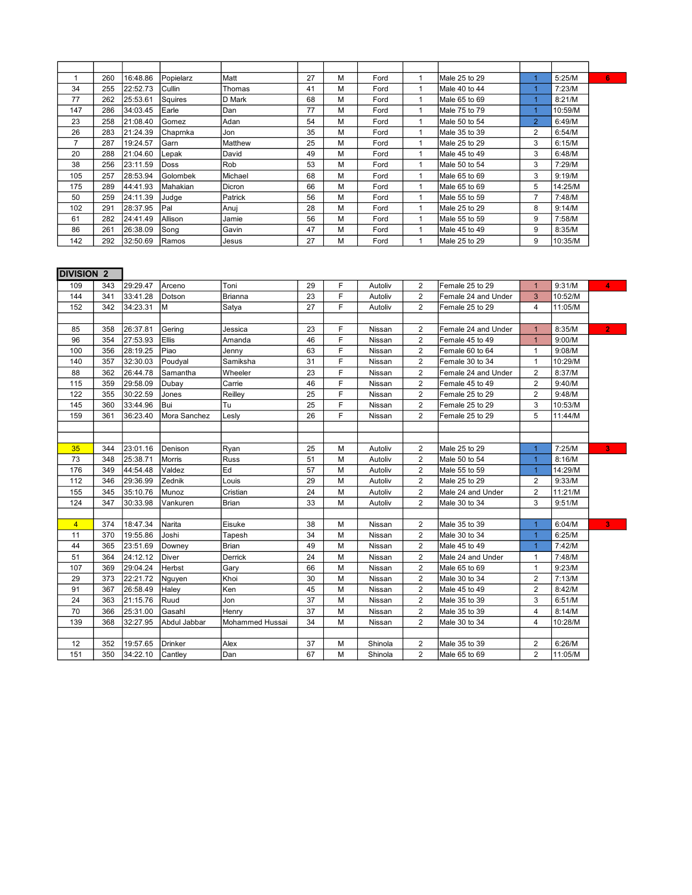| | | | | | | | | | | | | |
|---|---|---|---|---|---|---|---|---|---|---|---|---|
| 1 | 260 | 16:48.86 | Popielarz | Matt | 27 | M | Ford | 1 | Male 25 to 29 | 1 | 5:25/M | 6 |
| 34 | 255 | 22:52.73 | Cullin | Thomas | 41 | M | Ford | 1 | Male 40 to 44 | 1 | 7:23/M | |
| 77 | 262 | 25:53.61 | Squires | D Mark | 68 | M | Ford | 1 | Male 65 to 69 | 1 | 8:21/M | |
| 147 | 286 | 34:03.45 | Earle | Dan | 77 | M | Ford | 1 | Male 75 to 79 | 1 | 10:59/M | |
| 23 | 258 | 21:08.40 | Gomez | Adan | 54 | M | Ford | 1 | Male 50 to 54 | 2 | 6:49/M | |
| 26 | 283 | 21:24.39 | Chaprnka | Jon | 35 | M | Ford | 1 | Male 35 to 39 | 2 | 6:54/M | |
| 7 | 287 | 19:24.57 | Garn | Matthew | 25 | M | Ford | 1 | Male 25 to 29 | 3 | 6:15/M | |
| 20 | 288 | 21:04.60 | Lepak | David | 49 | M | Ford | 1 | Male 45 to 49 | 3 | 6:48/M | |
| 38 | 256 | 23:11.59 | Doss | Rob | 53 | M | Ford | 1 | Male 50 to 54 | 3 | 7:29/M | |
| 105 | 257 | 28:53.94 | Golombek | Michael | 68 | M | Ford | 1 | Male 65 to 69 | 3 | 9:19/M | |
| 175 | 289 | 44:41.93 | Mahakian | Dicron | 66 | M | Ford | 1 | Male 65 to 69 | 5 | 14:25/M | |
| 50 | 259 | 24:11.39 | Judge | Patrick | 56 | M | Ford | 1 | Male 55 to 59 | 7 | 7:48/M | |
| 102 | 291 | 28:37.95 | Pal | Anuj | 28 | M | Ford | 1 | Male 25 to 29 | 8 | 9:14/M | |
| 61 | 282 | 24:41.49 | Allison | Jamie | 56 | M | Ford | 1 | Male 55 to 59 | 9 | 7:58/M | |
| 86 | 261 | 26:38.09 | Song | Gavin | 47 | M | Ford | 1 | Male 45 to 49 | 9 | 8:35/M | |
| 142 | 292 | 32:50.69 | Ramos | Jesus | 27 | M | Ford | 1 | Male 25 to 29 | 9 | 10:35/M | |

**DIVISION 2**

| | | | | | | | | | | | | |
|---|---|---|---|---|---|---|---|---|---|---|---|---|
| 109 | 343 | 29:29.47 | Arceno | Toni | 29 | F | Autoliv | 2 | Female 25 to 29 | 1 | 9:31/M | 4 |
| 144 | 341 | 33:41.28 | Dotson | Brianna | 23 | F | Autoliv | 2 | Female 24 and Under | 3 | 10:52/M | |
| 152 | 342 | 34:23.31 | M | Satya | 27 | F | Autoliv | 2 | Female 25 to 29 | 4 | 11:05/M | |
| | | | | | | | | | | | | |
| 85 | 358 | 26:37.81 | Gering | Jessica | 23 | F | Nissan | 2 | Female 24 and Under | 1 | 8:35/M | 2 |
| 96 | 354 | 27:53.93 | Ellis | Amanda | 46 | F | Nissan | 2 | Female 45 to 49 | 1 | 9:00/M | |
| 100 | 356 | 28:19.25 | Piao | Jenny | 63 | F | Nissan | 2 | Female 60 to 64 | 1 | 9:08/M | |
| 140 | 357 | 32:30.03 | Poudyal | Samiksha | 31 | F | Nissan | 2 | Female 30 to 34 | 1 | 10:29/M | |
| 88 | 362 | 26:44.78 | Samantha | Wheeler | 23 | F | Nissan | 2 | Female 24 and Under | 2 | 8:37/M | |
| 115 | 359 | 29:58.09 | Dubay | Carrie | 46 | F | Nissan | 2 | Female 45 to 49 | 2 | 9:40/M | |
| 122 | 355 | 30:22.59 | Jones | Reilley | 25 | F | Nissan | 2 | Female 25 to 29 | 2 | 9:48/M | |
| 145 | 360 | 33:44.96 | Bui | Tu | 25 | F | Nissan | 2 | Female 25 to 29 | 3 | 10:53/M | |
| 159 | 361 | 36:23.40 | Mora Sanchez | Lesly | 26 | F | Nissan | 2 | Female 25 to 29 | 5 | 11:44/M | |
| | | | | | | | | | | | | |
| | | | | | | | | | | | | |
| 35 | 344 | 23:01.16 | Denison | Ryan | 25 | M | Autoliv | 2 | Male 25 to 29 | 1 | 7:25/M | 3 |
| 73 | 348 | 25:38.71 | Morris | Russ | 51 | M | Autoliv | 2 | Male 50 to 54 | 1 | 8:16/M | |
| 176 | 349 | 44:54.48 | Valdez | Ed | 57 | M | Autoliv | 2 | Male 55 to 59 | 1 | 14:29/M | |
| 112 | 346 | 29:36.99 | Zednik | Louis | 29 | M | Autoliv | 2 | Male 25 to 29 | 2 | 9:33/M | |
| 155 | 345 | 35:10.76 | Munoz | Cristian | 24 | M | Autoliv | 2 | Male 24 and Under | 2 | 11:21/M | |
| 124 | 347 | 30:33.98 | Vankuren | Brian | 33 | M | Autoliv | 2 | Male 30 to 34 | 3 | 9:51/M | |
| | | | | | | | | | | | | |
| 4 | 374 | 18:47.34 | Narita | Eisuke | 38 | M | Nissan | 2 | Male 35 to 39 | 1 | 6:04/M | 3 |
| 11 | 370 | 19:55.86 | Joshi | Tapesh | 34 | M | Nissan | 2 | Male 30 to 34 | 1 | 6:25/M | |
| 44 | 365 | 23:51.69 | Downey | Brian | 49 | M | Nissan | 2 | Male 45 to 49 | 1 | 7:42/M | |
| 51 | 364 | 24:12.12 | Diver | Derrick | 24 | M | Nissan | 2 | Male 24 and Under | 1 | 7:48/M | |
| 107 | 369 | 29:04.24 | Herbst | Gary | 66 | M | Nissan | 2 | Male 65 to 69 | 1 | 9:23/M | |
| 29 | 373 | 22:21.72 | Nguyen | Khoi | 30 | M | Nissan | 2 | Male 30 to 34 | 2 | 7:13/M | |
| 91 | 367 | 26:58.49 | Haley | Ken | 45 | M | Nissan | 2 | Male 45 to 49 | 2 | 8:42/M | |
| 24 | 363 | 21:15.76 | Ruud | Jon | 37 | M | Nissan | 2 | Male 35 to 39 | 3 | 6:51/M | |
| 70 | 366 | 25:31.00 | Gasahl | Henry | 37 | M | Nissan | 2 | Male 35 to 39 | 4 | 8:14/M | |
| 139 | 368 | 32:27.95 | Abdul Jabbar | Mohammed Hussai | 34 | M | Nissan | 2 | Male 30 to 34 | 4 | 10:28/M | |
| | | | | | | | | | | | | |
| 12 | 352 | 19:57.65 | Drinker | Alex | 37 | M | Shinola | 2 | Male 35 to 39 | 2 | 6:26/M | |
| 151 | 350 | 34:22.10 | Cantley | Dan | 67 | M | Shinola | 2 | Male 65 to 69 | 2 | 11:05/M | |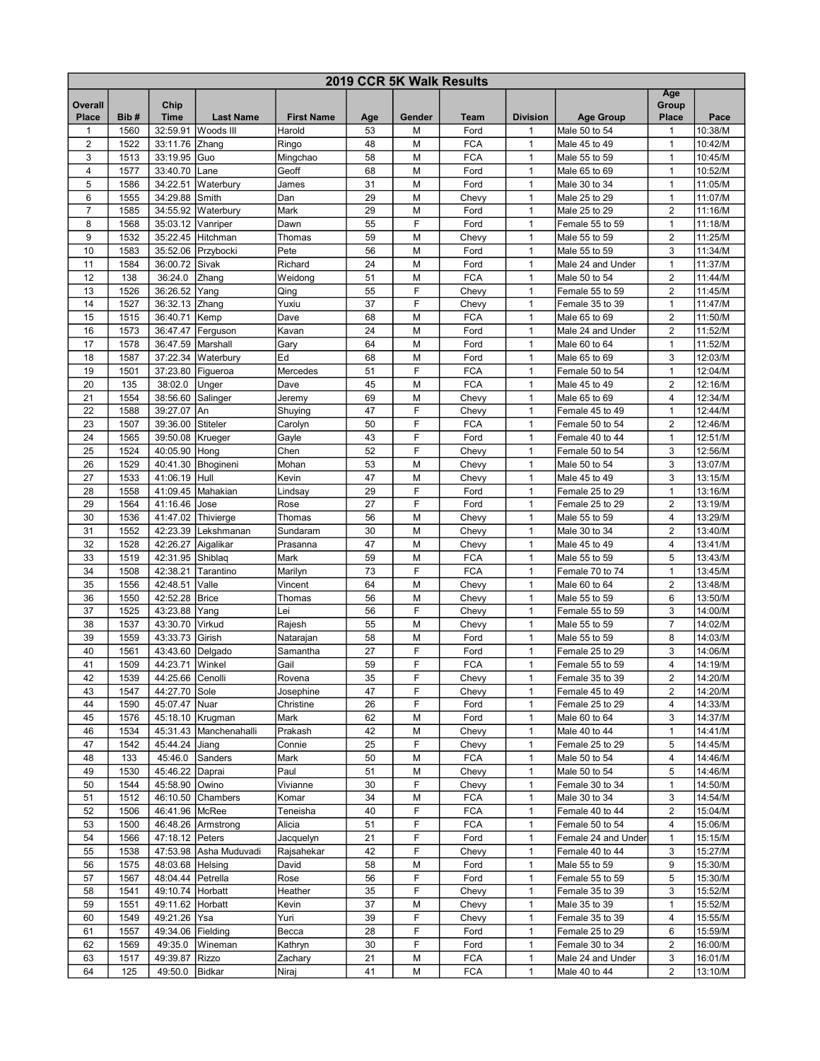## 2019 CCR 5K Walk Results

| Overall Place | Bib # | Chip Time | Last Name | First Name | Age | Gender | Team | Division | Age Group | Age Group Place | Pace |
|---|---|---|---|---|---|---|---|---|---|---|---|
| 1 | 1560 | 32:59.91 | Woods III | Harold | 53 | M | Ford | 1 | Male 50 to 54 | 1 | 10:38/M |
| 2 | 1522 | 33:11.76 | Zhang | Ringo | 48 | M | FCA | 1 | Male 45 to 49 | 1 | 10:42/M |
| 3 | 1513 | 33:19.95 | Guo | Mingchao | 58 | M | FCA | 1 | Male 55 to 59 | 1 | 10:45/M |
| 4 | 1577 | 33:40.70 | Lane | Geoff | 68 | M | Ford | 1 | Male 65 to 69 | 1 | 10:52/M |
| 5 | 1586 | 34:22.51 | Waterbury | James | 31 | M | Ford | 1 | Male 30 to 34 | 1 | 11:05/M |
| 6 | 1555 | 34:29.88 | Smith | Dan | 29 | M | Chevy | 1 | Male 25 to 29 | 1 | 11:07/M |
| 7 | 1585 | 34:55.92 | Waterbury | Mark | 29 | M | Ford | 1 | Male 25 to 29 | 2 | 11:16/M |
| 8 | 1568 | 35:03.12 | Vanriper | Dawn | 55 | F | Ford | 1 | Female 55 to 59 | 1 | 11:18/M |
| 9 | 1532 | 35:22.45 | Hitchman | Thomas | 59 | M | Chevy | 1 | Male 55 to 59 | 2 | 11:25/M |
| 10 | 1583 | 35:52.06 | Przybocki | Pete | 56 | M | Ford | 1 | Male 55 to 59 | 3 | 11:34/M |
| 11 | 1584 | 36:00.72 | Sivak | Richard | 24 | M | Ford | 1 | Male 24 and Under | 1 | 11:37/M |
| 12 | 138 | 36:24.0 | Zhang | Weidong | 51 | M | FCA | 1 | Male 50 to 54 | 2 | 11:44/M |
| 13 | 1526 | 36:26.52 | Yang | Qing | 55 | F | Chevy | 1 | Female 55 to 59 | 2 | 11:45/M |
| 14 | 1527 | 36:32.13 | Zhang | Yuxiu | 37 | F | Chevy | 1 | Female 35 to 39 | 1 | 11:47/M |
| 15 | 1515 | 36:40.71 | Kemp | Dave | 68 | M | FCA | 1 | Male 65 to 69 | 2 | 11:50/M |
| 16 | 1573 | 36:47.47 | Ferguson | Kavan | 24 | M | Ford | 1 | Male 24 and Under | 2 | 11:52/M |
| 17 | 1578 | 36:47.59 | Marshall | Gary | 64 | M | Ford | 1 | Male 60 to 64 | 1 | 11:52/M |
| 18 | 1587 | 37:22.34 | Waterbury | Ed | 68 | M | Ford | 1 | Male 65 to 69 | 3 | 12:03/M |
| 19 | 1501 | 37:23.80 | Figueroa | Mercedes | 51 | F | FCA | 1 | Female 50 to 54 | 1 | 12:04/M |
| 20 | 135 | 38:02.0 | Unger | Dave | 45 | M | FCA | 1 | Male 45 to 49 | 2 | 12:16/M |
| 21 | 1554 | 38:56.60 | Salinger | Jeremy | 69 | M | Chevy | 1 | Male 65 to 69 | 4 | 12:34/M |
| 22 | 1588 | 39:27.07 | An | Shuying | 47 | F | Chevy | 1 | Female 45 to 49 | 1 | 12:44/M |
| 23 | 1507 | 39:36.00 | Stiteler | Carolyn | 50 | F | FCA | 1 | Female 50 to 54 | 2 | 12:46/M |
| 24 | 1565 | 39:50.08 | Krueger | Gayle | 43 | F | Ford | 1 | Female 40 to 44 | 1 | 12:51/M |
| 25 | 1524 | 40:05.90 | Hong | Chen | 52 | F | Chevy | 1 | Female 50 to 54 | 3 | 12:56/M |
| 26 | 1529 | 40:41.30 | Bhogineni | Mohan | 53 | M | Chevy | 1 | Male 50 to 54 | 3 | 13:07/M |
| 27 | 1533 | 41:06.19 | Hull | Kevin | 47 | M | Chevy | 1 | Male 45 to 49 | 3 | 13:15/M |
| 28 | 1558 | 41:09.45 | Mahakian | Lindsay | 29 | F | Ford | 1 | Female 25 to 29 | 1 | 13:16/M |
| 29 | 1564 | 41:16.46 | Jose | Rose | 27 | F | Ford | 1 | Female 25 to 29 | 2 | 13:19/M |
| 30 | 1536 | 41:47.02 | Thivierge | Thomas | 56 | M | Chevy | 1 | Male 55 to 59 | 4 | 13:29/M |
| 31 | 1552 | 42:23.39 | Lekshmanan | Sundaram | 30 | M | Chevy | 1 | Male 30 to 34 | 2 | 13:40/M |
| 32 | 1528 | 42:26.27 | Aigalikar | Prasanna | 47 | M | Chevy | 1 | Male 45 to 49 | 4 | 13:41/M |
| 33 | 1519 | 42:31.95 | Shiblaq | Mark | 59 | M | FCA | 1 | Male 55 to 59 | 5 | 13:43/M |
| 34 | 1508 | 42:38.21 | Tarantino | Marilyn | 73 | F | FCA | 1 | Female 70 to 74 | 1 | 13:45/M |
| 35 | 1556 | 42:48.51 | Valle | Vincent | 64 | M | Chevy | 1 | Male 60 to 64 | 2 | 13:48/M |
| 36 | 1550 | 42:52.28 | Brice | Thomas | 56 | M | Chevy | 1 | Male 55 to 59 | 6 | 13:50/M |
| 37 | 1525 | 43:23.88 | Yang | Lei | 56 | F | Chevy | 1 | Female 55 to 59 | 3 | 14:00/M |
| 38 | 1537 | 43:30.70 | Virkud | Rajesh | 55 | M | Chevy | 1 | Male 55 to 59 | 7 | 14:02/M |
| 39 | 1559 | 43:33.73 | Girish | Natarajan | 58 | M | Ford | 1 | Male 55 to 59 | 8 | 14:03/M |
| 40 | 1561 | 43:43.60 | Delgado | Samantha | 27 | F | Ford | 1 | Female 25 to 29 | 3 | 14:06/M |
| 41 | 1509 | 44:23.71 | Winkel | Gail | 59 | F | FCA | 1 | Female 55 to 59 | 4 | 14:19/M |
| 42 | 1539 | 44:25.66 | Cenolli | Rovena | 35 | F | Chevy | 1 | Female 35 to 39 | 2 | 14:20/M |
| 43 | 1547 | 44:27.70 | Sole | Josephine | 47 | F | Chevy | 1 | Female 45 to 49 | 2 | 14:20/M |
| 44 | 1590 | 45:07.47 | Nuar | Christine | 26 | F | Ford | 1 | Female 25 to 29 | 4 | 14:33/M |
| 45 | 1576 | 45:18.10 | Krugman | Mark | 62 | M | Ford | 1 | Male 60 to 64 | 3 | 14:37/M |
| 46 | 1534 | 45:31.43 | Manchenahalli | Prakash | 42 | M | Chevy | 1 | Male 40 to 44 | 1 | 14:41/M |
| 47 | 1542 | 45:44.24 | Jiang | Connie | 25 | F | Chevy | 1 | Female 25 to 29 | 5 | 14:45/M |
| 48 | 133 | 45:46.0 | Sanders | Mark | 50 | M | FCA | 1 | Male 50 to 54 | 4 | 14:46/M |
| 49 | 1530 | 45:46.22 | Daprai | Paul | 51 | M | Chevy | 1 | Male 50 to 54 | 5 | 14:46/M |
| 50 | 1544 | 45:58.90 | Owino | Vivianne | 30 | F | Chevy | 1 | Female 30 to 34 | 1 | 14:50/M |
| 51 | 1512 | 46:10.50 | Chambers | Komar | 34 | M | FCA | 1 | Male 30 to 34 | 3 | 14:54/M |
| 52 | 1506 | 46:41.96 | McRee | Teneisha | 40 | F | FCA | 1 | Female 40 to 44 | 2 | 15:04/M |
| 53 | 1500 | 46:48.26 | Armstrong | Alicia | 51 | F | FCA | 1 | Female 50 to 54 | 4 | 15:06/M |
| 54 | 1566 | 47:18.12 | Peters | Jacquelyn | 21 | F | Ford | 1 | Female 24 and Under | 1 | 15:15/M |
| 55 | 1538 | 47:53.98 | Asha Muduvadi | Rajsahekar | 42 | F | Chevy | 1 | Female 40 to 44 | 3 | 15:27/M |
| 56 | 1575 | 48:03.68 | Helsing | David | 58 | M | Ford | 1 | Male 55 to 59 | 9 | 15:30/M |
| 57 | 1567 | 48:04.44 | Petrella | Rose | 56 | F | Ford | 1 | Female 55 to 59 | 5 | 15:30/M |
| 58 | 1541 | 49:10.74 | Horbatt | Heather | 35 | F | Chevy | 1 | Female 35 to 39 | 3 | 15:52/M |
| 59 | 1551 | 49:11.62 | Horbatt | Kevin | 37 | M | Chevy | 1 | Male 35 to 39 | 1 | 15:52/M |
| 60 | 1549 | 49:21.26 | Ysa | Yuri | 39 | F | Chevy | 1 | Female 35 to 39 | 4 | 15:55/M |
| 61 | 1557 | 49:34.06 | Fielding | Becca | 28 | F | Ford | 1 | Female 25 to 29 | 6 | 15:59/M |
| 62 | 1569 | 49:35.0 | Wineman | Kathryn | 30 | F | Ford | 1 | Female 30 to 34 | 2 | 16:00/M |
| 63 | 1517 | 49:39.87 | Rizzo | Zachary | 21 | M | FCA | 1 | Male 24 and Under | 3 | 16:01/M |
| 64 | 125 | 49:50.0 | Bidkar | Niraj | 41 | M | FCA | 1 | Male 40 to 44 | 2 | 13:10/M |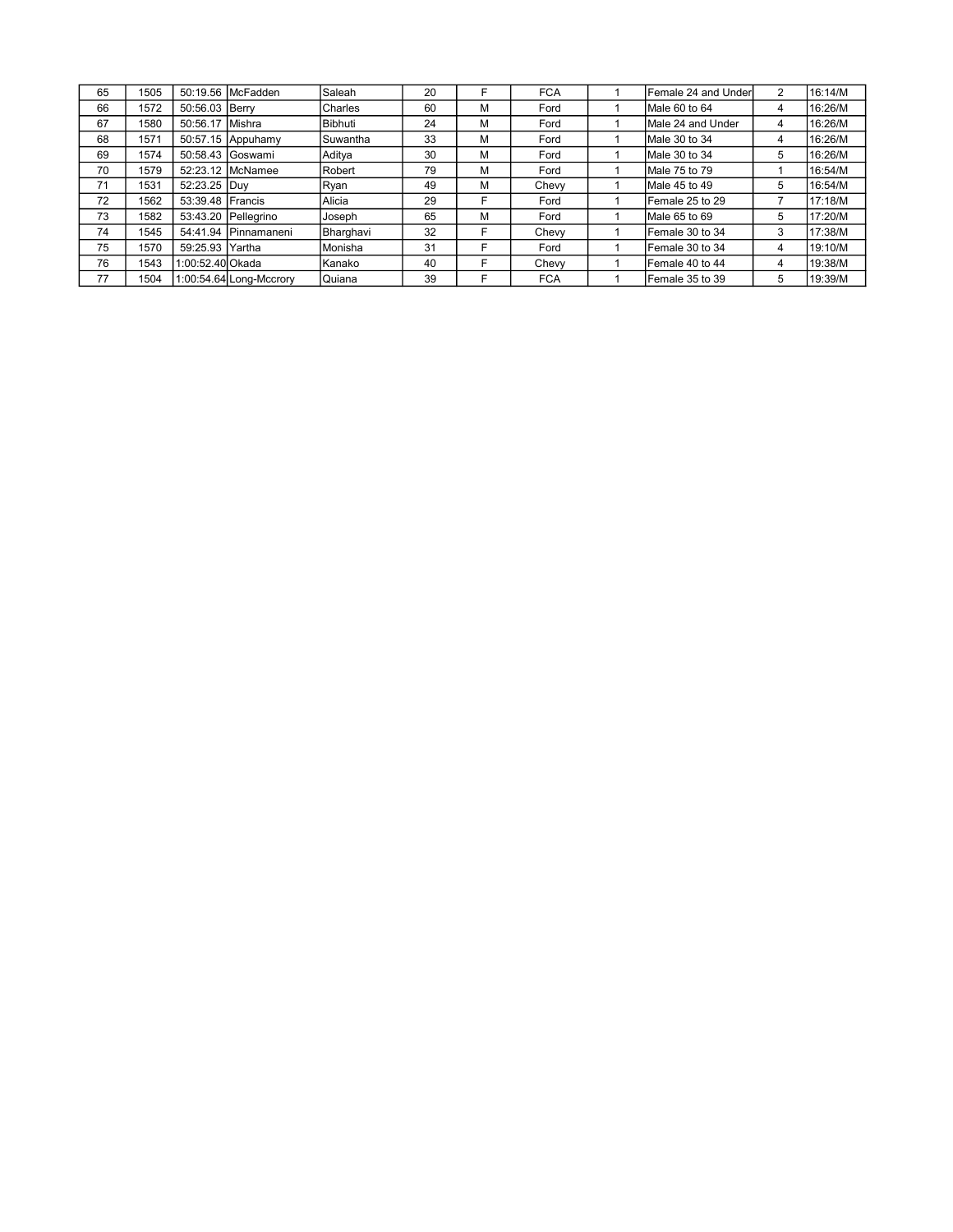| | | | | | | | | | | | |
|---|---|---|---|---|---|---|---|---|---|---|---|
| 65 | 1505 | 50:19.56 | McFadden | Saleah | 20 | F | FCA | 1 | Female 24 and Under | 2 | 16:14/M |
| 66 | 1572 | 50:56.03 | Berry | Charles | 60 | M | Ford | 1 | Male 60 to 64 | 4 | 16:26/M |
| 67 | 1580 | 50:56.17 | Mishra | Bibhuti | 24 | M | Ford | 1 | Male 24 and Under | 4 | 16:26/M |
| 68 | 1571 | 50:57.15 | Appuhamy | Suwantha | 33 | M | Ford | 1 | Male 30 to 34 | 4 | 16:26/M |
| 69 | 1574 | 50:58.43 | Goswami | Aditya | 30 | M | Ford | 1 | Male 30 to 34 | 5 | 16:26/M |
| 70 | 1579 | 52:23.12 | McNamee | Robert | 79 | M | Ford | 1 | Male 75 to 79 | 1 | 16:54/M |
| 71 | 1531 | 52:23.25 | Duy | Ryan | 49 | M | Chevy | 1 | Male 45 to 49 | 5 | 16:54/M |
| 72 | 1562 | 53:39.48 | Francis | Alicia | 29 | F | Ford | 1 | Female 25 to 29 | 7 | 17:18/M |
| 73 | 1582 | 53:43.20 | Pellegrino | Joseph | 65 | M | Ford | 1 | Male 65 to 69 | 5 | 17:20/M |
| 74 | 1545 | 54:41.94 | Pinnamaneni | Bharghavi | 32 | F | Chevy | 1 | Female 30 to 34 | 3 | 17:38/M |
| 75 | 1570 | 59:25.93 | Yartha | Monisha | 31 | F | Ford | 1 | Female 30 to 34 | 4 | 19:10/M |
| 76 | 1543 | 1:00:52.40 | Okada | Kanako | 40 | F | Chevy | 1 | Female 40 to 44 | 4 | 19:38/M |
| 77 | 1504 | 1:00:54.64 | Long-Mccrory | Quiana | 39 | F | FCA | 1 | Female 35 to 39 | 5 | 19:39/M |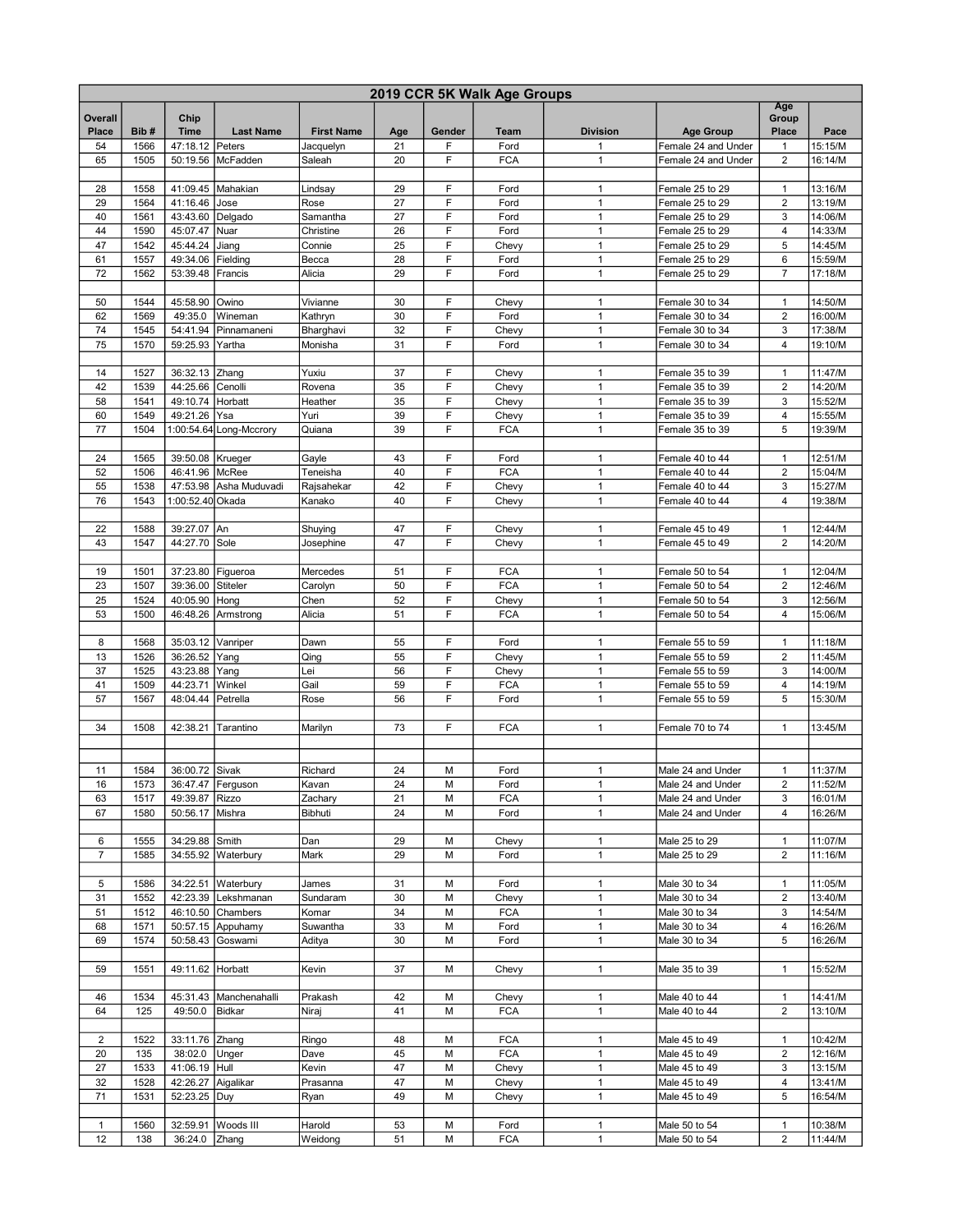## 2019 CCR 5K Walk Age Groups

| Overall Place | Bib # | Chip Time | Last Name | First Name | Age | Gender | Team | Division | Age Group | Age Group Place | Pace |
|---|---|---|---|---|---|---|---|---|---|---|---|
| 54 | 1566 | 47:18.12 | Peters | Jacquelyn | 21 | F | Ford | 1 | Female 24 and Under | 1 | 15:15/M |
| 65 | 1505 | 50:19.56 | McFadden | Saleah | 20 | F | FCA | 1 | Female 24 and Under | 2 | 16:14/M |
| | | | | | | | | | | | |
| 28 | 1558 | 41:09.45 | Mahakian | Lindsay | 29 | F | Ford | 1 | Female 25 to 29 | 1 | 13:16/M |
| 29 | 1564 | 41:16.46 | Jose | Rose | 27 | F | Ford | 1 | Female 25 to 29 | 2 | 13:19/M |
| 40 | 1561 | 43:43.60 | Delgado | Samantha | 27 | F | Ford | 1 | Female 25 to 29 | 3 | 14:06/M |
| 44 | 1590 | 45:07.47 | Nuar | Christine | 26 | F | Ford | 1 | Female 25 to 29 | 4 | 14:33/M |
| 47 | 1542 | 45:44.24 | Jiang | Connie | 25 | F | Chevy | 1 | Female 25 to 29 | 5 | 14:45/M |
| 61 | 1557 | 49:34.06 | Fielding | Becca | 28 | F | Ford | 1 | Female 25 to 29 | 6 | 15:59/M |
| 72 | 1562 | 53:39.48 | Francis | Alicia | 29 | F | Ford | 1 | Female 25 to 29 | 7 | 17:18/M |
| | | | | | | | | | | | |
| 50 | 1544 | 45:58.90 | Owino | Vivianne | 30 | F | Chevy | 1 | Female 30 to 34 | 1 | 14:50/M |
| 62 | 1569 | 49:35.0 | Wineman | Kathryn | 30 | F | Ford | 1 | Female 30 to 34 | 2 | 16:00/M |
| 74 | 1545 | 54:41.94 | Pinnamaneni | Bharghavi | 32 | F | Chevy | 1 | Female 30 to 34 | 3 | 17:38/M |
| 75 | 1570 | 59:25.93 | Yartha | Monisha | 31 | F | Ford | 1 | Female 30 to 34 | 4 | 19:10/M |
| | | | | | | | | | | | |
| 14 | 1527 | 36:32.13 | Zhang | Yuxiu | 37 | F | Chevy | 1 | Female 35 to 39 | 1 | 11:47/M |
| 42 | 1539 | 44:25.66 | Cenolli | Rovena | 35 | F | Chevy | 1 | Female 35 to 39 | 2 | 14:20/M |
| 58 | 1541 | 49:10.74 | Horbatt | Heather | 35 | F | Chevy | 1 | Female 35 to 39 | 3 | 15:52/M |
| 60 | 1549 | 49:21.26 | Ysa | Yuri | 39 | F | Chevy | 1 | Female 35 to 39 | 4 | 15:55/M |
| 77 | 1504 | 1:00:54.64 | Long-Mccrory | Quiana | 39 | F | FCA | 1 | Female 35 to 39 | 5 | 19:39/M |
| | | | | | | | | | | | |
| 24 | 1565 | 39:50.08 | Krueger | Gayle | 43 | F | Ford | 1 | Female 40 to 44 | 1 | 12:51/M |
| 52 | 1506 | 46:41.96 | McRee | Teneisha | 40 | F | FCA | 1 | Female 40 to 44 | 2 | 15:04/M |
| 55 | 1538 | 47:53.98 | Asha Muduvadi | Rajsahekar | 42 | F | Chevy | 1 | Female 40 to 44 | 3 | 15:27/M |
| 76 | 1543 | 1:00:52.40 | Okada | Kanako | 40 | F | Chevy | 1 | Female 40 to 44 | 4 | 19:38/M |
| | | | | | | | | | | | |
| 22 | 1588 | 39:27.07 | An | Shuying | 47 | F | Chevy | 1 | Female 45 to 49 | 1 | 12:44/M |
| 43 | 1547 | 44:27.70 | Sole | Josephine | 47 | F | Chevy | 1 | Female 45 to 49 | 2 | 14:20/M |
| | | | | | | | | | | | |
| 19 | 1501 | 37:23.80 | Figueroa | Mercedes | 51 | F | FCA | 1 | Female 50 to 54 | 1 | 12:04/M |
| 23 | 1507 | 39:36.00 | Stiteler | Carolyn | 50 | F | FCA | 1 | Female 50 to 54 | 2 | 12:46/M |
| 25 | 1524 | 40:05.90 | Hong | Chen | 52 | F | Chevy | 1 | Female 50 to 54 | 3 | 12:56/M |
| 53 | 1500 | 46:48.26 | Armstrong | Alicia | 51 | F | FCA | 1 | Female 50 to 54 | 4 | 15:06/M |
| | | | | | | | | | | | |
| 8 | 1568 | 35:03.12 | Vanriper | Dawn | 55 | F | Ford | 1 | Female 55 to 59 | 1 | 11:18/M |
| 13 | 1526 | 36:26.52 | Yang | Qing | 55 | F | Chevy | 1 | Female 55 to 59 | 2 | 11:45/M |
| 37 | 1525 | 43:23.88 | Yang | Lei | 56 | F | Chevy | 1 | Female 55 to 59 | 3 | 14:00/M |
| 41 | 1509 | 44:23.71 | Winkel | Gail | 59 | F | FCA | 1 | Female 55 to 59 | 4 | 14:19/M |
| 57 | 1567 | 48:04.44 | Petrella | Rose | 56 | F | Ford | 1 | Female 55 to 59 | 5 | 15:30/M |
| | | | | | | | | | | | |
| 34 | 1508 | 42:38.21 | Tarantino | Marilyn | 73 | F | FCA | 1 | Female 70 to 74 | 1 | 13:45/M |
| | | | | | | | | | | | |
| | | | | | | | | | | | |
| 11 | 1584 | 36:00.72 | Sivak | Richard | 24 | M | Ford | 1 | Male 24 and Under | 1 | 11:37/M |
| 16 | 1573 | 36:47.47 | Ferguson | Kavan | 24 | M | Ford | 1 | Male 24 and Under | 2 | 11:52/M |
| 63 | 1517 | 49:39.87 | Rizzo | Zachary | 21 | M | FCA | 1 | Male 24 and Under | 3 | 16:01/M |
| 67 | 1580 | 50:56.17 | Mishra | Bibhuti | 24 | M | Ford | 1 | Male 24 and Under | 4 | 16:26/M |
| | | | | | | | | | | | |
| 6 | 1555 | 34:29.88 | Smith | Dan | 29 | M | Chevy | 1 | Male 25 to 29 | 1 | 11:07/M |
| 7 | 1585 | 34:55.92 | Waterbury | Mark | 29 | M | Ford | 1 | Male 25 to 29 | 2 | 11:16/M |
| | | | | | | | | | | | |
| 5 | 1586 | 34:22.51 | Waterbury | James | 31 | M | Ford | 1 | Male 30 to 34 | 1 | 11:05/M |
| 31 | 1552 | 42:23.39 | Lekshmanan | Sundaram | 30 | M | Chevy | 1 | Male 30 to 34 | 2 | 13:40/M |
| 51 | 1512 | 46:10.50 | Chambers | Komar | 34 | M | FCA | 1 | Male 30 to 34 | 3 | 14:54/M |
| 68 | 1571 | 50:57.15 | Appuhamy | Suwantha | 33 | M | Ford | 1 | Male 30 to 34 | 4 | 16:26/M |
| 69 | 1574 | 50:58.43 | Goswami | Aditya | 30 | M | Ford | 1 | Male 30 to 34 | 5 | 16:26/M |
| | | | | | | | | | | | |
| 59 | 1551 | 49:11.62 | Horbatt | Kevin | 37 | M | Chevy | 1 | Male 35 to 39 | 1 | 15:52/M |
| | | | | | | | | | | | |
| 46 | 1534 | 45:31.43 | Manchenahalli | Prakash | 42 | M | Chevy | 1 | Male 40 to 44 | 1 | 14:41/M |
| 64 | 125 | 49:50.0 | Bidkar | Niraj | 41 | M | FCA | 1 | Male 40 to 44 | 2 | 13:10/M |
| | | | | | | | | | | | |
| 2 | 1522 | 33:11.76 | Zhang | Ringo | 48 | M | FCA | 1 | Male 45 to 49 | 1 | 10:42/M |
| 20 | 135 | 38:02.0 | Unger | Dave | 45 | M | FCA | 1 | Male 45 to 49 | 2 | 12:16/M |
| 27 | 1533 | 41:06.19 | Hull | Kevin | 47 | M | Chevy | 1 | Male 45 to 49 | 3 | 13:15/M |
| 32 | 1528 | 42:26.27 | Aigalikar | Prasanna | 47 | M | Chevy | 1 | Male 45 to 49 | 4 | 13:41/M |
| 71 | 1531 | 52:23.25 | Duy | Ryan | 49 | M | Chevy | 1 | Male 45 to 49 | 5 | 16:54/M |
| | | | | | | | | | | | |
| 1 | 1560 | 32:59.91 | Woods III | Harold | 53 | M | Ford | 1 | Male 50 to 54 | 1 | 10:38/M |
| 12 | 138 | 36:24.0 | Zhang | Weidong | 51 | M | FCA | 1 | Male 50 to 54 | 2 | 11:44/M |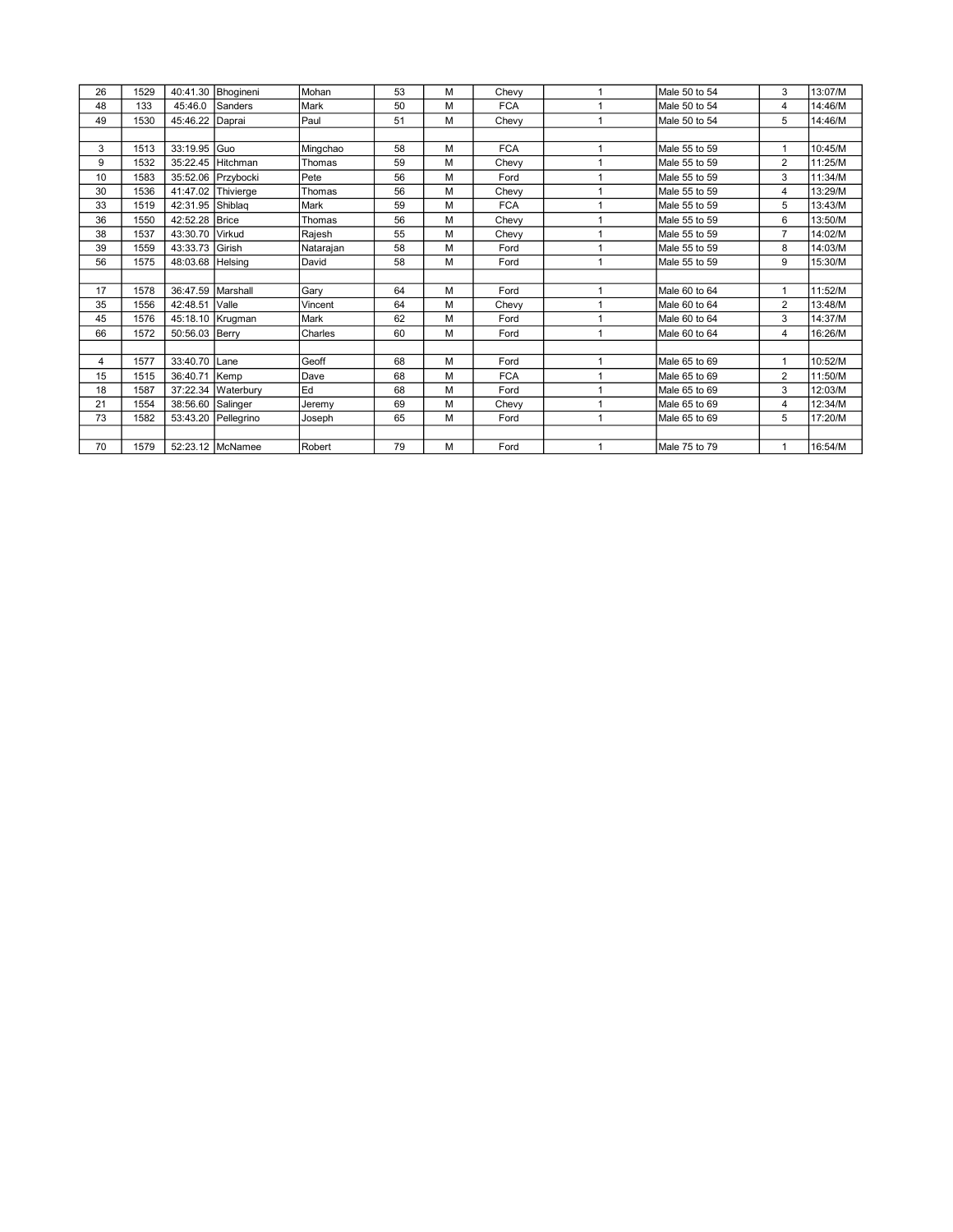| | | | | | | | | | | | |
|---|---|---|---|---|---|---|---|---|---|---|---|
| 26 | 1529 | 40:41.30 | Bhogineni | Mohan | 53 | M | Chevy | 1 | Male 50 to 54 | 3 | 13:07/M |
| 48 | 133 | 45:46.0 | Sanders | Mark | 50 | M | FCA | 1 | Male 50 to 54 | 4 | 14:46/M |
| 49 | 1530 | 45:46.22 | Daprai | Paul | 51 | M | Chevy | 1 | Male 50 to 54 | 5 | 14:46/M |
| | | | | | | | | | | | |
| 3 | 1513 | 33:19.95 | Guo | Mingchao | 58 | M | FCA | 1 | Male 55 to 59 | 1 | 10:45/M |
| 9 | 1532 | 35:22.45 | Hitchman | Thomas | 59 | M | Chevy | 1 | Male 55 to 59 | 2 | 11:25/M |
| 10 | 1583 | 35:52.06 | Przybocki | Pete | 56 | M | Ford | 1 | Male 55 to 59 | 3 | 11:34/M |
| 30 | 1536 | 41:47.02 | Thivierge | Thomas | 56 | M | Chevy | 1 | Male 55 to 59 | 4 | 13:29/M |
| 33 | 1519 | 42:31.95 | Shiblaq | Mark | 59 | M | FCA | 1 | Male 55 to 59 | 5 | 13:43/M |
| 36 | 1550 | 42:52.28 | Brice | Thomas | 56 | M | Chevy | 1 | Male 55 to 59 | 6 | 13:50/M |
| 38 | 1537 | 43:30.70 | Virkud | Rajesh | 55 | M | Chevy | 1 | Male 55 to 59 | 7 | 14:02/M |
| 39 | 1559 | 43:33.73 | Girish | Natarajan | 58 | M | Ford | 1 | Male 55 to 59 | 8 | 14:03/M |
| 56 | 1575 | 48:03.68 | Helsing | David | 58 | M | Ford | 1 | Male 55 to 59 | 9 | 15:30/M |
| | | | | | | | | | | | |
| 17 | 1578 | 36:47.59 | Marshall | Gary | 64 | M | Ford | 1 | Male 60 to 64 | 1 | 11:52/M |
| 35 | 1556 | 42:48.51 | Valle | Vincent | 64 | M | Chevy | 1 | Male 60 to 64 | 2 | 13:48/M |
| 45 | 1576 | 45:18.10 | Krugman | Mark | 62 | M | Ford | 1 | Male 60 to 64 | 3 | 14:37/M |
| 66 | 1572 | 50:56.03 | Berry | Charles | 60 | M | Ford | 1 | Male 60 to 64 | 4 | 16:26/M |
| | | | | | | | | | | | |
| 4 | 1577 | 33:40.70 | Lane | Geoff | 68 | M | Ford | 1 | Male 65 to 69 | 1 | 10:52/M |
| 15 | 1515 | 36:40.71 | Kemp | Dave | 68 | M | FCA | 1 | Male 65 to 69 | 2 | 11:50/M |
| 18 | 1587 | 37:22.34 | Waterbury | Ed | 68 | M | Ford | 1 | Male 65 to 69 | 3 | 12:03/M |
| 21 | 1554 | 38:56.60 | Salinger | Jeremy | 69 | M | Chevy | 1 | Male 65 to 69 | 4 | 12:34/M |
| 73 | 1582 | 53:43.20 | Pellegrino | Joseph | 65 | M | Ford | 1 | Male 65 to 69 | 5 | 17:20/M |
| | | | | | | | | | | | |
| 70 | 1579 | 52:23.12 | McNamee | Robert | 79 | M | Ford | 1 | Male 75 to 79 | 1 | 16:54/M |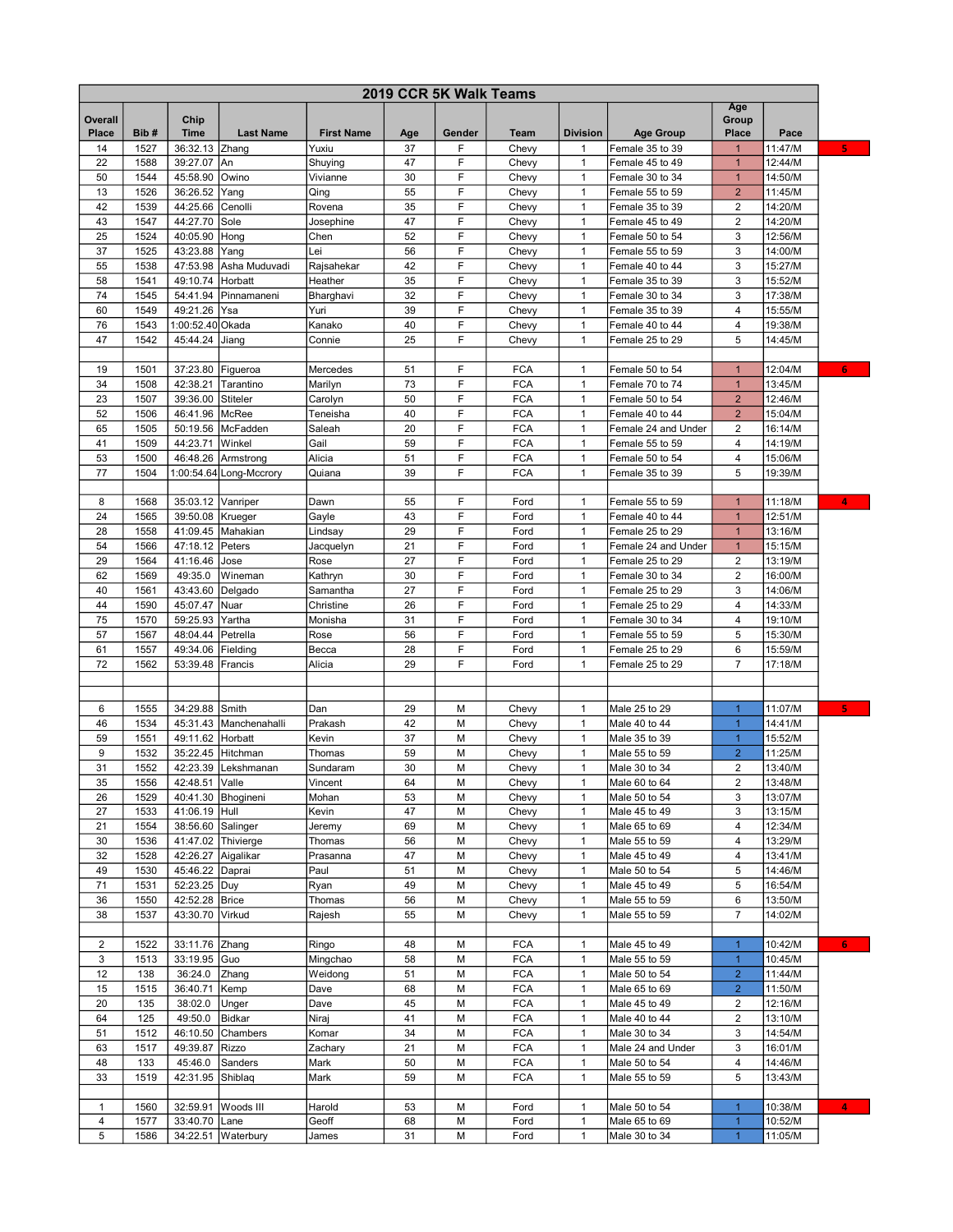# 2019 CCR 5K Walk Teams

| Overall Place | Bib # | Chip Time | Last Name | First Name | Age | Gender | Team | Division | Age Group | Age Group Place | Pace | |
|---|---|---|---|---|---|---|---|---|---|---|---|---|
| 14 | 1527 | 36:32.13 | Zhang | Yuxiu | 37 | F | Chevy | 1 | Female 35 to 39 | 1 | 11:47/M | 5 |
| 22 | 1588 | 39:27.07 | An | Shuying | 47 | F | Chevy | 1 | Female 45 to 49 | 1 | 12:44/M | |
| 50 | 1544 | 45:58.90 | Owino | Vivianne | 30 | F | Chevy | 1 | Female 30 to 34 | 1 | 14:50/M | |
| 13 | 1526 | 36:26.52 | Yang | Qing | 55 | F | Chevy | 1 | Female 55 to 59 | 2 | 11:45/M | |
| 42 | 1539 | 44:25.66 | Cenolli | Rovena | 35 | F | Chevy | 1 | Female 35 to 39 | 2 | 14:20/M | |
| 43 | 1547 | 44:27.70 | Sole | Josephine | 47 | F | Chevy | 1 | Female 45 to 49 | 2 | 14:20/M | |
| 25 | 1524 | 40:05.90 | Hong | Chen | 52 | F | Chevy | 1 | Female 50 to 54 | 3 | 12:56/M | |
| 37 | 1525 | 43:23.88 | Yang | Lei | 56 | F | Chevy | 1 | Female 55 to 59 | 3 | 14:00/M | |
| 55 | 1538 | 47:53.98 | Asha Muduvadi | Rajsahekar | 42 | F | Chevy | 1 | Female 40 to 44 | 3 | 15:27/M | |
| 58 | 1541 | 49:10.74 | Horbatt | Heather | 35 | F | Chevy | 1 | Female 35 to 39 | 3 | 15:52/M | |
| 74 | 1545 | 54:41.94 | Pinnamaneni | Bharghavi | 32 | F | Chevy | 1 | Female 30 to 34 | 3 | 17:38/M | |
| 60 | 1549 | 49:21.26 | Ysa | Yuri | 39 | F | Chevy | 1 | Female 35 to 39 | 4 | 15:55/M | |
| 76 | 1543 | 1:00:52.40 | Okada | Kanako | 40 | F | Chevy | 1 | Female 40 to 44 | 4 | 19:38/M | |
| 47 | 1542 | 45:44.24 | Jiang | Connie | 25 | F | Chevy | 1 | Female 25 to 29 | 5 | 14:45/M | |
| | | | | | | | | | | | | |
| 19 | 1501 | 37:23.80 | Figueroa | Mercedes | 51 | F | FCA | 1 | Female 50 to 54 | 1 | 12:04/M | 6 |
| 34 | 1508 | 42:38.21 | Tarantino | Marilyn | 73 | F | FCA | 1 | Female 70 to 74 | 1 | 13:45/M | |
| 23 | 1507 | 39:36.00 | Stiteler | Carolyn | 50 | F | FCA | 1 | Female 50 to 54 | 2 | 12:46/M | |
| 52 | 1506 | 46:41.96 | McRee | Teneisha | 40 | F | FCA | 1 | Female 40 to 44 | 2 | 15:04/M | |
| 65 | 1505 | 50:19.56 | McFadden | Saleah | 20 | F | FCA | 1 | Female 24 and Under | 2 | 16:14/M | |
| 41 | 1509 | 44:23.71 | Winkel | Gail | 59 | F | FCA | 1 | Female 55 to 59 | 4 | 14:19/M | |
| 53 | 1500 | 46:48.26 | Armstrong | Alicia | 51 | F | FCA | 1 | Female 50 to 54 | 4 | 15:06/M | |
| 77 | 1504 | 1:00:54.64 | Long-Mccrory | Quiana | 39 | F | FCA | 1 | Female 35 to 39 | 5 | 19:39/M | |
| | | | | | | | | | | | | |
| 8 | 1568 | 35:03.12 | Vanriper | Dawn | 55 | F | Ford | 1 | Female 55 to 59 | 1 | 11:18/M | 4 |
| 24 | 1565 | 39:50.08 | Krueger | Gayle | 43 | F | Ford | 1 | Female 40 to 44 | 1 | 12:51/M | |
| 28 | 1558 | 41:09.45 | Mahakian | Lindsay | 29 | F | Ford | 1 | Female 25 to 29 | 1 | 13:16/M | |
| 54 | 1566 | 47:18.12 | Peters | Jacquelyn | 21 | F | Ford | 1 | Female 24 and Under | 1 | 15:15/M | |
| 29 | 1564 | 41:16.46 | Jose | Rose | 27 | F | Ford | 1 | Female 25 to 29 | 2 | 13:19/M | |
| 62 | 1569 | 49:35.0 | Wineman | Kathryn | 30 | F | Ford | 1 | Female 30 to 34 | 2 | 16:00/M | |
| 40 | 1561 | 43:43.60 | Delgado | Samantha | 27 | F | Ford | 1 | Female 25 to 29 | 3 | 14:06/M | |
| 44 | 1590 | 45:07.47 | Nuar | Christine | 26 | F | Ford | 1 | Female 25 to 29 | 4 | 14:33/M | |
| 75 | 1570 | 59:25.93 | Yartha | Monisha | 31 | F | Ford | 1 | Female 30 to 34 | 4 | 19:10/M | |
| 57 | 1567 | 48:04.44 | Petrella | Rose | 56 | F | Ford | 1 | Female 55 to 59 | 5 | 15:30/M | |
| 61 | 1557 | 49:34.06 | Fielding | Becca | 28 | F | Ford | 1 | Female 25 to 29 | 6 | 15:59/M | |
| 72 | 1562 | 53:39.48 | Francis | Alicia | 29 | F | Ford | 1 | Female 25 to 29 | 7 | 17:18/M | |
| | | | | | | | | | | | | |
| | | | | | | | | | | | | |
| 6 | 1555 | 34:29.88 | Smith | Dan | 29 | M | Chevy | 1 | Male 25 to 29 | 1 | 11:07/M | 5 |
| 46 | 1534 | 45:31.43 | Manchenahalli | Prakash | 42 | M | Chevy | 1 | Male 40 to 44 | 1 | 14:41/M | |
| 59 | 1551 | 49:11.62 | Horbatt | Kevin | 37 | M | Chevy | 1 | Male 35 to 39 | 1 | 15:52/M | |
| 9 | 1532 | 35:22.45 | Hitchman | Thomas | 59 | M | Chevy | 1 | Male 55 to 59 | 2 | 11:25/M | |
| 31 | 1552 | 42:23.39 | Lekshmanan | Sundaram | 30 | M | Chevy | 1 | Male 30 to 34 | 2 | 13:40/M | |
| 35 | 1556 | 42:48.51 | Valle | Vincent | 64 | M | Chevy | 1 | Male 60 to 64 | 2 | 13:48/M | |
| 26 | 1529 | 40:41.30 | Bhogineni | Mohan | 53 | M | Chevy | 1 | Male 50 to 54 | 3 | 13:07/M | |
| 27 | 1533 | 41:06.19 | Hull | Kevin | 47 | M | Chevy | 1 | Male 45 to 49 | 3 | 13:15/M | |
| 21 | 1554 | 38:56.60 | Salinger | Jeremy | 69 | M | Chevy | 1 | Male 65 to 69 | 4 | 12:34/M | |
| 30 | 1536 | 41:47.02 | Thivierge | Thomas | 56 | M | Chevy | 1 | Male 55 to 59 | 4 | 13:29/M | |
| 32 | 1528 | 42:26.27 | Aigalikar | Prasanna | 47 | M | Chevy | 1 | Male 45 to 49 | 4 | 13:41/M | |
| 49 | 1530 | 45:46.22 | Daprai | Paul | 51 | M | Chevy | 1 | Male 50 to 54 | 5 | 14:46/M | |
| 71 | 1531 | 52:23.25 | Duy | Ryan | 49 | M | Chevy | 1 | Male 45 to 49 | 5 | 16:54/M | |
| 36 | 1550 | 42:52.28 | Brice | Thomas | 56 | M | Chevy | 1 | Male 55 to 59 | 6 | 13:50/M | |
| 38 | 1537 | 43:30.70 | Virkud | Rajesh | 55 | M | Chevy | 1 | Male 55 to 59 | 7 | 14:02/M | |
| | | | | | | | | | | | | |
| 2 | 1522 | 33:11.76 | Zhang | Ringo | 48 | M | FCA | 1 | Male 45 to 49 | 1 | 10:42/M | 6 |
| 3 | 1513 | 33:19.95 | Guo | Mingchao | 58 | M | FCA | 1 | Male 55 to 59 | 1 | 10:45/M | |
| 12 | 138 | 36:24.0 | Zhang | Weidong | 51 | M | FCA | 1 | Male 50 to 54 | 2 | 11:44/M | |
| 15 | 1515 | 36:40.71 | Kemp | Dave | 68 | M | FCA | 1 | Male 65 to 69 | 2 | 11:50/M | |
| 20 | 135 | 38:02.0 | Unger | Dave | 45 | M | FCA | 1 | Male 45 to 49 | 2 | 12:16/M | |
| 64 | 125 | 49:50.0 | Bidkar | Niraj | 41 | M | FCA | 1 | Male 40 to 44 | 2 | 13:10/M | |
| 51 | 1512 | 46:10.50 | Chambers | Komar | 34 | M | FCA | 1 | Male 30 to 34 | 3 | 14:54/M | |
| 63 | 1517 | 49:39.87 | Rizzo | Zachary | 21 | M | FCA | 1 | Male 24 and Under | 3 | 16:01/M | |
| 48 | 133 | 45:46.0 | Sanders | Mark | 50 | M | FCA | 1 | Male 50 to 54 | 4 | 14:46/M | |
| 33 | 1519 | 42:31.95 | Shiblaq | Mark | 59 | M | FCA | 1 | Male 55 to 59 | 5 | 13:43/M | |
| | | | | | | | | | | | | |
| 1 | 1560 | 32:59.91 | Woods III | Harold | 53 | M | Ford | 1 | Male 50 to 54 | 1 | 10:38/M | 4 |
| 4 | 1577 | 33:40.70 | Lane | Geoff | 68 | M | Ford | 1 | Male 65 to 69 | 1 | 10:52/M | |
| 5 | 1586 | 34:22.51 | Waterbury | James | 31 | M | Ford | 1 | Male 30 to 34 | 1 | 11:05/M | |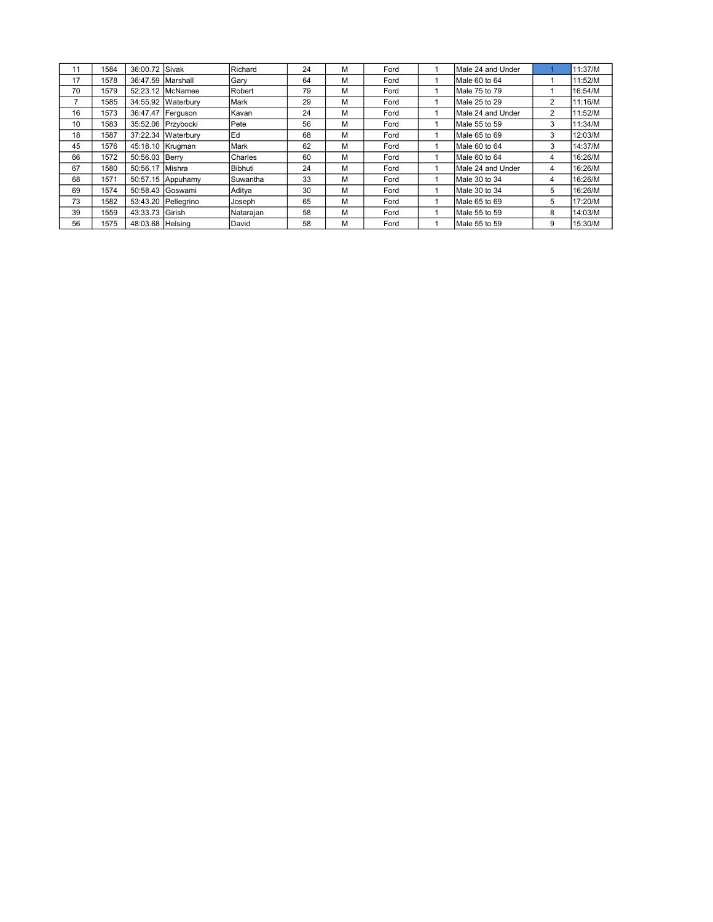| | | | | | | | | | | | |
|---|---|---|---|---|---|---|---|---|---|---|---|
| 11 | 1584 | 36:00.72 | Sivak | Richard | 24 | M | Ford | 1 | Male 24 and Under | 1 | 11:37/M |
| 17 | 1578 | 36:47.59 | Marshall | Gary | 64 | M | Ford | 1 | Male 60 to 64 | 1 | 11:52/M |
| 70 | 1579 | 52:23.12 | McNamee | Robert | 79 | M | Ford | 1 | Male 75 to 79 | 1 | 16:54/M |
| 7 | 1585 | 34:55.92 | Waterbury | Mark | 29 | M | Ford | 1 | Male 25 to 29 | 2 | 11:16/M |
| 16 | 1573 | 36:47.47 | Ferguson | Kavan | 24 | M | Ford | 1 | Male 24 and Under | 2 | 11:52/M |
| 10 | 1583 | 35:52.06 | Przybocki | Pete | 56 | M | Ford | 1 | Male 55 to 59 | 3 | 11:34/M |
| 18 | 1587 | 37:22.34 | Waterbury | Ed | 68 | M | Ford | 1 | Male 65 to 69 | 3 | 12:03/M |
| 45 | 1576 | 45:18.10 | Krugman | Mark | 62 | M | Ford | 1 | Male 60 to 64 | 3 | 14:37/M |
| 66 | 1572 | 50:56.03 | Berry | Charles | 60 | M | Ford | 1 | Male 60 to 64 | 4 | 16:26/M |
| 67 | 1580 | 50:56.17 | Mishra | Bibhuti | 24 | M | Ford | 1 | Male 24 and Under | 4 | 16:26/M |
| 68 | 1571 | 50:57.15 | Appuhamy | Suwantha | 33 | M | Ford | 1 | Male 30 to 34 | 4 | 16:26/M |
| 69 | 1574 | 50:58.43 | Goswami | Aditya | 30 | M | Ford | 1 | Male 30 to 34 | 5 | 16:26/M |
| 73 | 1582 | 53:43.20 | Pellegrino | Joseph | 65 | M | Ford | 1 | Male 65 to 69 | 5 | 17:20/M |
| 39 | 1559 | 43:33.73 | Girish | Natarajan | 58 | M | Ford | 1 | Male 55 to 59 | 8 | 14:03/M |
| 56 | 1575 | 48:03.68 | Helsing | David | 58 | M | Ford | 1 | Male 55 to 59 | 9 | 15:30/M |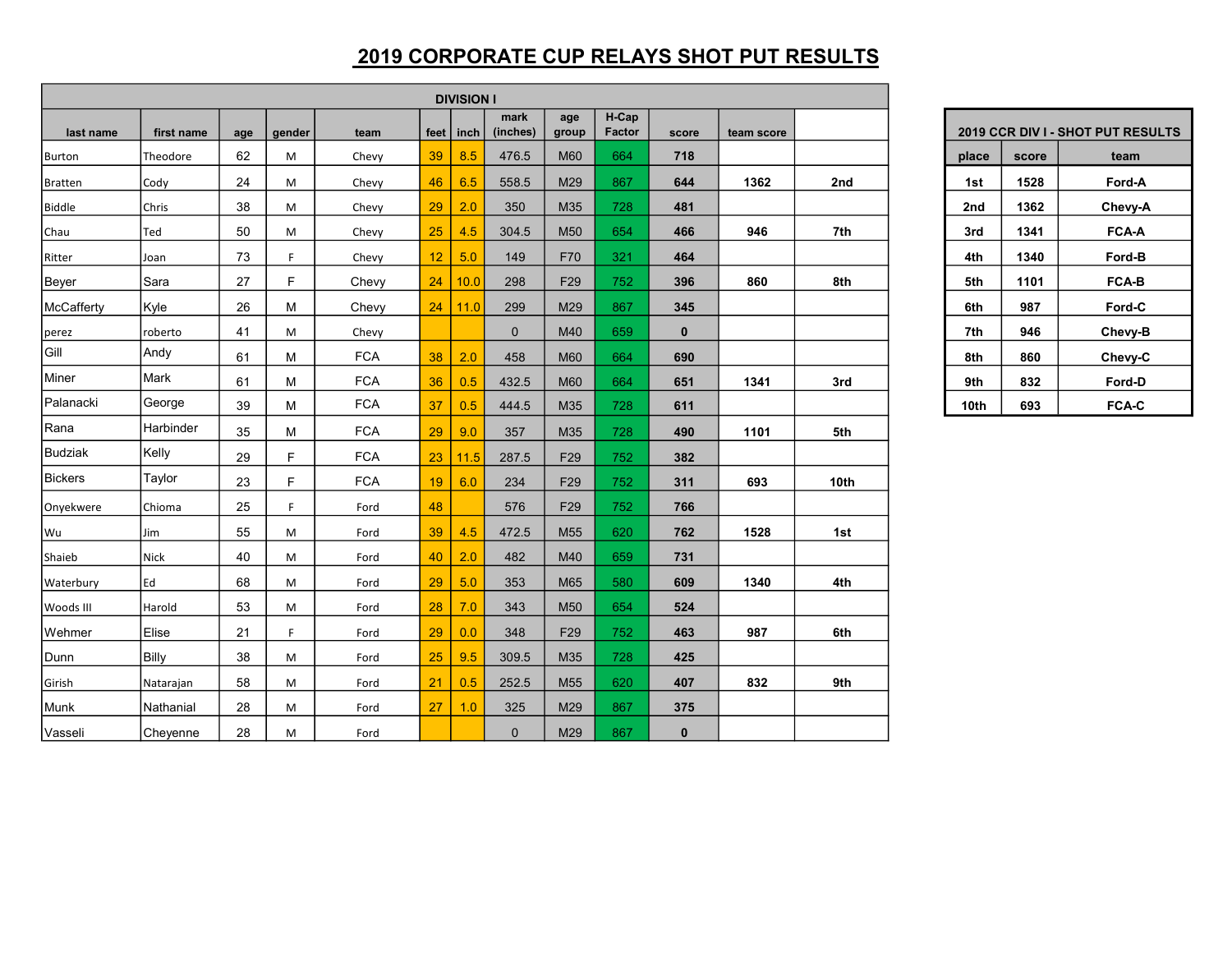# 2019 CORPORATE CUP RELAYS SHOT PUT RESULTS

| DIVISION I | | | | | | | | | | | | | |
|---|---|---|---|---|---|---|---|---|---|---|---|---|---|
| last name | first name | age | gender | team | feet | inch | mark (inches) | age group | H-Cap Factor | score | team score | |
| Burton | Theodore | 62 | M | Chevy | 39 | 8.5 | 476.5 | M60 | 664 | 718 | | |
| Bratten | Cody | 24 | M | Chevy | 46 | 6.5 | 558.5 | M29 | 867 | 644 | 1362 | 2nd |
| Biddle | Chris | 38 | M | Chevy | 29 | 2.0 | 350 | M35 | 728 | 481 | | |
| Chau | Ted | 50 | M | Chevy | 25 | 4.5 | 304.5 | M50 | 654 | 466 | 946 | 7th |
| Ritter | Joan | 73 | F | Chevy | 12 | 5.0 | 149 | F70 | 321 | 464 | | |
| Beyer | Sara | 27 | F | Chevy | 24 | 10.0 | 298 | F29 | 752 | 396 | 860 | 8th |
| McCafferty | Kyle | 26 | M | Chevy | 24 | 11.0 | 299 | M29 | 867 | 345 | | |
| perez | roberto | 41 | M | Chevy | | | 0 | M40 | 659 | 0 | | |
| Gill | Andy | 61 | M | FCA | 38 | 2.0 | 458 | M60 | 664 | 690 | | |
| Miner | Mark | 61 | M | FCA | 36 | 0.5 | 432.5 | M60 | 664 | 651 | 1341 | 3rd |
| Palanacki | George | 39 | M | FCA | 37 | 0.5 | 444.5 | M35 | 728 | 611 | | |
| Rana | Harbinder | 35 | M | FCA | 29 | 9.0 | 357 | M35 | 728 | 490 | 1101 | 5th |
| Budziak | Kelly | 29 | F | FCA | 23 | 11.5 | 287.5 | F29 | 752 | 382 | | |
| Bickers | Taylor | 23 | F | FCA | 19 | 6.0 | 234 | F29 | 752 | 311 | 693 | 10th |
| Onyekwere | Chioma | 25 | F | Ford | 48 | | 576 | F29 | 752 | 766 | | |
| Wu | Jim | 55 | M | Ford | 39 | 4.5 | 472.5 | M55 | 620 | 762 | 1528 | 1st |
| Shaieb | Nick | 40 | M | Ford | 40 | 2.0 | 482 | M40 | 659 | 731 | | |
| Waterbury | Ed | 68 | M | Ford | 29 | 5.0 | 353 | M65 | 580 | 609 | 1340 | 4th |
| Woods III | Harold | 53 | M | Ford | 28 | 7.0 | 343 | M50 | 654 | 524 | | |
| Wehmer | Elise | 21 | F | Ford | 29 | 0.0 | 348 | F29 | 752 | 463 | 987 | 6th |
| Dunn | Billy | 38 | M | Ford | 25 | 9.5 | 309.5 | M35 | 728 | 425 | | |
| Girish | Natarajan | 58 | M | Ford | 21 | 0.5 | 252.5 | M55 | 620 | 407 | 832 | 9th |
| Munk | Nathanial | 28 | M | Ford | 27 | 1.0 | 325 | M29 | 867 | 375 | | |
| Vasseli | Cheyenne | 28 | M | Ford | | | 0 | M29 | 867 | 0 | | |

| 2019 CCR DIV I - SHOT PUT RESULTS | | |
|---|---|---|
| place | score | team |
| 1st | 1528 | Ford-A |
| 2nd | 1362 | Chevy-A |
| 3rd | 1341 | FCA-A |
| 4th | 1340 | Ford-B |
| 5th | 1101 | FCA-B |
| 6th | 987 | Ford-C |
| 7th | 946 | Chevy-B |
| 8th | 860 | Chevy-C |
| 9th | 832 | Ford-D |
| 10th | 693 | FCA-C |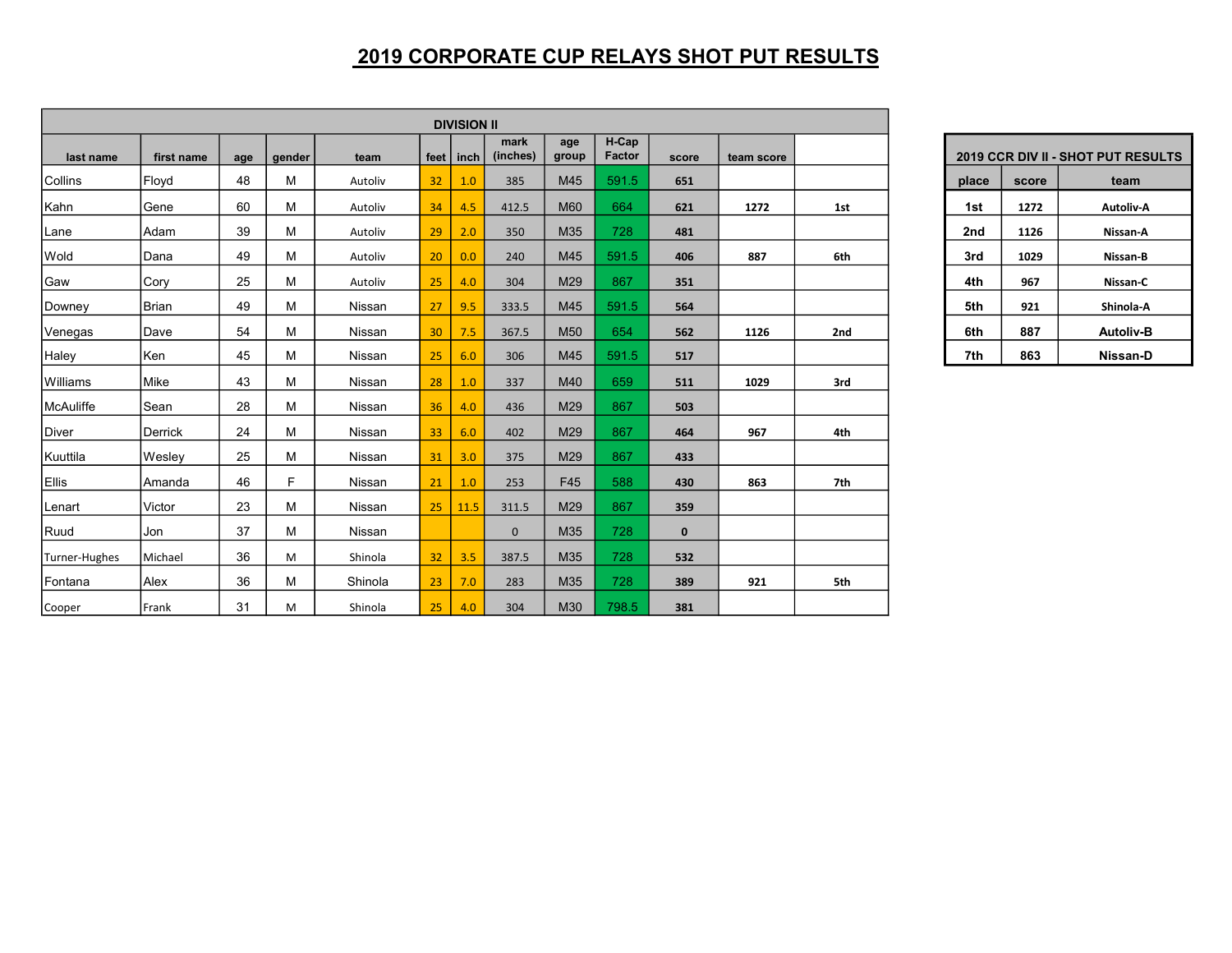# 2019 CORPORATE CUP RELAYS SHOT PUT RESULTS

| DIVISION II | | | | | | | | | | | | |
|---|---|---|---|---|---|---|---|---|---|---|---|---|
| last name | first name | age | gender | team | feet | inch | mark (inches) | age group | H-Cap Factor | score | team score | |
| Collins | Floyd | 48 | M | Autoliv | 32 | 1.0 | 385 | M45 | 591.5 | 651 | | |
| Kahn | Gene | 60 | M | Autoliv | 34 | 4.5 | 412.5 | M60 | 664 | 621 | 1272 | 1st |
| Lane | Adam | 39 | M | Autoliv | 29 | 2.0 | 350 | M35 | 728 | 481 | | |
| Wold | Dana | 49 | M | Autoliv | 20 | 0.0 | 240 | M45 | 591.5 | 406 | 887 | 6th |
| Gaw | Cory | 25 | M | Autoliv | 25 | 4.0 | 304 | M29 | 867 | 351 | | |
| Downey | Brian | 49 | M | Nissan | 27 | 9.5 | 333.5 | M45 | 591.5 | 564 | | |
| Venegas | Dave | 54 | M | Nissan | 30 | 7.5 | 367.5 | M50 | 654 | 562 | 1126 | 2nd |
| Haley | Ken | 45 | M | Nissan | 25 | 6.0 | 306 | M45 | 591.5 | 517 | | |
| Williams | Mike | 43 | M | Nissan | 28 | 1.0 | 337 | M40 | 659 | 511 | 1029 | 3rd |
| McAuliffe | Sean | 28 | M | Nissan | 36 | 4.0 | 436 | M29 | 867 | 503 | | |
| Diver | Derrick | 24 | M | Nissan | 33 | 6.0 | 402 | M29 | 867 | 464 | 967 | 4th |
| Kuuttila | Wesley | 25 | M | Nissan | 31 | 3.0 | 375 | M29 | 867 | 433 | | |
| Ellis | Amanda | 46 | F | Nissan | 21 | 1.0 | 253 | F45 | 588 | 430 | 863 | 7th |
| Lenart | Victor | 23 | M | Nissan | 25 | 11.5 | 311.5 | M29 | 867 | 359 | | |
| Ruud | Jon | 37 | M | Nissan | | | 0 | M35 | 728 | 0 | | |
| Turner-Hughes | Michael | 36 | M | Shinola | 32 | 3.5 | 387.5 | M35 | 728 | 532 | | |
| Fontana | Alex | 36 | M | Shinola | 23 | 7.0 | 283 | M35 | 728 | 389 | 921 | 5th |
| Cooper | Frank | 31 | M | Shinola | 25 | 4.0 | 304 | M30 | 798.5 | 381 | | |

| 2019 CCR DIV II - SHOT PUT RESULTS | | |
|---|---|---|
| place | score | team |
| 1st | 1272 | Autoliv-A |
| 2nd | 1126 | Nissan-A |
| 3rd | 1029 | Nissan-B |
| 4th | 967 | Nissan-C |
| 5th | 921 | Shinola-A |
| 6th | 887 | Autoliv-B |
| 7th | 863 | Nissan-D |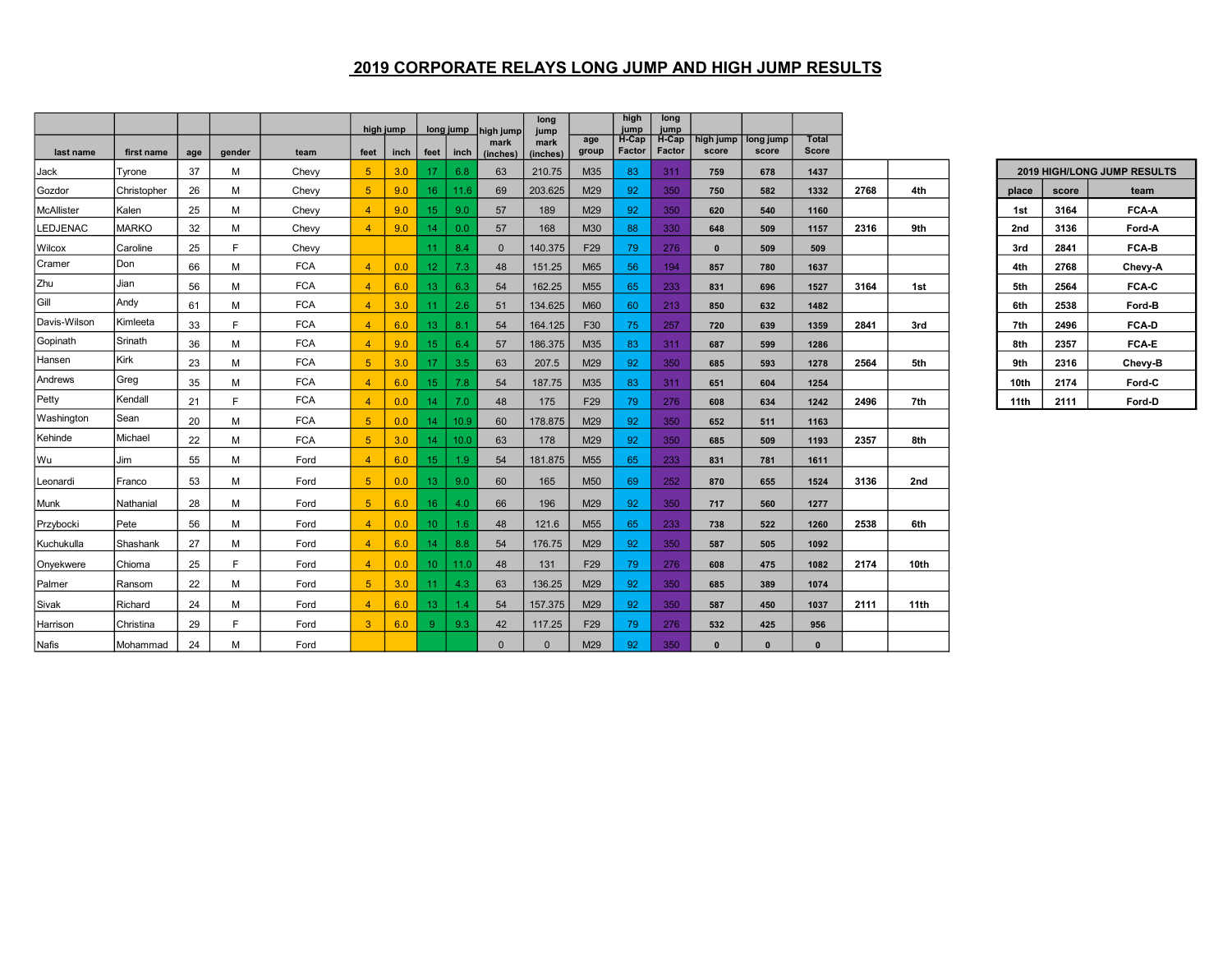# 2019 CORPORATE RELAYS LONG JUMP AND HIGH JUMP RESULTS

| last name | first name | age | gender | team | high jump feet | high jump inch | long jump feet | long jump inch | high jump mark (inches) | long jump mark (inches) | age group | high jump H-Cap Factor | long jump H-Cap Factor | high jump score | long jump score | Total Score | | |
|---|---|---|---|---|---|---|---|---|---|---|---|---|---|---|---|---|---|---|
| Jack | Tyrone | 37 | M | Chevy | 5 | 3.0 | 17 | 6.8 | 63 | 210.75 | M35 | 83 | 311 | 759 | 678 | 1437 | | |
| Gozdor | Christopher | 26 | M | Chevy | 5 | 9.0 | 16 | 11.6 | 69 | 203.625 | M29 | 92 | 350 | 750 | 582 | 1332 | 2768 | 4th |
| McAllister | Kalen | 25 | M | Chevy | 4 | 9.0 | 15 | 9.0 | 57 | 189 | M29 | 92 | 350 | 620 | 540 | 1160 | | |
| LEDJENAC | MARKO | 32 | M | Chevy | 4 | 9.0 | 14 | 0.0 | 57 | 168 | M30 | 88 | 330 | 648 | 509 | 1157 | 2316 | 9th |
| Wilcox | Caroline | 25 | F | Chevy | | | 11 | 8.4 | 0 | 140.375 | F29 | 79 | 276 | 0 | 509 | 509 | | |
| Cramer | Don | 66 | M | FCA | 4 | 0.0 | 12 | 7.3 | 48 | 151.25 | M65 | 56 | 194 | 857 | 780 | 1637 | | |
| Zhu | Jian | 56 | M | FCA | 4 | 6.0 | 13 | 6.3 | 54 | 162.25 | M55 | 65 | 233 | 831 | 696 | 1527 | 3164 | 1st |
| Gill | Andy | 61 | M | FCA | 4 | 3.0 | 11 | 2.6 | 51 | 134.625 | M60 | 60 | 213 | 850 | 632 | 1482 | | |
| Davis-Wilson | Kimleeta | 33 | F | FCA | 4 | 6.0 | 13 | 8.1 | 54 | 164.125 | F30 | 75 | 257 | 720 | 639 | 1359 | 2841 | 3rd |
| Gopinath | Srinath | 36 | M | FCA | 4 | 9.0 | 15 | 6.4 | 57 | 186.375 | M35 | 83 | 311 | 687 | 599 | 1286 | | |
| Hansen | Kirk | 23 | M | FCA | 5 | 3.0 | 17 | 3.5 | 63 | 207.5 | M29 | 92 | 350 | 685 | 593 | 1278 | 2564 | 5th |
| Andrews | Greg | 35 | M | FCA | 4 | 6.0 | 15 | 7.8 | 54 | 187.75 | M35 | 83 | 311 | 651 | 604 | 1254 | | |
| Petty | Kendall | 21 | F | FCA | 4 | 0.0 | 14 | 7.0 | 48 | 175 | F29 | 79 | 276 | 608 | 634 | 1242 | 2496 | 7th |
| Washington | Sean | 20 | M | FCA | 5 | 0.0 | 14 | 10.9 | 60 | 178.875 | M29 | 92 | 350 | 652 | 511 | 1163 | | |
| Kehinde | Michael | 22 | M | FCA | 5 | 3.0 | 14 | 10.0 | 63 | 178 | M29 | 92 | 350 | 685 | 509 | 1193 | 2357 | 8th |
| Wu | Jim | 55 | M | Ford | 4 | 6.0 | 15 | 1.9 | 54 | 181.875 | M55 | 65 | 233 | 831 | 781 | 1611 | | |
| Leonardi | Franco | 53 | M | Ford | 5 | 0.0 | 13 | 9.0 | 60 | 165 | M50 | 69 | 252 | 870 | 655 | 1524 | 3136 | 2nd |
| Munk | Nathanial | 28 | M | Ford | 5 | 6.0 | 16 | 4.0 | 66 | 196 | M29 | 92 | 350 | 717 | 560 | 1277 | | |
| Przybocki | Pete | 56 | M | Ford | 4 | 0.0 | 10 | 1.6 | 48 | 121.6 | M55 | 65 | 233 | 738 | 522 | 1260 | 2538 | 6th |
| Kuchukulla | Shashank | 27 | M | Ford | 4 | 6.0 | 14 | 8.8 | 54 | 176.75 | M29 | 92 | 350 | 587 | 505 | 1092 | | |
| Onyekwere | Chioma | 25 | F | Ford | 4 | 0.0 | 10 | 11.0 | 48 | 131 | F29 | 79 | 276 | 608 | 475 | 1082 | 2174 | 10th |
| Palmer | Ransom | 22 | M | Ford | 5 | 3.0 | 11 | 4.3 | 63 | 136.25 | M29 | 92 | 350 | 685 | 389 | 1074 | | |
| Sivak | Richard | 24 | M | Ford | 4 | 6.0 | 13 | 1.4 | 54 | 157.375 | M29 | 92 | 350 | 587 | 450 | 1037 | 2111 | 11th |
| Harrison | Christina | 29 | F | Ford | 3 | 6.0 | 9 | 9.3 | 42 | 117.25 | F29 | 79 | 276 | 532 | 425 | 956 | | |
| Nafis | Mohammad | 24 | M | Ford | | | | | 0 | 0 | M29 | 92 | 350 | 0 | 0 | 0 | | |

## 2019 HIGH/LONG JUMP RESULTS

| place | score | team |
|---|---|---|
| 1st | 3164 | FCA-A |
| 2nd | 3136 | Ford-A |
| 3rd | 2841 | FCA-B |
| 4th | 2768 | Chevy-A |
| 5th | 2564 | FCA-C |
| 6th | 2538 | Ford-B |
| 7th | 2496 | FCA-D |
| 8th | 2357 | FCA-E |
| 9th | 2316 | Chevy-B |
| 10th | 2174 | Ford-C |
| 11th | 2111 | Ford-D |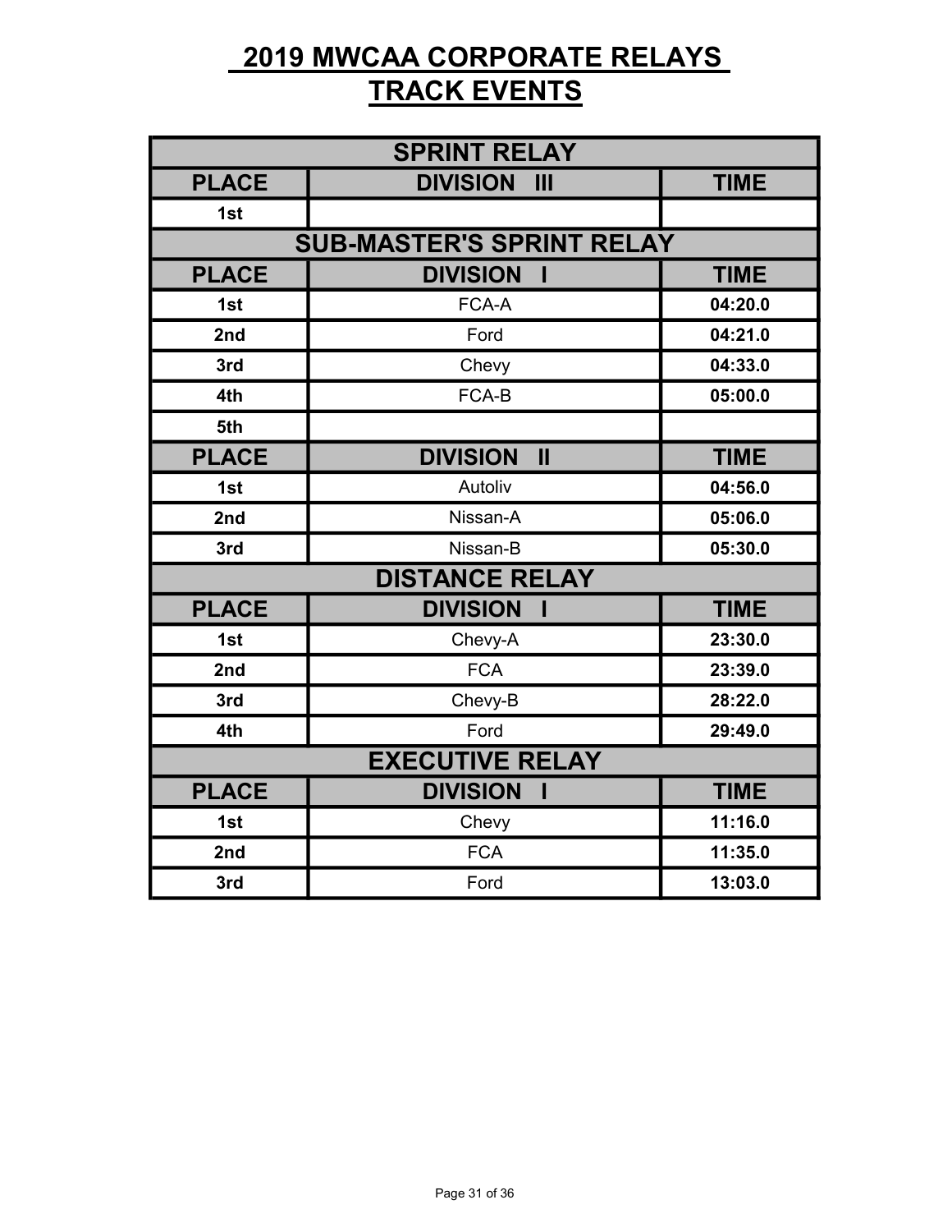# 2019 MWCAA CORPORATE RELAYS
# TRACK EVENTS

| SPRINT RELAY | | |
|---|---|---|
| **PLACE** | **DIVISION III** | **TIME** |
| 1st | | |
| **SUB-MASTER'S SPRINT RELAY** | | |
| **PLACE** | **DIVISION I** | **TIME** |
| 1st | FCA-A | **04:20.0** |
| 2nd | Ford | **04:21.0** |
| 3rd | Chevy | **04:33.0** |
| 4th | FCA-B | **05:00.0** |
| 5th | | |
| **PLACE** | **DIVISION II** | **TIME** |
| 1st | Autoliv | **04:56.0** |
| 2nd | Nissan-A | **05:06.0** |
| 3rd | Nissan-B | **05:30.0** |
| **DISTANCE RELAY** | | |
| **PLACE** | **DIVISION I** | **TIME** |
| 1st | Chevy-A | **23:30.0** |
| 2nd | FCA | **23:39.0** |
| 3rd | Chevy-B | **28:22.0** |
| 4th | Ford | **29:49.0** |
| **EXECUTIVE RELAY** | | |
| **PLACE** | **DIVISION I** | **TIME** |
| 1st | Chevy | **11:16.0** |
| 2nd | FCA | **11:35.0** |
| 3rd | Ford | **13:03.0** |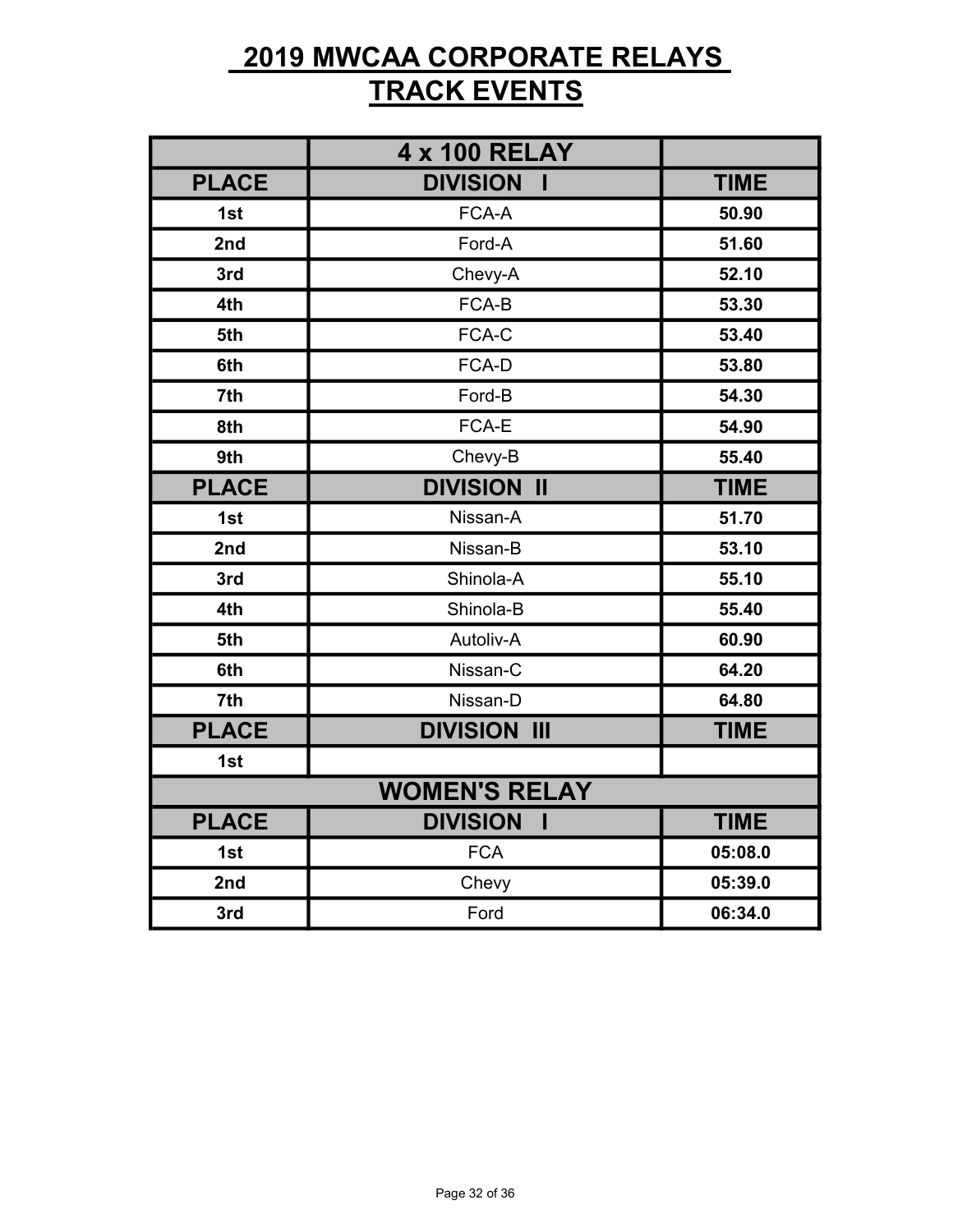# 2019 MWCAA CORPORATE RELAYS
# TRACK EVENTS

| | 4 x 100 RELAY | |
|---|---|---|
| **PLACE** | **DIVISION I** | **TIME** |
| 1st | FCA-A | 50.90 |
| 2nd | Ford-A | 51.60 |
| 3rd | Chevy-A | 52.10 |
| 4th | FCA-B | 53.30 |
| 5th | FCA-C | 53.40 |
| 6th | FCA-D | 53.80 |
| 7th | Ford-B | 54.30 |
| 8th | FCA-E | 54.90 |
| 9th | Chevy-B | 55.40 |
| **PLACE** | **DIVISION II** | **TIME** |
| 1st | Nissan-A | 51.70 |
| 2nd | Nissan-B | 53.10 |
| 3rd | Shinola-A | 55.10 |
| 4th | Shinola-B | 55.40 |
| 5th | Autoliv-A | 60.90 |
| 6th | Nissan-C | 64.20 |
| 7th | Nissan-D | 64.80 |
| **PLACE** | **DIVISION III** | **TIME** |
| 1st | | |
| | **WOMEN'S RELAY** | |
| **PLACE** | **DIVISION I** | **TIME** |
| 1st | FCA | 05:08.0 |
| 2nd | Chevy | 05:39.0 |
| 3rd | Ford | 06:34.0 |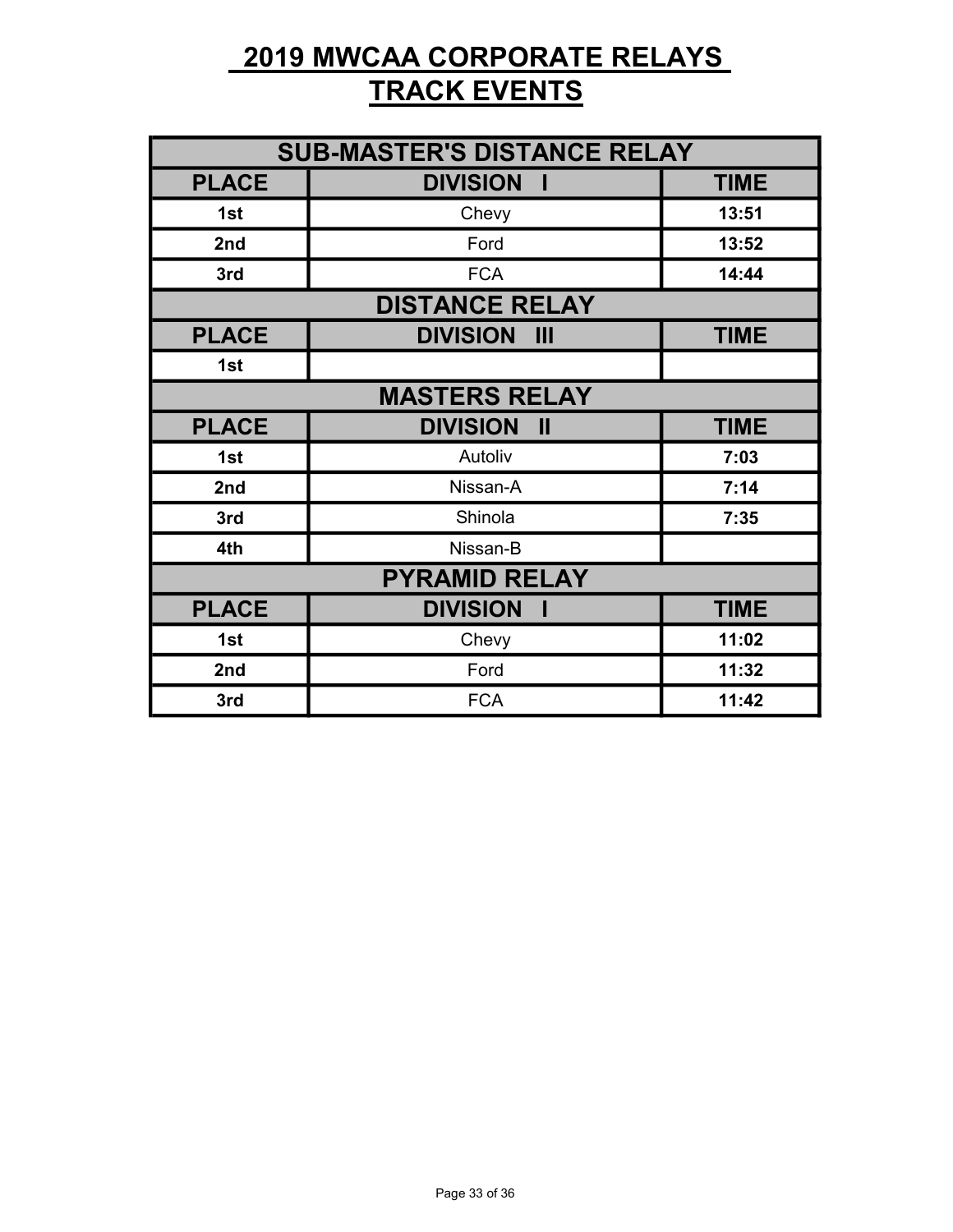# 2019 MWCAA CORPORATE RELAYS
# TRACK EVENTS

| SUB-MASTER'S DISTANCE RELAY | | |
|---|---|---|
| **PLACE** | **DIVISION I** | **TIME** |
| 1st | Chevy | 13:51 |
| 2nd | Ford | 13:52 |
| 3rd | FCA | 14:44 |
| **DISTANCE RELAY** | | |
| **PLACE** | **DIVISION III** | **TIME** |
| 1st | | |
| **MASTERS RELAY** | | |
| **PLACE** | **DIVISION II** | **TIME** |
| 1st | Autoliv | 7:03 |
| 2nd | Nissan-A | 7:14 |
| 3rd | Shinola | 7:35 |
| 4th | Nissan-B | |
| **PYRAMID RELAY** | | |
| **PLACE** | **DIVISION I** | **TIME** |
| 1st | Chevy | 11:02 |
| 2nd | Ford | 11:32 |
| 3rd | FCA | 11:42 |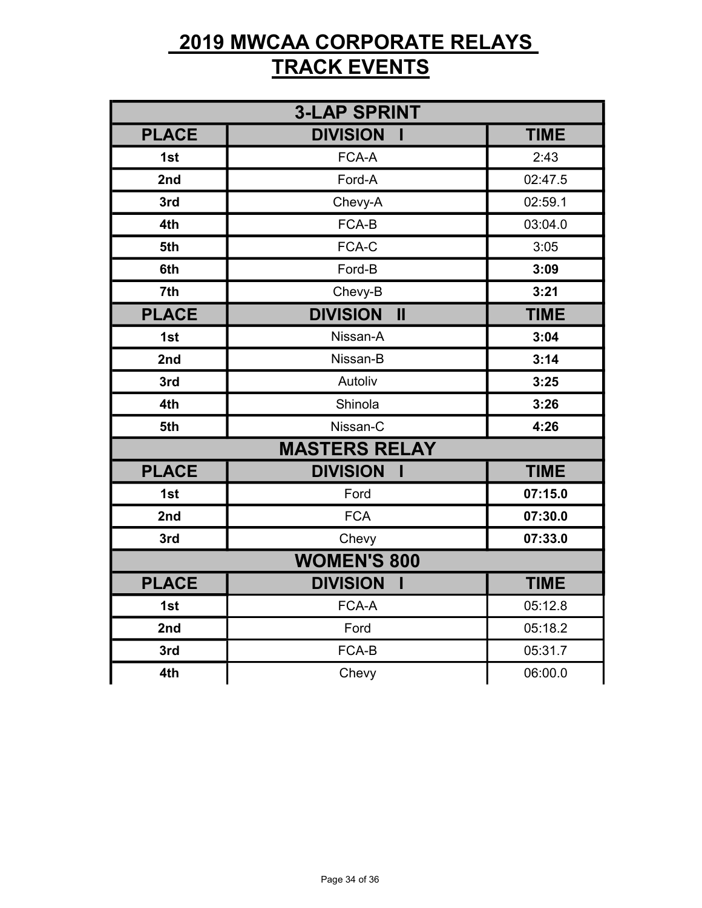# 2019 MWCAA CORPORATE RELAYS
# TRACK EVENTS

| 3-LAP SPRINT | | |
|---|---|---|
| **PLACE** | **DIVISION I** | **TIME** |
| **1st** | FCA-A | 2:43 |
| **2nd** | Ford-A | 02:47.5 |
| **3rd** | Chevy-A | 02:59.1 |
| **4th** | FCA-B | 03:04.0 |
| **5th** | FCA-C | 3:05 |
| **6th** | Ford-B | **3:09** |
| **7th** | Chevy-B | **3:21** |
| **PLACE** | **DIVISION II** | **TIME** |
| **1st** | Nissan-A | **3:04** |
| **2nd** | Nissan-B | **3:14** |
| **3rd** | Autoliv | **3:25** |
| **4th** | Shinola | **3:26** |
| **5th** | Nissan-C | **4:26** |

| MASTERS RELAY | | |
|---|---|---|
| **PLACE** | **DIVISION I** | **TIME** |
| **1st** | Ford | **07:15.0** |
| **2nd** | FCA | **07:30.0** |
| **3rd** | Chevy | **07:33.0** |

| WOMEN'S 800 | | |
|---|---|---|
| **PLACE** | **DIVISION I** | **TIME** |
| **1st** | FCA-A | 05:12.8 |
| **2nd** | Ford | 05:18.2 |
| **3rd** | FCA-B | 05:31.7 |
| **4th** | Chevy | 06:00.0 |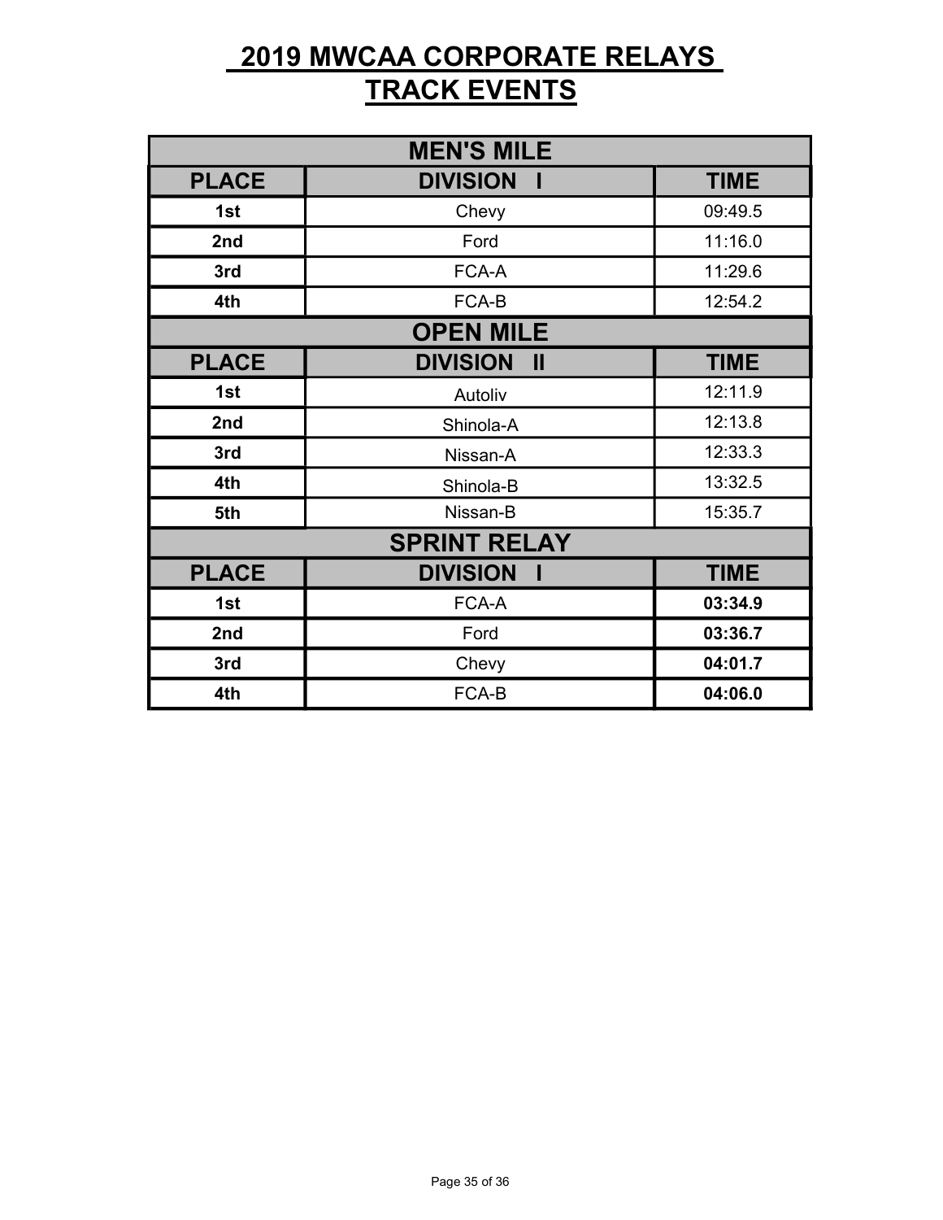# 2019 MWCAA CORPORATE RELAYS
# TRACK EVENTS

| MEN'S MILE | | |
|---|---|---|
| **PLACE** | **DIVISION I** | **TIME** |
| **1st** | Chevy | 09:49.5 |
| **2nd** | Ford | 11:16.0 |
| **3rd** | FCA-A | 11:29.6 |
| **4th** | FCA-B | 12:54.2 |
| **OPEN MILE** | | |
| **PLACE** | **DIVISION II** | **TIME** |
| **1st** | Autoliv | 12:11.9 |
| **2nd** | Shinola-A | 12:13.8 |
| **3rd** | Nissan-A | 12:33.3 |
| **4th** | Shinola-B | 13:32.5 |
| **5th** | Nissan-B | 15:35.7 |
| **SPRINT RELAY** | | |
| **PLACE** | **DIVISION I** | **TIME** |
| **1st** | FCA-A | **03:34.9** |
| **2nd** | Ford | **03:36.7** |
| **3rd** | Chevy | **04:01.7** |
| **4th** | FCA-B | **04:06.0** |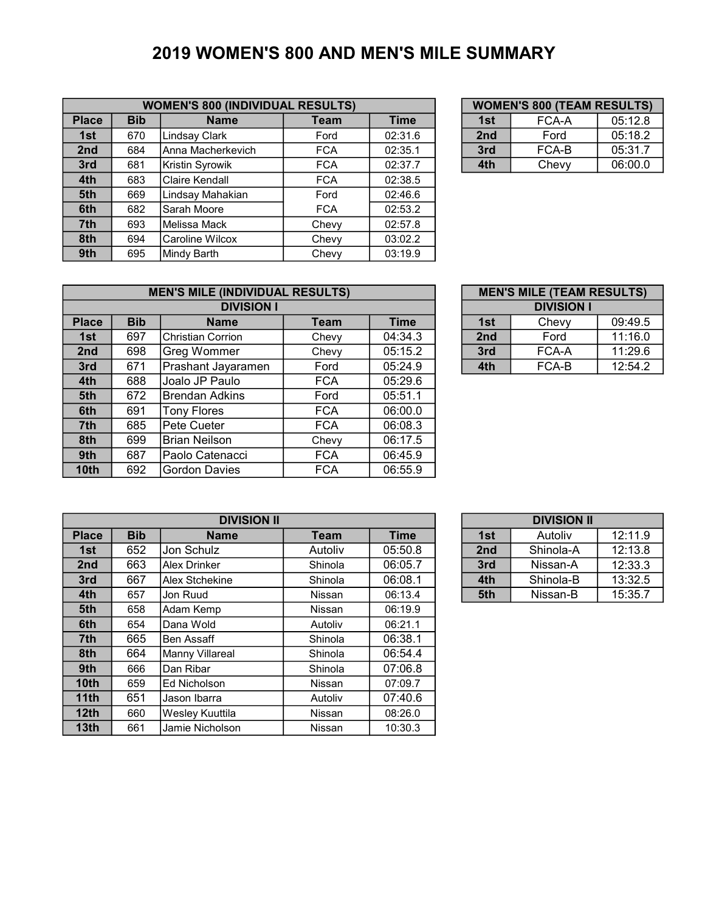# 2019 WOMEN'S 800 AND MEN'S MILE SUMMARY

| WOMEN'S 800 (INDIVIDUAL RESULTS) | | | | |
|---|---|---|---|---|
| Place | Bib | Name | Team | Time |
| 1st | 670 | Lindsay Clark | Ford | 02:31.6 |
| 2nd | 684 | Anna Macherkevich | FCA | 02:35.1 |
| 3rd | 681 | Kristin Syrowik | FCA | 02:37.7 |
| 4th | 683 | Claire Kendall | FCA | 02:38.5 |
| 5th | 669 | Lindsay Mahakian | Ford | 02:46.6 |
| 6th | 682 | Sarah Moore | FCA | 02:53.2 |
| 7th | 693 | Melissa Mack | Chevy | 02:57.8 |
| 8th | 694 | Caroline Wilcox | Chevy | 03:02.2 |
| 9th | 695 | Mindy Barth | Chevy | 03:19.9 |

| WOMEN'S 800 (TEAM RESULTS) | | |
|---|---|---|
| 1st | FCA-A | 05:12.8 |
| 2nd | Ford | 05:18.2 |
| 3rd | FCA-B | 05:31.7 |
| 4th | Chevy | 06:00.0 |

| MEN'S MILE (INDIVIDUAL RESULTS) DIVISION I | | | | |
|---|---|---|---|---|
| Place | Bib | Name | Team | Time |
| 1st | 697 | Christian Corrion | Chevy | 04:34.3 |
| 2nd | 698 | Greg Wommer | Chevy | 05:15.2 |
| 3rd | 671 | Prashant Jayaramen | Ford | 05:24.9 |
| 4th | 688 | Joalo JP Paulo | FCA | 05:29.6 |
| 5th | 672 | Brendan Adkins | Ford | 05:51.1 |
| 6th | 691 | Tony Flores | FCA | 06:00.0 |
| 7th | 685 | Pete Cueter | FCA | 06:08.3 |
| 8th | 699 | Brian Neilson | Chevy | 06:17.5 |
| 9th | 687 | Paolo Catenacci | FCA | 06:45.9 |
| 10th | 692 | Gordon Davies | FCA | 06:55.9 |

| MEN'S MILE (TEAM RESULTS) DIVISION I | | |
|---|---|---|
| 1st | Chevy | 09:49.5 |
| 2nd | Ford | 11:16.0 |
| 3rd | FCA-A | 11:29.6 |
| 4th | FCA-B | 12:54.2 |

| DIVISION II | | | | |
|---|---|---|---|---|
| Place | Bib | Name | Team | Time |
| 1st | 652 | Jon Schulz | Autoliv | 05:50.8 |
| 2nd | 663 | Alex Drinker | Shinola | 06:05.7 |
| 3rd | 667 | Alex Stchekine | Shinola | 06:08.1 |
| 4th | 657 | Jon Ruud | Nissan | 06:13.4 |
| 5th | 658 | Adam Kemp | Nissan | 06:19.9 |
| 6th | 654 | Dana Wold | Autoliv | 06:21.1 |
| 7th | 665 | Ben Assaff | Shinola | 06:38.1 |
| 8th | 664 | Manny Villareal | Shinola | 06:54.4 |
| 9th | 666 | Dan Ribar | Shinola | 07:06.8 |
| 10th | 659 | Ed Nicholson | Nissan | 07:09.7 |
| 11th | 651 | Jason Ibarra | Autoliv | 07:40.6 |
| 12th | 660 | Wesley Kuuttila | Nissan | 08:26.0 |
| 13th | 661 | Jamie Nicholson | Nissan | 10:30.3 |

| DIVISION II | | |
|---|---|---|
| 1st | Autoliv | 12:11.9 |
| 2nd | Shinola-A | 12:13.8 |
| 3rd | Nissan-A | 12:33.3 |
| 4th | Shinola-B | 13:32.5 |
| 5th | Nissan-B | 15:35.7 |